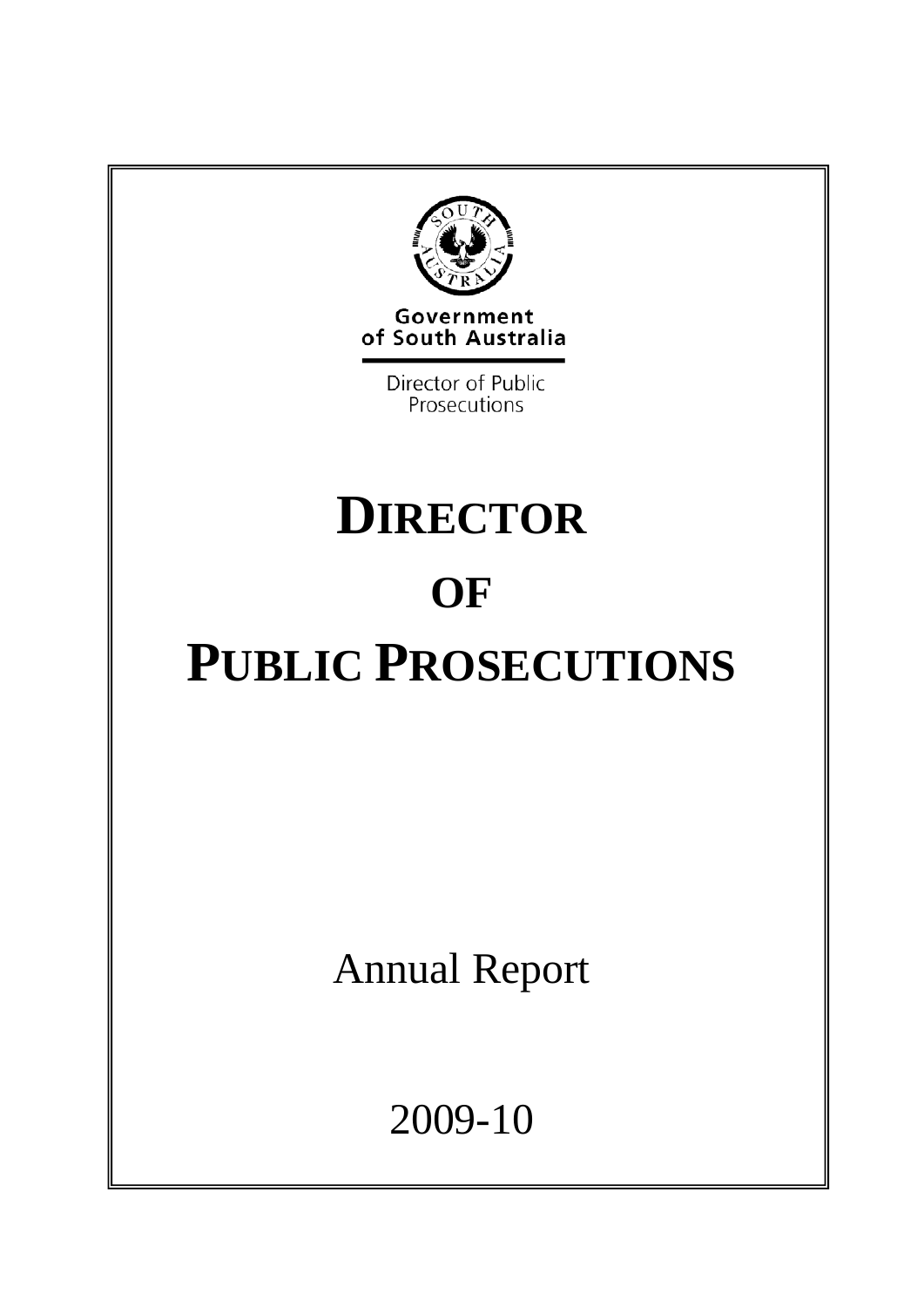Government of South Australia

Director of Public Prosecutions

# DIRECTOR OF PUBLIC PROSECUTIONS

Annual Report

2009-10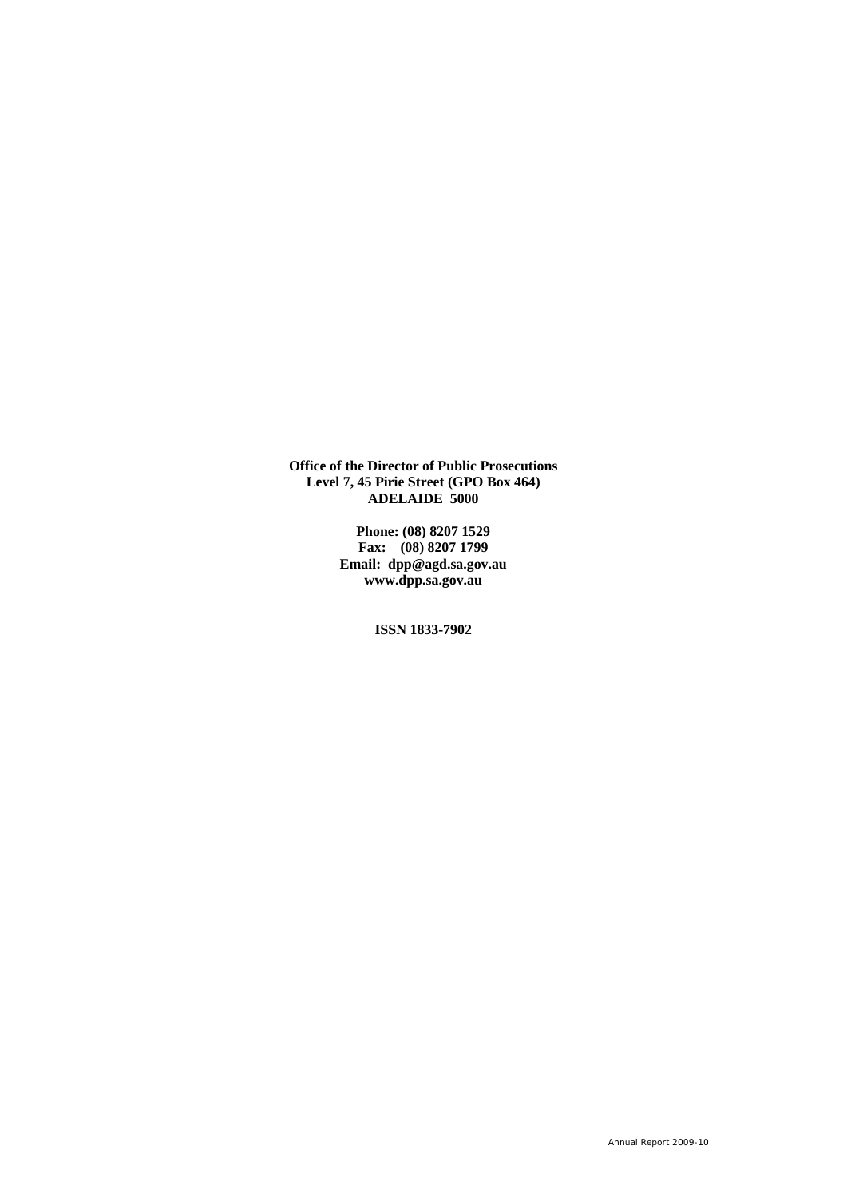**Office of the Director of Public Prosecutions**
**Level 7, 45 Pirie Street (GPO Box 464)**
**ADELAIDE 5000**

**Phone: (08) 8207 1529**
**Fax: (08) 8207 1799**
**Email: dpp@agd.sa.gov.au**
**www.dpp.sa.gov.au**

**ISSN 1833-7902**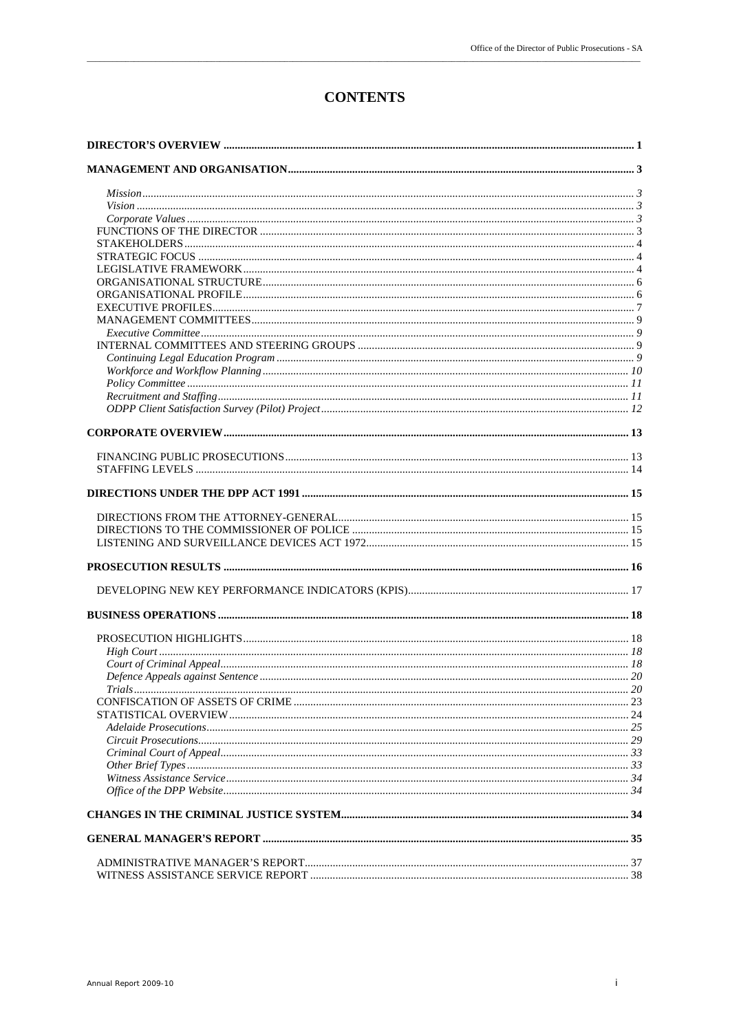# CONTENTS

**DIRECTOR'S OVERVIEW** ..... **1**

**MANAGEMENT AND ORGANISATION** ..... **3**

- *Mission* ..... *3*
- *Vision* ..... *3*
- *Corporate Values* ..... *3*
- FUNCTIONS OF THE DIRECTOR ..... 3
- STAKEHOLDERS ..... 4
- STRATEGIC FOCUS ..... 4
- LEGISLATIVE FRAMEWORK ..... 4
- ORGANISATIONAL STRUCTURE ..... 6
- ORGANISATIONAL PROFILE ..... 6
- EXECUTIVE PROFILES ..... 7
- MANAGEMENT COMMITTEES ..... 9
  - *Executive Committee* ..... *9*
- INTERNAL COMMITTEES AND STEERING GROUPS ..... 9
  - *Continuing Legal Education Program* ..... *9*
  - *Workforce and Workflow Planning* ..... *10*
  - *Policy Committee* ..... *11*
  - *Recruitment and Staffing* ..... *11*
  - *ODPP Client Satisfaction Survey (Pilot) Project* ..... *12*

**CORPORATE OVERVIEW** ..... **13**

- FINANCING PUBLIC PROSECUTIONS ..... 13
- STAFFING LEVELS ..... 14

**DIRECTIONS UNDER THE DPP ACT 1991** ..... **15**

- DIRECTIONS FROM THE ATTORNEY-GENERAL ..... 15
- DIRECTIONS TO THE COMMISSIONER OF POLICE ..... 15
- LISTENING AND SURVEILLANCE DEVICES ACT 1972 ..... 15

**PROSECUTION RESULTS** ..... **16**

- DEVELOPING NEW KEY PERFORMANCE INDICATORS (KPIS) ..... 17

**BUSINESS OPERATIONS** ..... **18**

- PROSECUTION HIGHLIGHTS ..... 18
  - *High Court* ..... *18*
  - *Court of Criminal Appeal* ..... *18*
  - *Defence Appeals against Sentence* ..... *20*
  - *Trials* ..... *20*
- CONFISCATION OF ASSETS OF CRIME ..... 23
- STATISTICAL OVERVIEW ..... 24
  - *Adelaide Prosecutions* ..... *25*
  - *Circuit Prosecutions* ..... *29*
  - *Criminal Court of Appeal* ..... *33*
  - *Other Brief Types* ..... *33*
  - *Witness Assistance Service* ..... *34*
  - *Office of the DPP Website* ..... *34*

**CHANGES IN THE CRIMINAL JUSTICE SYSTEM** ..... **34**

**GENERAL MANAGER'S REPORT** ..... **35**

- ADMINISTRATIVE MANAGER'S REPORT ..... 37
- WITNESS ASSISTANCE SERVICE REPORT ..... 38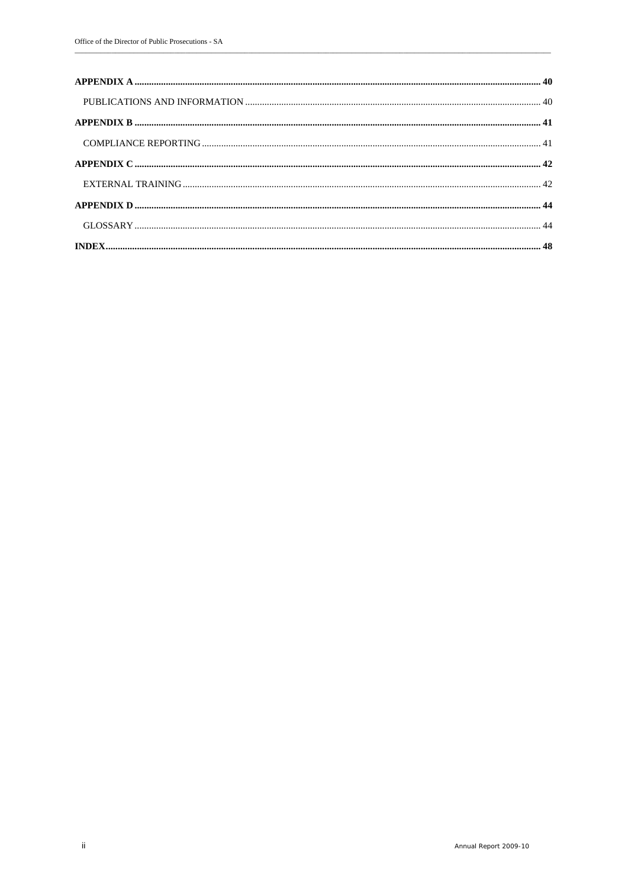**APPENDIX A** ........................................................................................................................................................................ **40**

PUBLICATIONS AND INFORMATION ........................................................................................................................... 40

**APPENDIX B** ........................................................................................................................................................................ **41**

COMPLIANCE REPORTING ............................................................................................................................................ 41

**APPENDIX C** ........................................................................................................................................................................ **42**

EXTERNAL TRAINING .................................................................................................................................................... 42

**APPENDIX D** ........................................................................................................................................................................ **44**

GLOSSARY ....................................................................................................................................................................... 44

**INDEX** .................................................................................................................................................................................... **48**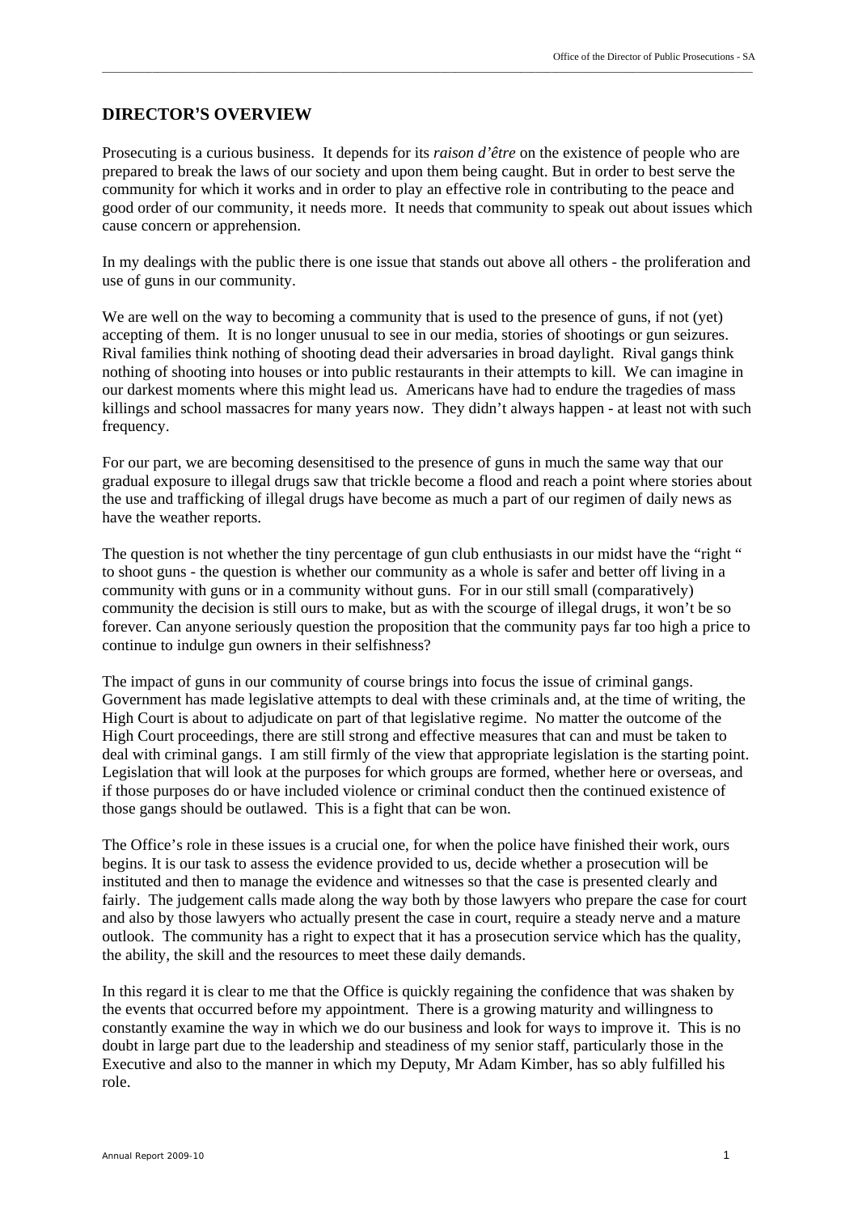## DIRECTOR'S OVERVIEW

Prosecuting is a curious business. It depends for its *raison d'être* on the existence of people who are prepared to break the laws of our society and upon them being caught. But in order to best serve the community for which it works and in order to play an effective role in contributing to the peace and good order of our community, it needs more. It needs that community to speak out about issues which cause concern or apprehension.

In my dealings with the public there is one issue that stands out above all others - the proliferation and use of guns in our community.

We are well on the way to becoming a community that is used to the presence of guns, if not (yet) accepting of them. It is no longer unusual to see in our media, stories of shootings or gun seizures. Rival families think nothing of shooting dead their adversaries in broad daylight. Rival gangs think nothing of shooting into houses or into public restaurants in their attempts to kill. We can imagine in our darkest moments where this might lead us. Americans have had to endure the tragedies of mass killings and school massacres for many years now. They didn't always happen - at least not with such frequency.

For our part, we are becoming desensitised to the presence of guns in much the same way that our gradual exposure to illegal drugs saw that trickle become a flood and reach a point where stories about the use and trafficking of illegal drugs have become as much a part of our regimen of daily news as have the weather reports.

The question is not whether the tiny percentage of gun club enthusiasts in our midst have the "right " to shoot guns - the question is whether our community as a whole is safer and better off living in a community with guns or in a community without guns. For in our still small (comparatively) community the decision is still ours to make, but as with the scourge of illegal drugs, it won't be so forever. Can anyone seriously question the proposition that the community pays far too high a price to continue to indulge gun owners in their selfishness?

The impact of guns in our community of course brings into focus the issue of criminal gangs. Government has made legislative attempts to deal with these criminals and, at the time of writing, the High Court is about to adjudicate on part of that legislative regime. No matter the outcome of the High Court proceedings, there are still strong and effective measures that can and must be taken to deal with criminal gangs. I am still firmly of the view that appropriate legislation is the starting point. Legislation that will look at the purposes for which groups are formed, whether here or overseas, and if those purposes do or have included violence or criminal conduct then the continued existence of those gangs should be outlawed. This is a fight that can be won.

The Office's role in these issues is a crucial one, for when the police have finished their work, ours begins. It is our task to assess the evidence provided to us, decide whether a prosecution will be instituted and then to manage the evidence and witnesses so that the case is presented clearly and fairly. The judgement calls made along the way both by those lawyers who prepare the case for court and also by those lawyers who actually present the case in court, require a steady nerve and a mature outlook. The community has a right to expect that it has a prosecution service which has the quality, the ability, the skill and the resources to meet these daily demands.

In this regard it is clear to me that the Office is quickly regaining the confidence that was shaken by the events that occurred before my appointment. There is a growing maturity and willingness to constantly examine the way in which we do our business and look for ways to improve it. This is no doubt in large part due to the leadership and steadiness of my senior staff, particularly those in the Executive and also to the manner in which my Deputy, Mr Adam Kimber, has so ably fulfilled his role.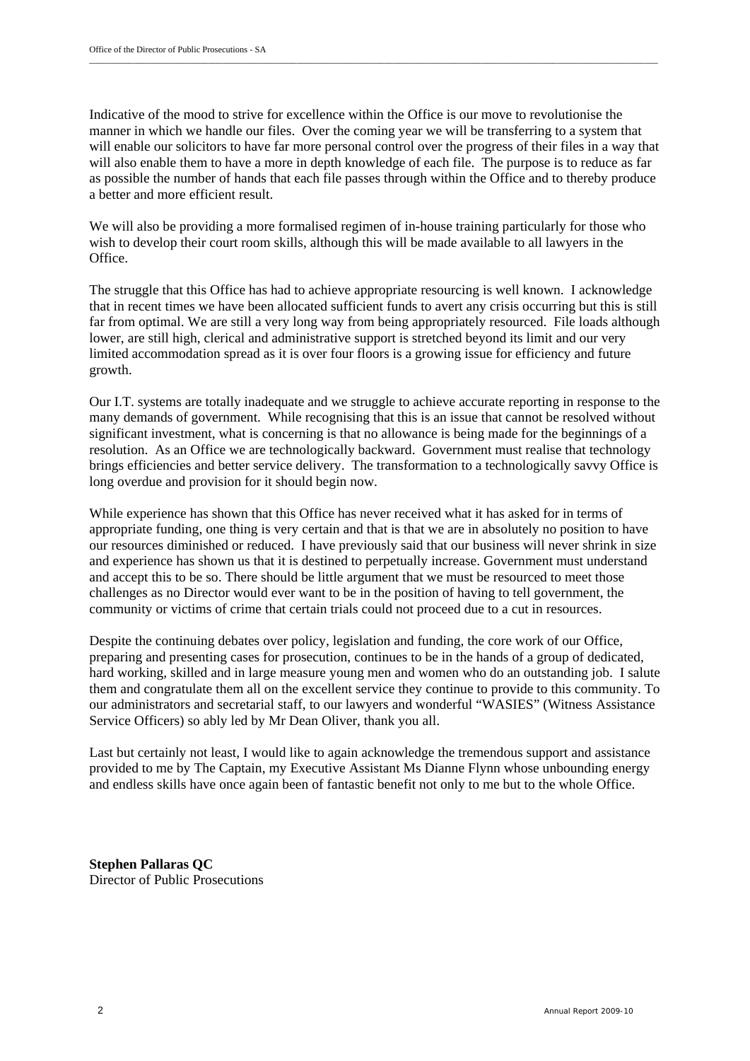Indicative of the mood to strive for excellence within the Office is our move to revolutionise the manner in which we handle our files. Over the coming year we will be transferring to a system that will enable our solicitors to have far more personal control over the progress of their files in a way that will also enable them to have a more in depth knowledge of each file. The purpose is to reduce as far as possible the number of hands that each file passes through within the Office and to thereby produce a better and more efficient result.

We will also be providing a more formalised regimen of in-house training particularly for those who wish to develop their court room skills, although this will be made available to all lawyers in the Office.

The struggle that this Office has had to achieve appropriate resourcing is well known. I acknowledge that in recent times we have been allocated sufficient funds to avert any crisis occurring but this is still far from optimal. We are still a very long way from being appropriately resourced. File loads although lower, are still high, clerical and administrative support is stretched beyond its limit and our very limited accommodation spread as it is over four floors is a growing issue for efficiency and future growth.

Our I.T. systems are totally inadequate and we struggle to achieve accurate reporting in response to the many demands of government. While recognising that this is an issue that cannot be resolved without significant investment, what is concerning is that no allowance is being made for the beginnings of a resolution. As an Office we are technologically backward. Government must realise that technology brings efficiencies and better service delivery. The transformation to a technologically savvy Office is long overdue and provision for it should begin now.

While experience has shown that this Office has never received what it has asked for in terms of appropriate funding, one thing is very certain and that is that we are in absolutely no position to have our resources diminished or reduced. I have previously said that our business will never shrink in size and experience has shown us that it is destined to perpetually increase. Government must understand and accept this to be so. There should be little argument that we must be resourced to meet those challenges as no Director would ever want to be in the position of having to tell government, the community or victims of crime that certain trials could not proceed due to a cut in resources.

Despite the continuing debates over policy, legislation and funding, the core work of our Office, preparing and presenting cases for prosecution, continues to be in the hands of a group of dedicated, hard working, skilled and in large measure young men and women who do an outstanding job. I salute them and congratulate them all on the excellent service they continue to provide to this community. To our administrators and secretarial staff, to our lawyers and wonderful "WASIES" (Witness Assistance Service Officers) so ably led by Mr Dean Oliver, thank you all.

Last but certainly not least, I would like to again acknowledge the tremendous support and assistance provided to me by The Captain, my Executive Assistant Ms Dianne Flynn whose unbounding energy and endless skills have once again been of fantastic benefit not only to me but to the whole Office.

**Stephen Pallaras QC**
Director of Public Prosecutions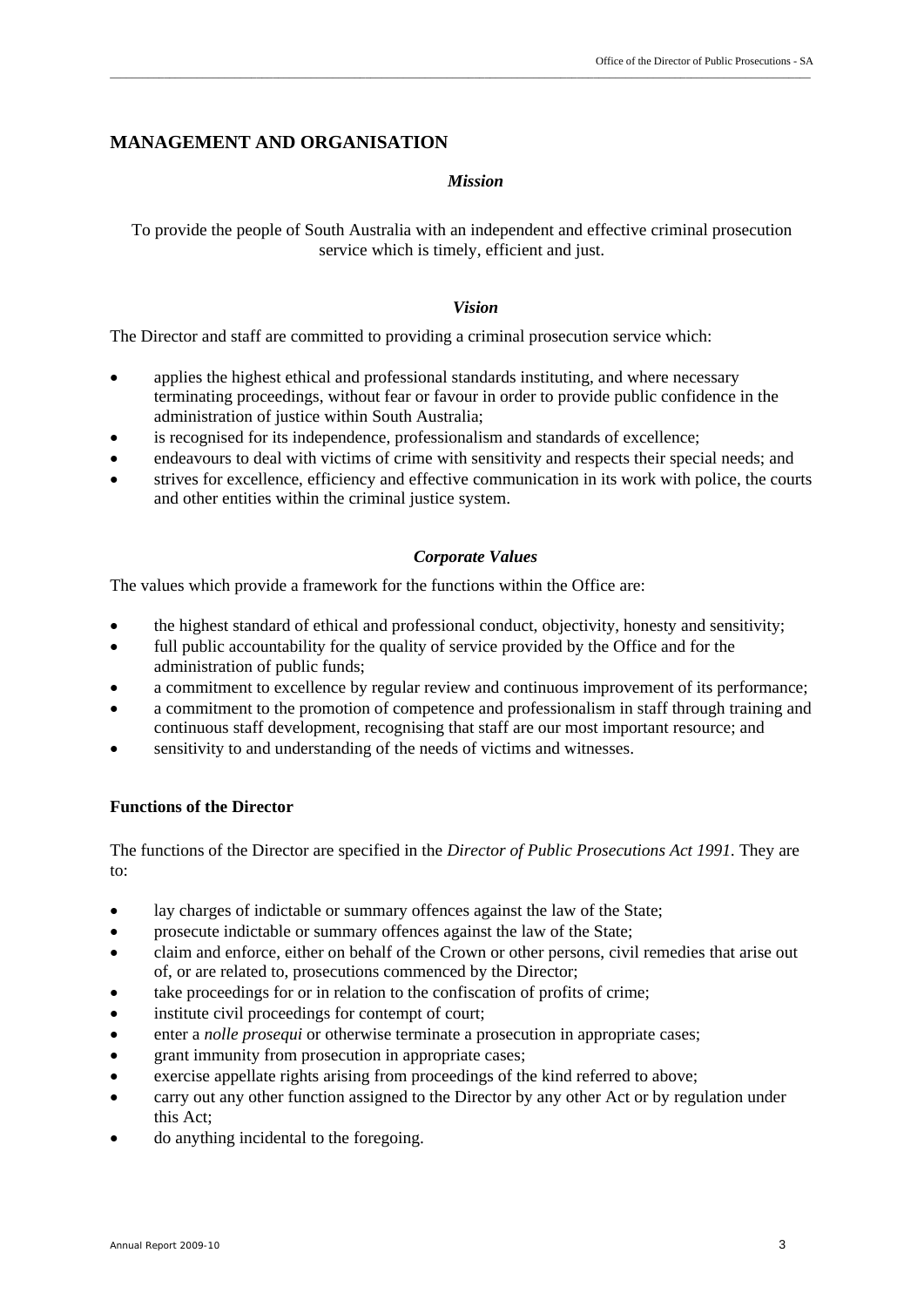## MANAGEMENT AND ORGANISATION

### *Mission*

To provide the people of South Australia with an independent and effective criminal prosecution service which is timely, efficient and just.

### *Vision*

The Director and staff are committed to providing a criminal prosecution service which:

- applies the highest ethical and professional standards instituting, and where necessary terminating proceedings, without fear or favour in order to provide public confidence in the administration of justice within South Australia;
- is recognised for its independence, professionalism and standards of excellence;
- endeavours to deal with victims of crime with sensitivity and respects their special needs; and
- strives for excellence, efficiency and effective communication in its work with police, the courts and other entities within the criminal justice system.

### *Corporate Values*

The values which provide a framework for the functions within the Office are:

- the highest standard of ethical and professional conduct, objectivity, honesty and sensitivity;
- full public accountability for the quality of service provided by the Office and for the administration of public funds;
- a commitment to excellence by regular review and continuous improvement of its performance;
- a commitment to the promotion of competence and professionalism in staff through training and continuous staff development, recognising that staff are our most important resource; and
- sensitivity to and understanding of the needs of victims and witnesses.

### Functions of the Director

The functions of the Director are specified in the *Director of Public Prosecutions Act 1991.* They are to:

- lay charges of indictable or summary offences against the law of the State;
- prosecute indictable or summary offences against the law of the State;
- claim and enforce, either on behalf of the Crown or other persons, civil remedies that arise out of, or are related to, prosecutions commenced by the Director;
- take proceedings for or in relation to the confiscation of profits of crime;
- institute civil proceedings for contempt of court;
- enter a *nolle prosequi* or otherwise terminate a prosecution in appropriate cases;
- grant immunity from prosecution in appropriate cases;
- exercise appellate rights arising from proceedings of the kind referred to above;
- carry out any other function assigned to the Director by any other Act or by regulation under this Act;
- do anything incidental to the foregoing.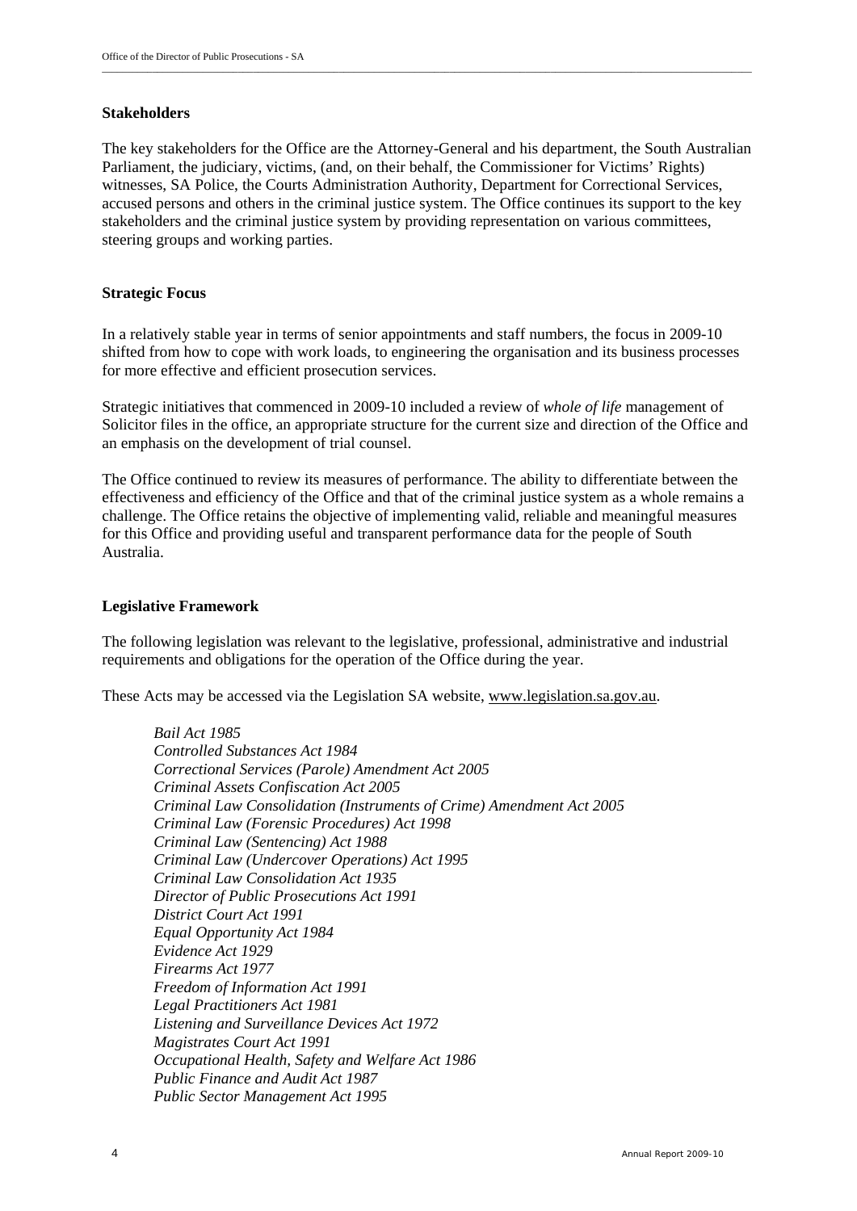**Stakeholders**

The key stakeholders for the Office are the Attorney-General and his department, the South Australian Parliament, the judiciary, victims, (and, on their behalf, the Commissioner for Victims' Rights) witnesses, SA Police, the Courts Administration Authority, Department for Correctional Services, accused persons and others in the criminal justice system. The Office continues its support to the key stakeholders and the criminal justice system by providing representation on various committees, steering groups and working parties.

**Strategic Focus**

In a relatively stable year in terms of senior appointments and staff numbers, the focus in 2009-10 shifted from how to cope with work loads, to engineering the organisation and its business processes for more effective and efficient prosecution services.

Strategic initiatives that commenced in 2009-10 included a review of *whole of life* management of Solicitor files in the office, an appropriate structure for the current size and direction of the Office and an emphasis on the development of trial counsel.

The Office continued to review its measures of performance. The ability to differentiate between the effectiveness and efficiency of the Office and that of the criminal justice system as a whole remains a challenge. The Office retains the objective of implementing valid, reliable and meaningful measures for this Office and providing useful and transparent performance data for the people of South Australia.

**Legislative Framework**

The following legislation was relevant to the legislative, professional, administrative and industrial requirements and obligations for the operation of the Office during the year.

These Acts may be accessed via the Legislation SA website, www.legislation.sa.gov.au.

*Bail Act 1985*
*Controlled Substances Act 1984*
*Correctional Services (Parole) Amendment Act 2005*
*Criminal Assets Confiscation Act 2005*
*Criminal Law Consolidation (Instruments of Crime) Amendment Act 2005*
*Criminal Law (Forensic Procedures) Act 1998*
*Criminal Law (Sentencing) Act 1988*
*Criminal Law (Undercover Operations) Act 1995*
*Criminal Law Consolidation Act 1935*
*Director of Public Prosecutions Act 1991*
*District Court Act 1991*
*Equal Opportunity Act 1984*
*Evidence Act 1929*
*Firearms Act 1977*
*Freedom of Information Act 1991*
*Legal Practitioners Act 1981*
*Listening and Surveillance Devices Act 1972*
*Magistrates Court Act 1991*
*Occupational Health, Safety and Welfare Act 1986*
*Public Finance and Audit Act 1987*
*Public Sector Management Act 1995*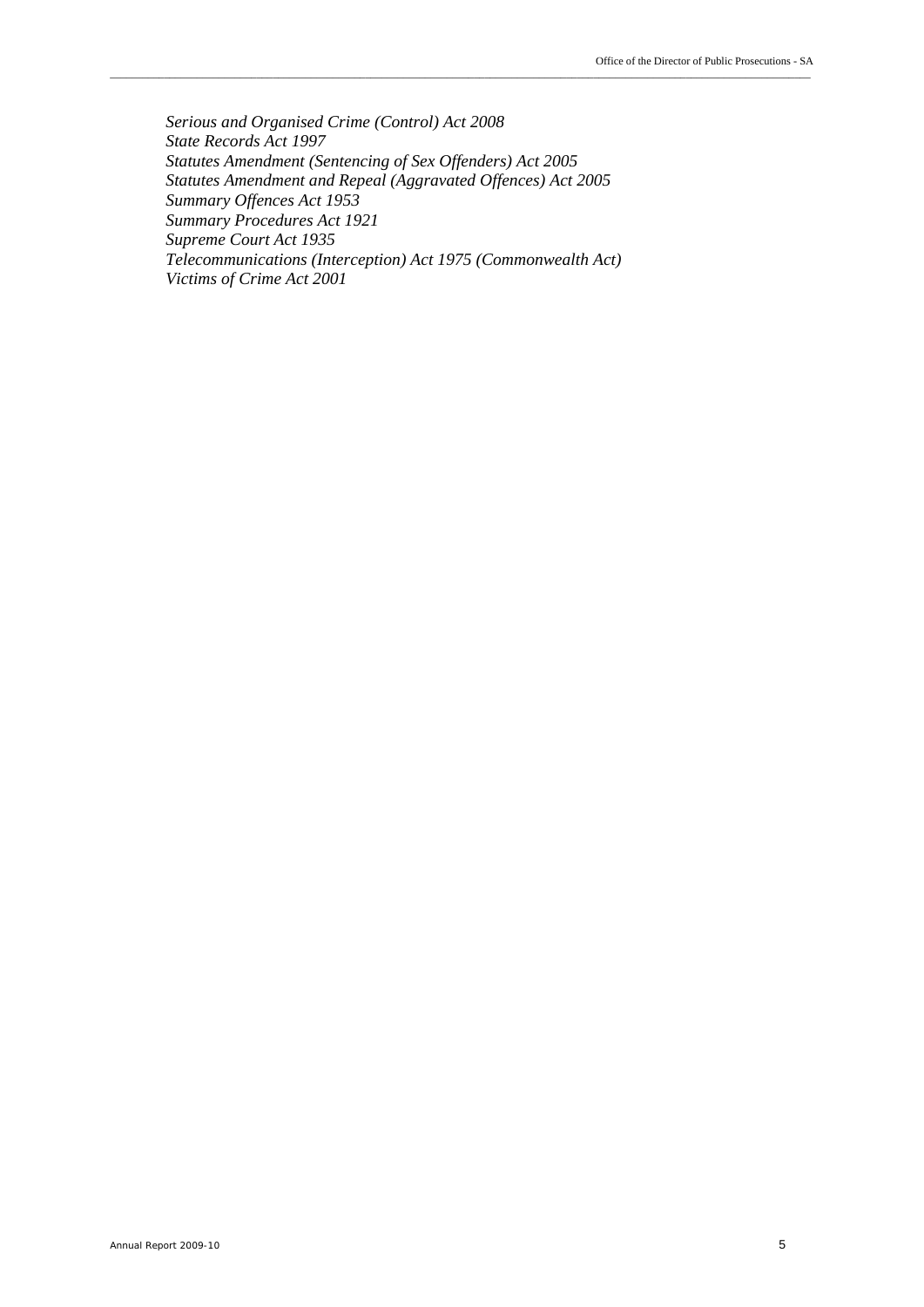*Serious and Organised Crime (Control) Act 2008*
*State Records Act 1997*
*Statutes Amendment (Sentencing of Sex Offenders) Act 2005*
*Statutes Amendment and Repeal (Aggravated Offences) Act 2005*
*Summary Offences Act 1953*
*Summary Procedures Act 1921*
*Supreme Court Act 1935*
*Telecommunications (Interception) Act 1975 (Commonwealth Act)*
*Victims of Crime Act 2001*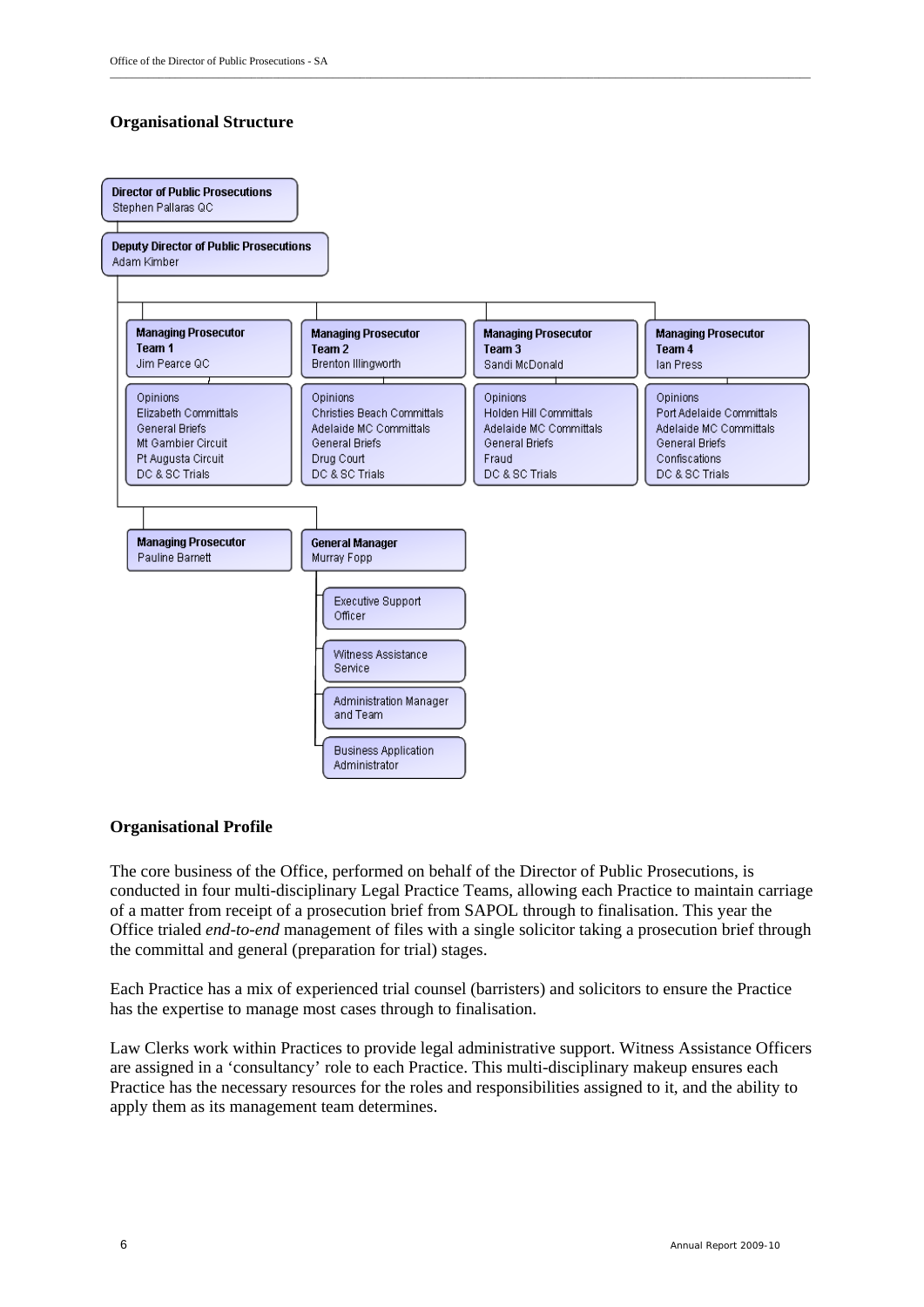## Organisational Structure

- **Director of Public Prosecutions** — Stephen Pallaras QC
  - **Deputy Director of Public Prosecutions** — Adam Kimber
    - **Managing Prosecutor Team 1** — Jim Pearce QC
      - Opinions
      - Elizabeth Committals
      - General Briefs
      - Mt Gambier Circuit
      - Pt Augusta Circuit
      - DC & SC Trials
    - **Managing Prosecutor Team 2** — Brenton Illingworth
      - Opinions
      - Christies Beach Committals
      - Adelaide MC Committals
      - General Briefs
      - Drug Court
      - DC & SC Trials
    - **Managing Prosecutor Team 3** — Sandi McDonald
      - Opinions
      - Holden Hill Committals
      - Adelaide MC Committals
      - General Briefs
      - Fraud
      - DC & SC Trials
    - **Managing Prosecutor Team 4** — Ian Press
      - Opinions
      - Port Adelaide Committals
      - Adelaide MC Committals
      - General Briefs
      - Confiscations
      - DC & SC Trials
    - **Managing Prosecutor** — Pauline Barnett
    - **General Manager** — Murray Fopp
      - Executive Support Officer
      - Witness Assistance Service
      - Administration Manager and Team
      - Business Application Administrator

## Organisational Profile

The core business of the Office, performed on behalf of the Director of Public Prosecutions, is conducted in four multi-disciplinary Legal Practice Teams, allowing each Practice to maintain carriage of a matter from receipt of a prosecution brief from SAPOL through to finalisation. This year the Office trialed *end-to-end* management of files with a single solicitor taking a prosecution brief through the committal and general (preparation for trial) stages.

Each Practice has a mix of experienced trial counsel (barristers) and solicitors to ensure the Practice has the expertise to manage most cases through to finalisation.

Law Clerks work within Practices to provide legal administrative support. Witness Assistance Officers are assigned in a 'consultancy' role to each Practice. This multi-disciplinary makeup ensures each Practice has the necessary resources for the roles and responsibilities assigned to it, and the ability to apply them as its management team determines.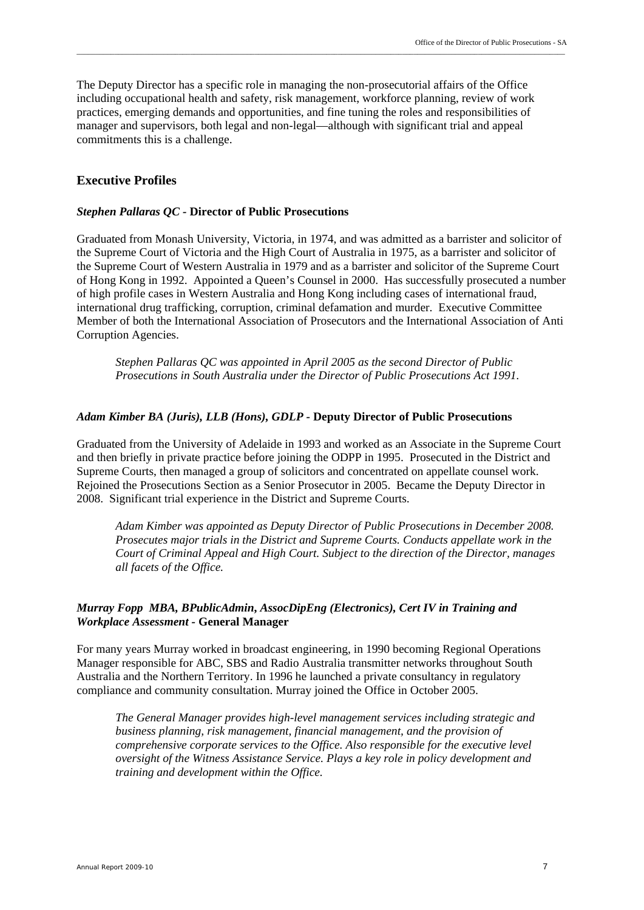The Deputy Director has a specific role in managing the non-prosecutorial affairs of the Office including occupational health and safety, risk management, workforce planning, review of work practices, emerging demands and opportunities, and fine tuning the roles and responsibilities of manager and supervisors, both legal and non-legal—although with significant trial and appeal commitments this is a challenge.

## Executive Profiles

### *Stephen Pallaras QC* - Director of Public Prosecutions

Graduated from Monash University, Victoria, in 1974, and was admitted as a barrister and solicitor of the Supreme Court of Victoria and the High Court of Australia in 1975, as a barrister and solicitor of the Supreme Court of Western Australia in 1979 and as a barrister and solicitor of the Supreme Court of Hong Kong in 1992. Appointed a Queen's Counsel in 2000. Has successfully prosecuted a number of high profile cases in Western Australia and Hong Kong including cases of international fraud, international drug trafficking, corruption, criminal defamation and murder. Executive Committee Member of both the International Association of Prosecutors and the International Association of Anti Corruption Agencies.

> *Stephen Pallaras QC was appointed in April 2005 as the second Director of Public Prosecutions in South Australia under the Director of Public Prosecutions Act 1991.*

### *Adam Kimber BA (Juris), LLB (Hons), GDLP* - Deputy Director of Public Prosecutions

Graduated from the University of Adelaide in 1993 and worked as an Associate in the Supreme Court and then briefly in private practice before joining the ODPP in 1995. Prosecuted in the District and Supreme Courts, then managed a group of solicitors and concentrated on appellate counsel work. Rejoined the Prosecutions Section as a Senior Prosecutor in 2005. Became the Deputy Director in 2008. Significant trial experience in the District and Supreme Courts.

> *Adam Kimber was appointed as Deputy Director of Public Prosecutions in December 2008. Prosecutes major trials in the District and Supreme Courts. Conducts appellate work in the Court of Criminal Appeal and High Court. Subject to the direction of the Director, manages all facets of the Office.*

### *Murray Fopp MBA, BPublicAdmin, AssocDipEng (Electronics), Cert IV in Training and Workplace Assessment* - General Manager

For many years Murray worked in broadcast engineering, in 1990 becoming Regional Operations Manager responsible for ABC, SBS and Radio Australia transmitter networks throughout South Australia and the Northern Territory. In 1996 he launched a private consultancy in regulatory compliance and community consultation. Murray joined the Office in October 2005.

> *The General Manager provides high-level management services including strategic and business planning, risk management, financial management, and the provision of comprehensive corporate services to the Office. Also responsible for the executive level oversight of the Witness Assistance Service. Plays a key role in policy development and training and development within the Office.*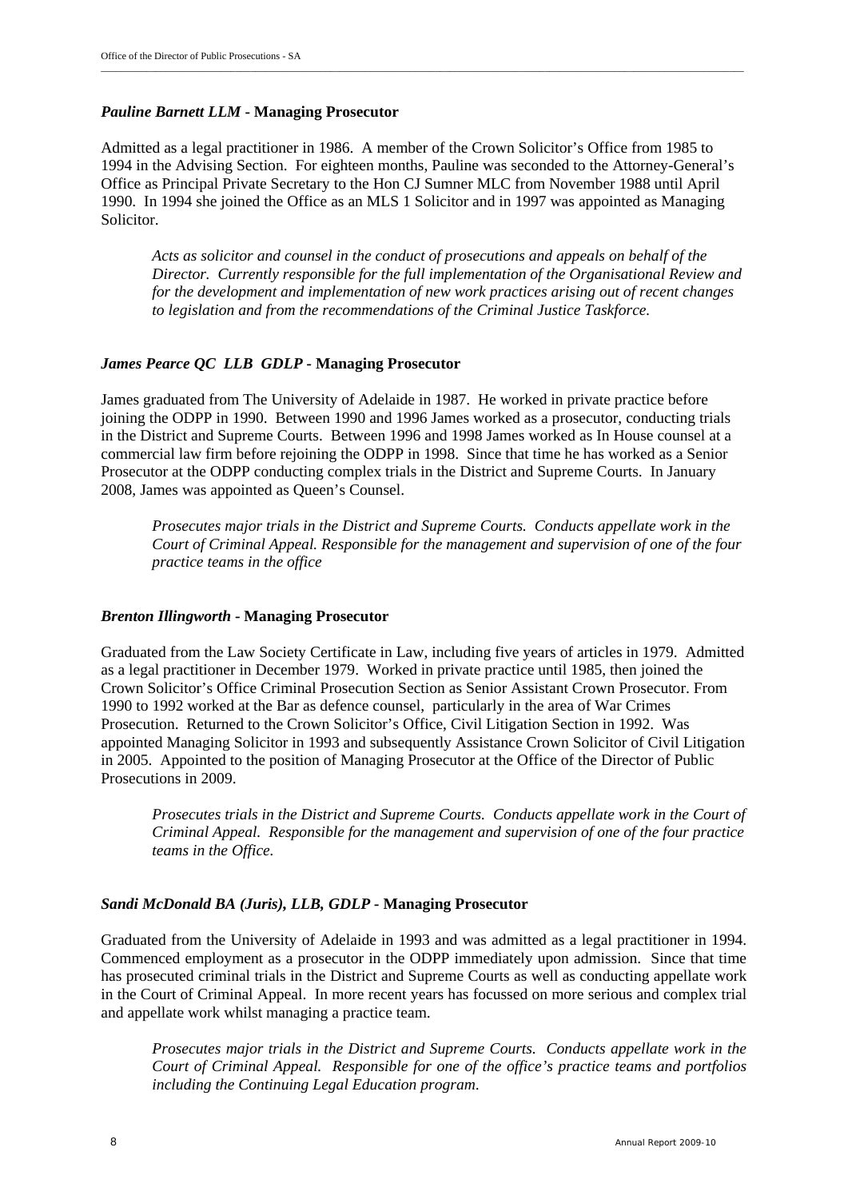***Pauline Barnett LLM* - Managing Prosecutor**

Admitted as a legal practitioner in 1986. A member of the Crown Solicitor's Office from 1985 to 1994 in the Advising Section. For eighteen months, Pauline was seconded to the Attorney-General's Office as Principal Private Secretary to the Hon CJ Sumner MLC from November 1988 until April 1990. In 1994 she joined the Office as an MLS 1 Solicitor and in 1997 was appointed as Managing Solicitor.

> *Acts as solicitor and counsel in the conduct of prosecutions and appeals on behalf of the Director. Currently responsible for the full implementation of the Organisational Review and for the development and implementation of new work practices arising out of recent changes to legislation and from the recommendations of the Criminal Justice Taskforce.*

***James Pearce QC LLB GDLP* - Managing Prosecutor**

James graduated from The University of Adelaide in 1987. He worked in private practice before joining the ODPP in 1990. Between 1990 and 1996 James worked as a prosecutor, conducting trials in the District and Supreme Courts. Between 1996 and 1998 James worked as In House counsel at a commercial law firm before rejoining the ODPP in 1998. Since that time he has worked as a Senior Prosecutor at the ODPP conducting complex trials in the District and Supreme Courts. In January 2008, James was appointed as Queen's Counsel.

> *Prosecutes major trials in the District and Supreme Courts. Conducts appellate work in the Court of Criminal Appeal. Responsible for the management and supervision of one of the four practice teams in the office*

***Brenton Illingworth* - Managing Prosecutor**

Graduated from the Law Society Certificate in Law, including five years of articles in 1979. Admitted as a legal practitioner in December 1979. Worked in private practice until 1985, then joined the Crown Solicitor's Office Criminal Prosecution Section as Senior Assistant Crown Prosecutor. From 1990 to 1992 worked at the Bar as defence counsel, particularly in the area of War Crimes Prosecution. Returned to the Crown Solicitor's Office, Civil Litigation Section in 1992. Was appointed Managing Solicitor in 1993 and subsequently Assistance Crown Solicitor of Civil Litigation in 2005. Appointed to the position of Managing Prosecutor at the Office of the Director of Public Prosecutions in 2009.

> *Prosecutes trials in the District and Supreme Courts. Conducts appellate work in the Court of Criminal Appeal. Responsible for the management and supervision of one of the four practice teams in the Office.*

***Sandi McDonald BA (Juris), LLB, GDLP* - Managing Prosecutor**

Graduated from the University of Adelaide in 1993 and was admitted as a legal practitioner in 1994. Commenced employment as a prosecutor in the ODPP immediately upon admission. Since that time has prosecuted criminal trials in the District and Supreme Courts as well as conducting appellate work in the Court of Criminal Appeal. In more recent years has focussed on more serious and complex trial and appellate work whilst managing a practice team.

> *Prosecutes major trials in the District and Supreme Courts. Conducts appellate work in the Court of Criminal Appeal. Responsible for one of the office's practice teams and portfolios including the Continuing Legal Education program.*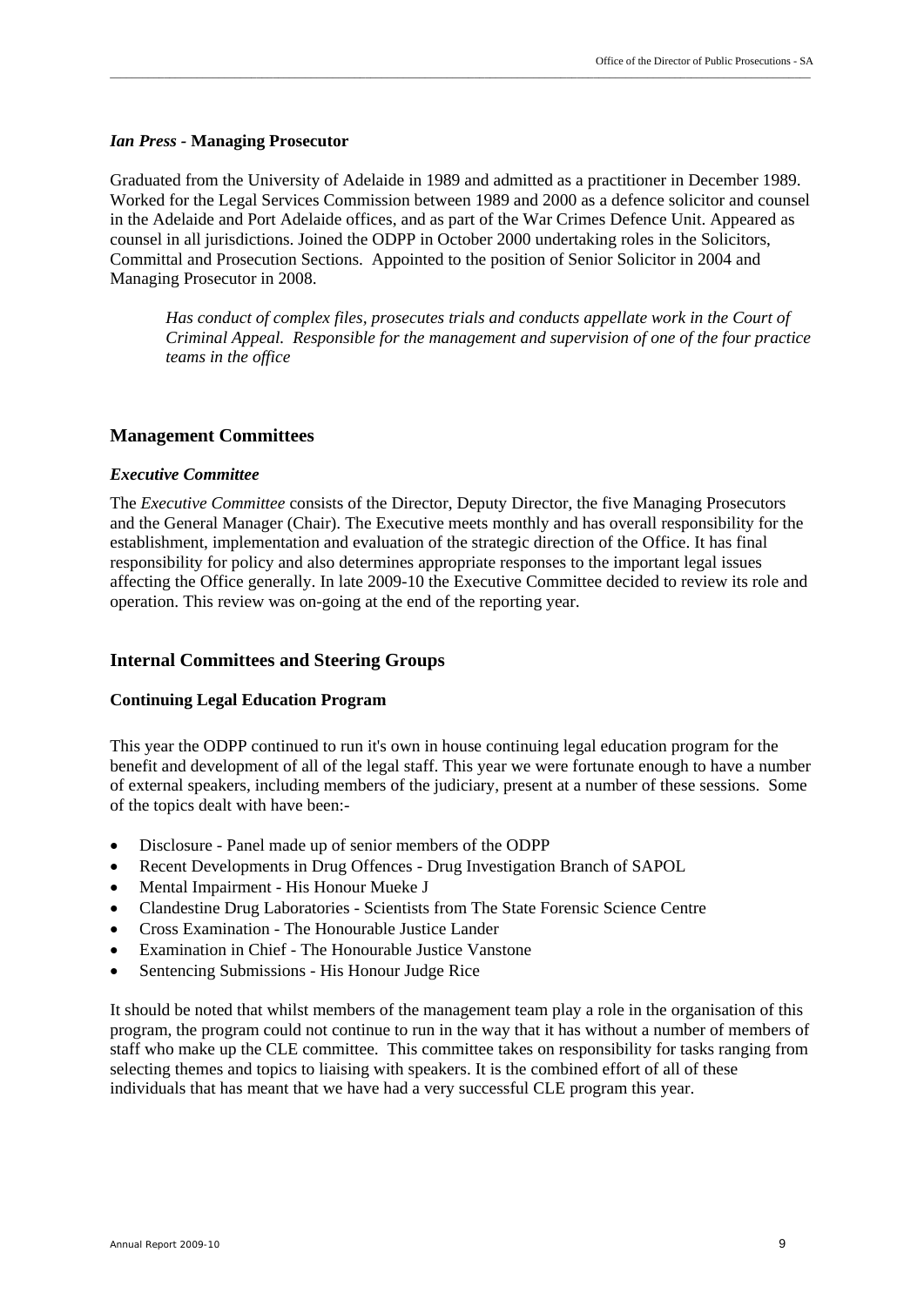***Ian Press*** **- Managing Prosecutor**

Graduated from the University of Adelaide in 1989 and admitted as a practitioner in December 1989. Worked for the Legal Services Commission between 1989 and 2000 as a defence solicitor and counsel in the Adelaide and Port Adelaide offices, and as part of the War Crimes Defence Unit. Appeared as counsel in all jurisdictions. Joined the ODPP in October 2000 undertaking roles in the Solicitors, Committal and Prosecution Sections. Appointed to the position of Senior Solicitor in 2004 and Managing Prosecutor in 2008.

> *Has conduct of complex files, prosecutes trials and conducts appellate work in the Court of Criminal Appeal. Responsible for the management and supervision of one of the four practice teams in the office*

## Management Committees

### *Executive Committee*

The *Executive Committee* consists of the Director, Deputy Director, the five Managing Prosecutors and the General Manager (Chair). The Executive meets monthly and has overall responsibility for the establishment, implementation and evaluation of the strategic direction of the Office. It has final responsibility for policy and also determines appropriate responses to the important legal issues affecting the Office generally. In late 2009-10 the Executive Committee decided to review its role and operation. This review was on-going at the end of the reporting year.

## Internal Committees and Steering Groups

### Continuing Legal Education Program

This year the ODPP continued to run it's own in house continuing legal education program for the benefit and development of all of the legal staff. This year we were fortunate enough to have a number of external speakers, including members of the judiciary, present at a number of these sessions. Some of the topics dealt with have been:-

- Disclosure - Panel made up of senior members of the ODPP
- Recent Developments in Drug Offences - Drug Investigation Branch of SAPOL
- Mental Impairment - His Honour Mueke J
- Clandestine Drug Laboratories - Scientists from The State Forensic Science Centre
- Cross Examination - The Honourable Justice Lander
- Examination in Chief - The Honourable Justice Vanstone
- Sentencing Submissions - His Honour Judge Rice

It should be noted that whilst members of the management team play a role in the organisation of this program, the program could not continue to run in the way that it has without a number of members of staff who make up the CLE committee. This committee takes on responsibility for tasks ranging from selecting themes and topics to liaising with speakers. It is the combined effort of all of these individuals that has meant that we have had a very successful CLE program this year.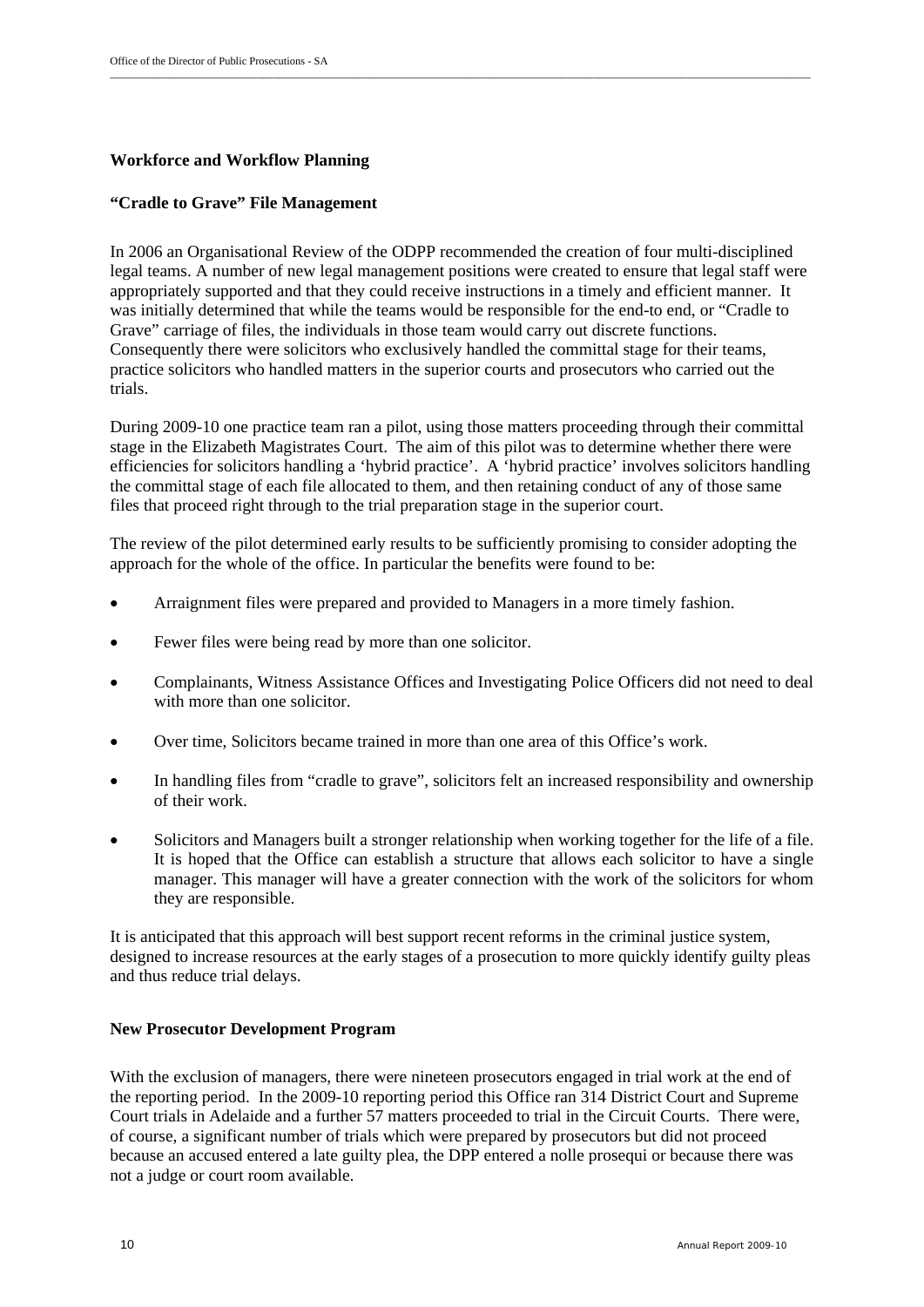**Workforce and Workflow Planning**

**"Cradle to Grave" File Management**

In 2006 an Organisational Review of the ODPP recommended the creation of four multi-disciplined legal teams. A number of new legal management positions were created to ensure that legal staff were appropriately supported and that they could receive instructions in a timely and efficient manner. It was initially determined that while the teams would be responsible for the end-to end, or "Cradle to Grave" carriage of files, the individuals in those team would carry out discrete functions. Consequently there were solicitors who exclusively handled the committal stage for their teams, practice solicitors who handled matters in the superior courts and prosecutors who carried out the trials.

During 2009-10 one practice team ran a pilot, using those matters proceeding through their committal stage in the Elizabeth Magistrates Court. The aim of this pilot was to determine whether there were efficiencies for solicitors handling a 'hybrid practice'. A 'hybrid practice' involves solicitors handling the committal stage of each file allocated to them, and then retaining conduct of any of those same files that proceed right through to the trial preparation stage in the superior court.

The review of the pilot determined early results to be sufficiently promising to consider adopting the approach for the whole of the office. In particular the benefits were found to be:

- Arraignment files were prepared and provided to Managers in a more timely fashion.
- Fewer files were being read by more than one solicitor.
- Complainants, Witness Assistance Offices and Investigating Police Officers did not need to deal with more than one solicitor.
- Over time, Solicitors became trained in more than one area of this Office's work.
- In handling files from "cradle to grave", solicitors felt an increased responsibility and ownership of their work.
- Solicitors and Managers built a stronger relationship when working together for the life of a file. It is hoped that the Office can establish a structure that allows each solicitor to have a single manager. This manager will have a greater connection with the work of the solicitors for whom they are responsible.

It is anticipated that this approach will best support recent reforms in the criminal justice system, designed to increase resources at the early stages of a prosecution to more quickly identify guilty pleas and thus reduce trial delays.

**New Prosecutor Development Program**

With the exclusion of managers, there were nineteen prosecutors engaged in trial work at the end of the reporting period. In the 2009-10 reporting period this Office ran 314 District Court and Supreme Court trials in Adelaide and a further 57 matters proceeded to trial in the Circuit Courts. There were, of course, a significant number of trials which were prepared by prosecutors but did not proceed because an accused entered a late guilty plea, the DPP entered a nolle prosequi or because there was not a judge or court room available.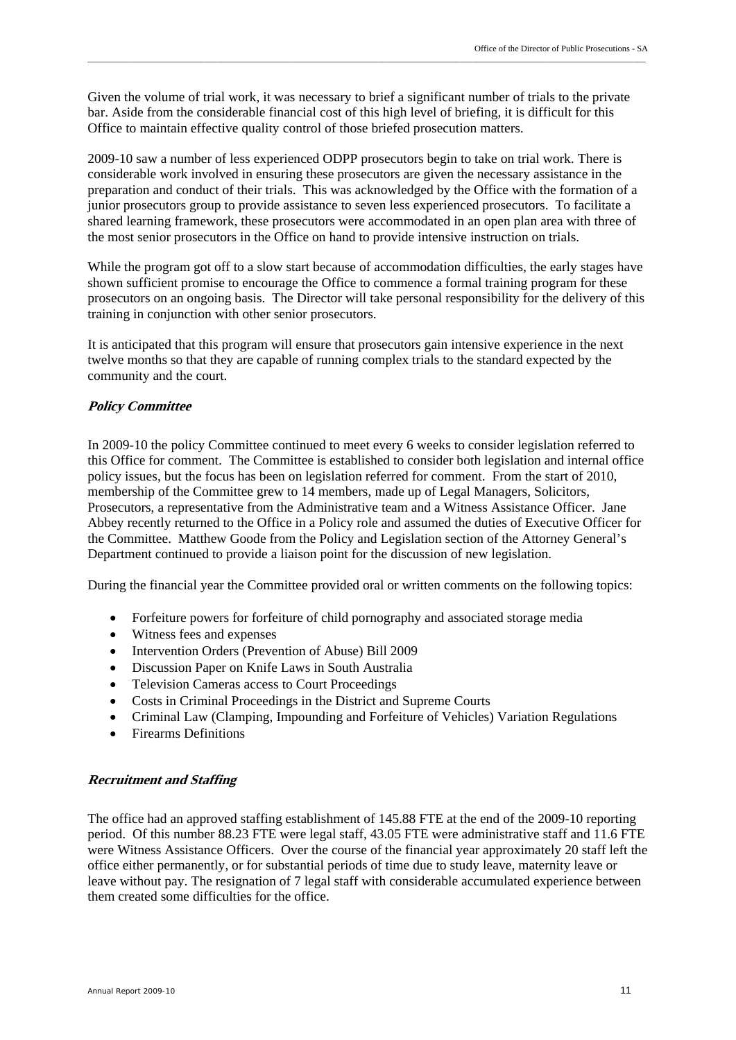Given the volume of trial work, it was necessary to brief a significant number of trials to the private bar. Aside from the considerable financial cost of this high level of briefing, it is difficult for this Office to maintain effective quality control of those briefed prosecution matters.

2009-10 saw a number of less experienced ODPP prosecutors begin to take on trial work. There is considerable work involved in ensuring these prosecutors are given the necessary assistance in the preparation and conduct of their trials. This was acknowledged by the Office with the formation of a junior prosecutors group to provide assistance to seven less experienced prosecutors. To facilitate a shared learning framework, these prosecutors were accommodated in an open plan area with three of the most senior prosecutors in the Office on hand to provide intensive instruction on trials.

While the program got off to a slow start because of accommodation difficulties, the early stages have shown sufficient promise to encourage the Office to commence a formal training program for these prosecutors on an ongoing basis. The Director will take personal responsibility for the delivery of this training in conjunction with other senior prosecutors.

It is anticipated that this program will ensure that prosecutors gain intensive experience in the next twelve months so that they are capable of running complex trials to the standard expected by the community and the court.

### *Policy Committee*

In 2009-10 the policy Committee continued to meet every 6 weeks to consider legislation referred to this Office for comment. The Committee is established to consider both legislation and internal office policy issues, but the focus has been on legislation referred for comment. From the start of 2010, membership of the Committee grew to 14 members, made up of Legal Managers, Solicitors, Prosecutors, a representative from the Administrative team and a Witness Assistance Officer. Jane Abbey recently returned to the Office in a Policy role and assumed the duties of Executive Officer for the Committee. Matthew Goode from the Policy and Legislation section of the Attorney General's Department continued to provide a liaison point for the discussion of new legislation.

During the financial year the Committee provided oral or written comments on the following topics:

- Forfeiture powers for forfeiture of child pornography and associated storage media
- Witness fees and expenses
- Intervention Orders (Prevention of Abuse) Bill 2009
- Discussion Paper on Knife Laws in South Australia
- Television Cameras access to Court Proceedings
- Costs in Criminal Proceedings in the District and Supreme Courts
- Criminal Law (Clamping, Impounding and Forfeiture of Vehicles) Variation Regulations
- Firearms Definitions

### *Recruitment and Staffing*

The office had an approved staffing establishment of 145.88 FTE at the end of the 2009-10 reporting period. Of this number 88.23 FTE were legal staff, 43.05 FTE were administrative staff and 11.6 FTE were Witness Assistance Officers. Over the course of the financial year approximately 20 staff left the office either permanently, or for substantial periods of time due to study leave, maternity leave or leave without pay. The resignation of 7 legal staff with considerable accumulated experience between them created some difficulties for the office.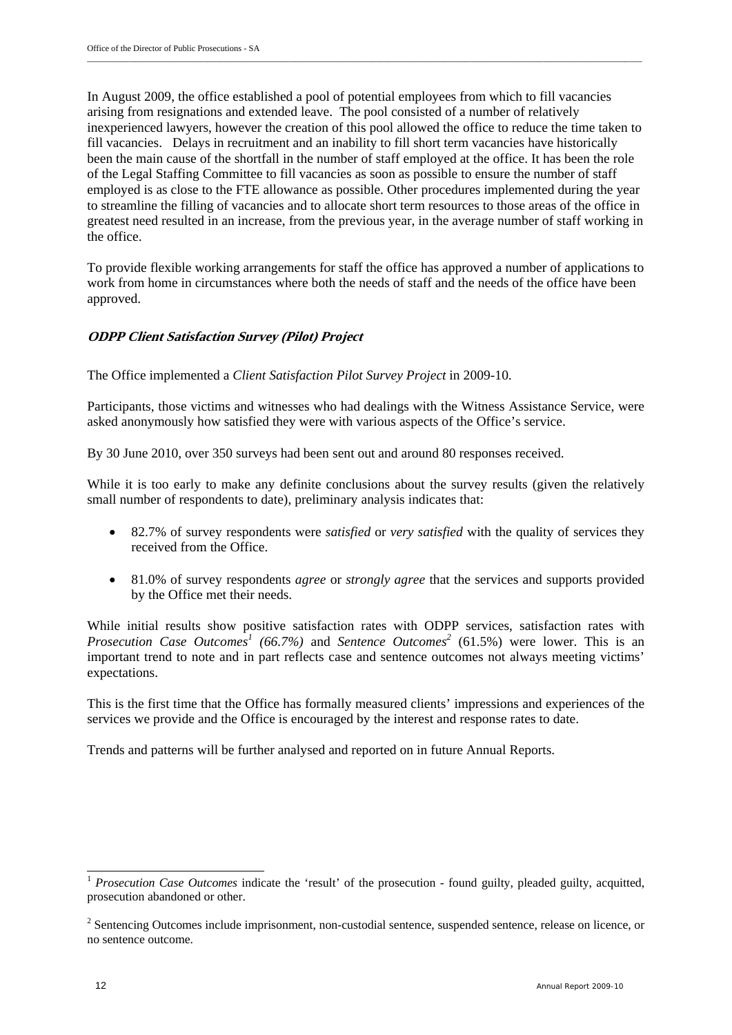In August 2009, the office established a pool of potential employees from which to fill vacancies arising from resignations and extended leave. The pool consisted of a number of relatively inexperienced lawyers, however the creation of this pool allowed the office to reduce the time taken to fill vacancies. Delays in recruitment and an inability to fill short term vacancies have historically been the main cause of the shortfall in the number of staff employed at the office. It has been the role of the Legal Staffing Committee to fill vacancies as soon as possible to ensure the number of staff employed is as close to the FTE allowance as possible. Other procedures implemented during the year to streamline the filling of vacancies and to allocate short term resources to those areas of the office in greatest need resulted in an increase, from the previous year, in the average number of staff working in the office.

To provide flexible working arrangements for staff the office has approved a number of applications to work from home in circumstances where both the needs of staff and the needs of the office have been approved.

### *ODPP Client Satisfaction Survey (Pilot) Project*

The Office implemented a *Client Satisfaction Pilot Survey Project* in 2009-10.

Participants, those victims and witnesses who had dealings with the Witness Assistance Service, were asked anonymously how satisfied they were with various aspects of the Office's service.

By 30 June 2010, over 350 surveys had been sent out and around 80 responses received.

While it is too early to make any definite conclusions about the survey results (given the relatively small number of respondents to date), preliminary analysis indicates that:

- 82.7% of survey respondents were *satisfied* or *very satisfied* with the quality of services they received from the Office.
- 81.0% of survey respondents *agree* or *strongly agree* that the services and supports provided by the Office met their needs.

While initial results show positive satisfaction rates with ODPP services, satisfaction rates with *Prosecution Case Outcomes*[1] *(66.7%)* and *Sentence Outcomes*[2] (61.5%) were lower. This is an important trend to note and in part reflects case and sentence outcomes not always meeting victims' expectations.

This is the first time that the Office has formally measured clients' impressions and experiences of the services we provide and the Office is encouraged by the interest and response rates to date.

Trends and patterns will be further analysed and reported on in future Annual Reports.

---

[1] *Prosecution Case Outcomes* indicate the 'result' of the prosecution - found guilty, pleaded guilty, acquitted, prosecution abandoned or other.

[2] Sentencing Outcomes include imprisonment, non-custodial sentence, suspended sentence, release on licence, or no sentence outcome.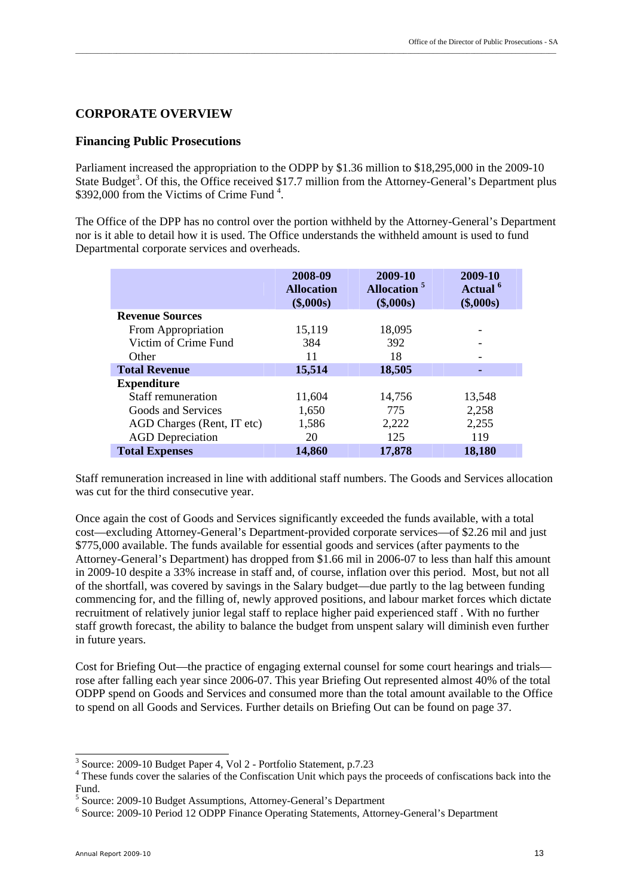## CORPORATE OVERVIEW

### Financing Public Prosecutions

Parliament increased the appropriation to the ODPP by $1.36 million to $18,295,000 in the 2009-10 State Budget[3]. Of this, the Office received $17.7 million from the Attorney-General's Department plus $392,000 from the Victims of Crime Fund [4].

The Office of the DPP has no control over the portion withheld by the Attorney-General's Department nor is it able to detail how it is used. The Office understands the withheld amount is used to fund Departmental corporate services and overheads.

| | 2008-09 Allocation ($,000s) | 2009-10 Allocation [5] ($,000s) | 2009-10 Actual [6] ($,000s) |
|---|---|---|---|
| **Revenue Sources** | | | |
| From Appropriation | 15,119 | 18,095 | - |
| Victim of Crime Fund | 384 | 392 | - |
| Other | 11 | 18 | - |
| **Total Revenue** | **15,514** | **18,505** | **-** |
| **Expenditure** | | | |
| Staff remuneration | 11,604 | 14,756 | 13,548 |
| Goods and Services | 1,650 | 775 | 2,258 |
| AGD Charges (Rent, IT etc) | 1,586 | 2,222 | 2,255 |
| AGD Depreciation | 20 | 125 | 119 |
| **Total Expenses** | **14,860** | **17,878** | **18,180** |

Staff remuneration increased in line with additional staff numbers. The Goods and Services allocation was cut for the third consecutive year.

Once again the cost of Goods and Services significantly exceeded the funds available, with a total cost—excluding Attorney-General's Department-provided corporate services—of $2.26 mil and just $775,000 available. The funds available for essential goods and services (after payments to the Attorney-General's Department) has dropped from $1.66 mil in 2006-07 to less than half this amount in 2009-10 despite a 33% increase in staff and, of course, inflation over this period. Most, but not all of the shortfall, was covered by savings in the Salary budget—due partly to the lag between funding commencing for, and the filling of, newly approved positions, and labour market forces which dictate recruitment of relatively junior legal staff to replace higher paid experienced staff . With no further staff growth forecast, the ability to balance the budget from unspent salary will diminish even further in future years.

Cost for Briefing Out—the practice of engaging external counsel for some court hearings and trials—rose after falling each year since 2006-07. This year Briefing Out represented almost 40% of the total ODPP spend on Goods and Services and consumed more than the total amount available to the Office to spend on all Goods and Services. Further details on Briefing Out can be found on page 37.

---

[3] Source: 2009-10 Budget Paper 4, Vol 2 - Portfolio Statement, p.7.23

[4] These funds cover the salaries of the Confiscation Unit which pays the proceeds of confiscations back into the Fund.

[5] Source: 2009-10 Budget Assumptions, Attorney-General's Department

[6] Source: 2009-10 Period 12 ODPP Finance Operating Statements, Attorney-General's Department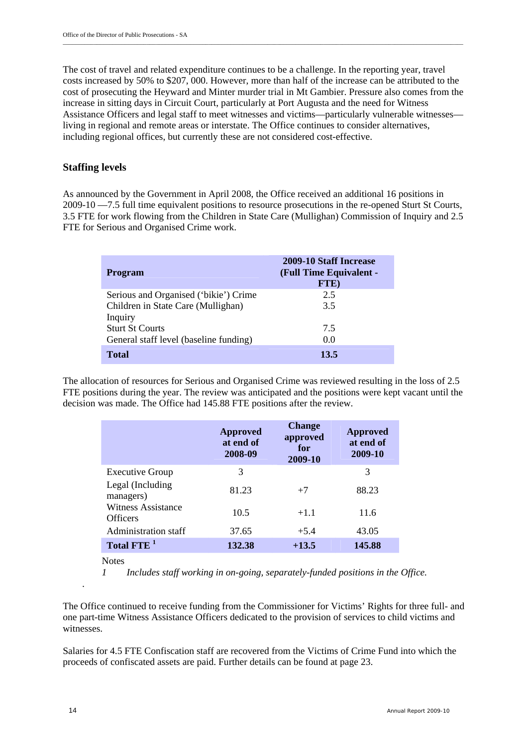The cost of travel and related expenditure continues to be a challenge. In the reporting year, travel costs increased by 50% to $207, 000. However, more than half of the increase can be attributed to the cost of prosecuting the Heyward and Minter murder trial in Mt Gambier. Pressure also comes from the increase in sitting days in Circuit Court, particularly at Port Augusta and the need for Witness Assistance Officers and legal staff to meet witnesses and victims—particularly vulnerable witnesses—living in regional and remote areas or interstate. The Office continues to consider alternatives, including regional offices, but currently these are not considered cost-effective.

## Staffing levels

As announced by the Government in April 2008, the Office received an additional 16 positions in 2009-10 —7.5 full time equivalent positions to resource prosecutions in the re-opened Sturt St Courts, 3.5 FTE for work flowing from the Children in State Care (Mulligan) Commission of Inquiry and 2.5 FTE for Serious and Organised Crime work.

| Program | 2009-10 Staff Increase (Full Time Equivalent - FTE) |
|---|---|
| Serious and Organised ('bikie') Crime | 2.5 |
| Children in State Care (Mulligan) Inquiry | 3.5 |
| Sturt St Courts | 7.5 |
| General staff level (baseline funding) | 0.0 |
| **Total** | **13.5** |

The allocation of resources for Serious and Organised Crime was reviewed resulting in the loss of 2.5 FTE positions during the year. The review was anticipated and the positions were kept vacant until the decision was made. The Office had 145.88 FTE positions after the review.

| | Approved at end of 2008-09 | Change approved for 2009-10 | Approved at end of 2009-10 |
|---|---|---|---|
| Executive Group | 3 | | 3 |
| Legal (Including managers) | 81.23 | +7 | 88.23 |
| Witness Assistance Officers | 10.5 | +1.1 | 11.6 |
| Administration staff | 37.65 | +5.4 | 43.05 |
| **Total FTE [1]** | **132.38** | **+13.5** | **145.88** |

Notes

1 *Includes staff working in on-going, separately-funded positions in the Office.*

The Office continued to receive funding from the Commissioner for Victims' Rights for three full- and one part-time Witness Assistance Officers dedicated to the provision of services to child victims and witnesses.

Salaries for 4.5 FTE Confiscation staff are recovered from the Victims of Crime Fund into which the proceeds of confiscated assets are paid. Further details can be found at page 23.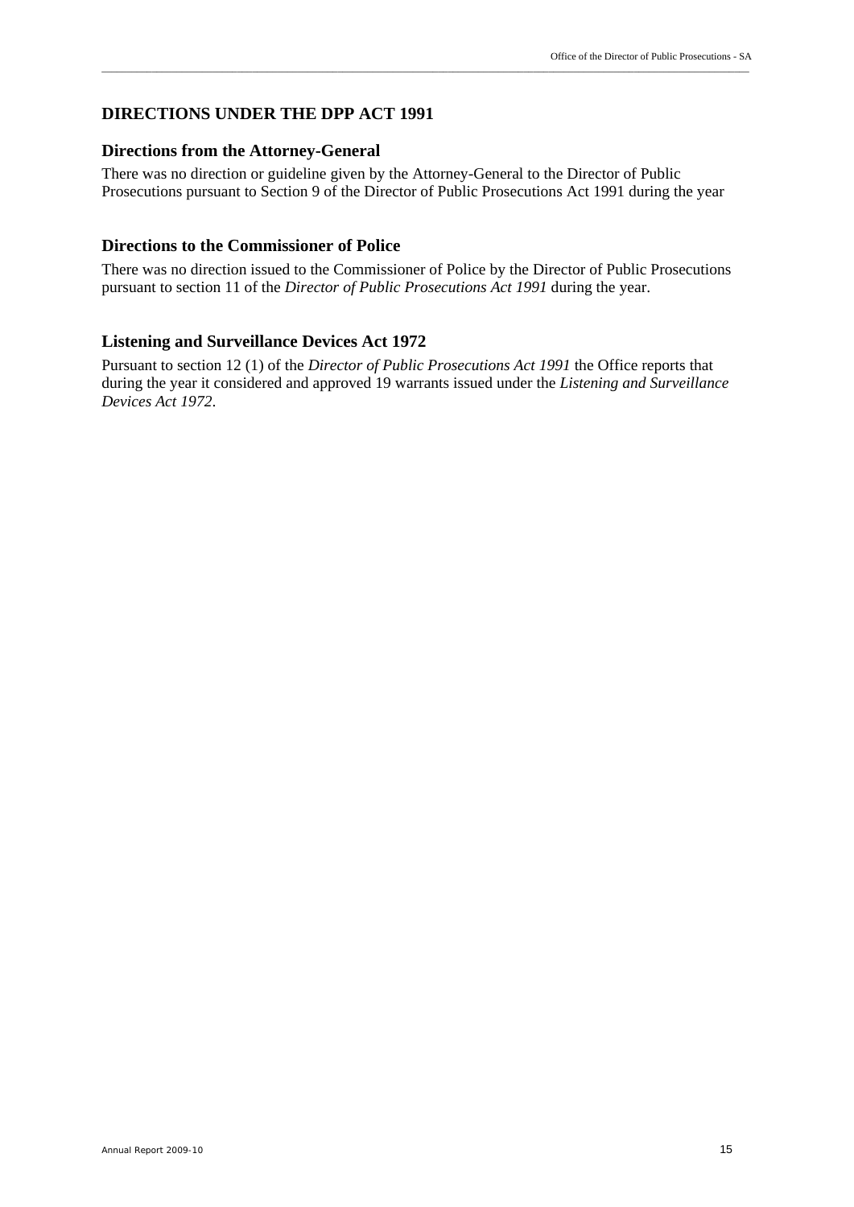## DIRECTIONS UNDER THE DPP ACT 1991

### Directions from the Attorney-General

There was no direction or guideline given by the Attorney-General to the Director of Public Prosecutions pursuant to Section 9 of the Director of Public Prosecutions Act 1991 during the year

### Directions to the Commissioner of Police

There was no direction issued to the Commissioner of Police by the Director of Public Prosecutions pursuant to section 11 of the *Director of Public Prosecutions Act 1991* during the year.

### Listening and Surveillance Devices Act 1972

Pursuant to section 12 (1) of the *Director of Public Prosecutions Act 1991* the Office reports that during the year it considered and approved 19 warrants issued under the *Listening and Surveillance Devices Act 1972*.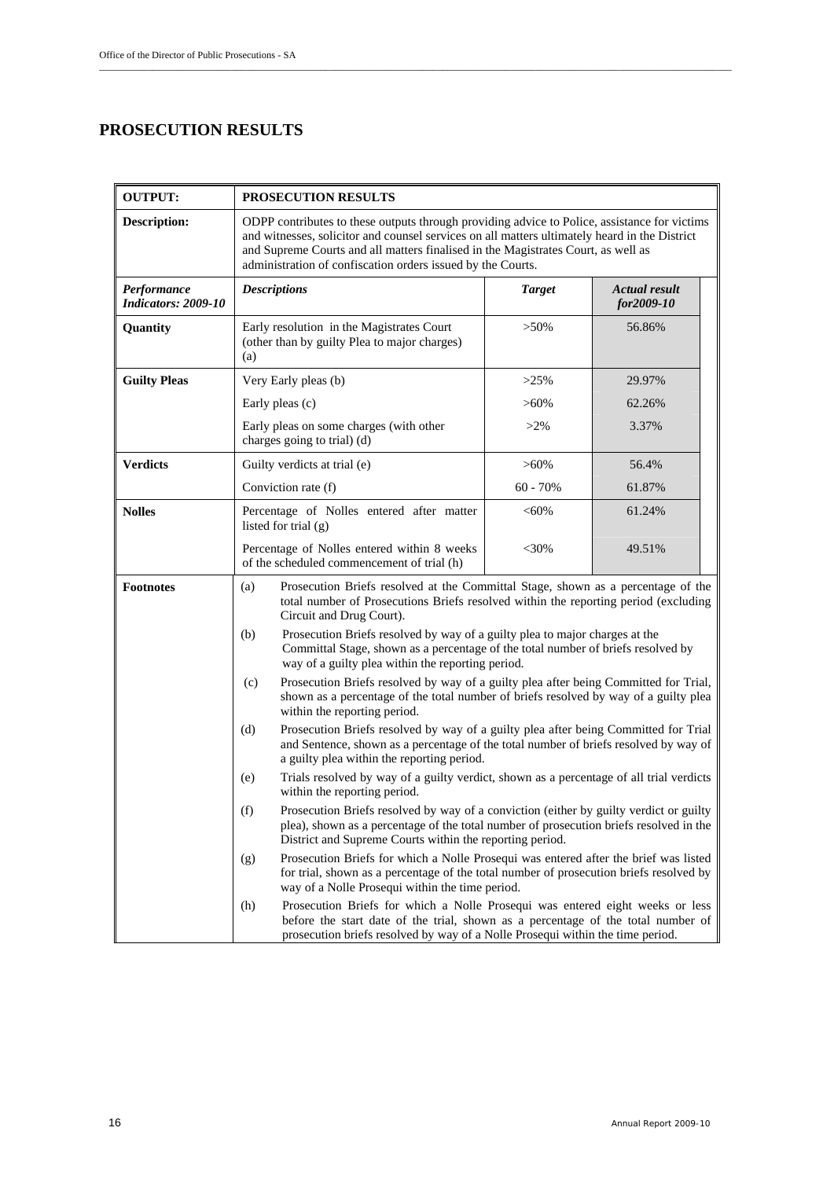## PROSECUTION RESULTS

| OUTPUT: | PROSECUTION RESULTS | | |
|---|---|---|---|
| **Description:** | ODPP contributes to these outputs through providing advice to Police, assistance for victims and witnesses, solicitor and counsel services on all matters ultimately heard in the District and Supreme Courts and all matters finalised in the Magistrates Court, as well as administration of confiscation orders issued by the Courts. | | |
| ***Performance Indicators: 2009-10*** | ***Descriptions*** | ***Target*** | ***Actual result for2009-10*** |
| **Quantity** | Early resolution in the Magistrates Court (other than by guilty Plea to major charges) (a) | >50% | 56.86% |
| **Guilty Pleas** | Very Early pleas (b) | >25% | 29.97% |
| | Early pleas (c) | >60% | 62.26% |
| | Early pleas on some charges (with other charges going to trial) (d) | >2% | 3.37% |
| **Verdicts** | Guilty verdicts at trial (e) | >60% | 56.4% |
| | Conviction rate (f) | 60 - 70% | 61.87% |
| **Nolles** | Percentage of Nolles entered after matter listed for trial (g) | <60% | 61.24% |
| | Percentage of Nolles entered within 8 weeks of the scheduled commencement of trial (h) | <30% | 49.51% |

**Footnotes**

(a) Prosecution Briefs resolved at the Committal Stage, shown as a percentage of the total number of Prosecutions Briefs resolved within the reporting period (excluding Circuit and Drug Court).

(b) Prosecution Briefs resolved by way of a guilty plea to major charges at the Committal Stage, shown as a percentage of the total number of briefs resolved by way of a guilty plea within the reporting period.

(c) Prosecution Briefs resolved by way of a guilty plea after being Committed for Trial, shown as a percentage of the total number of briefs resolved by way of a guilty plea within the reporting period.

(d) Prosecution Briefs resolved by way of a guilty plea after being Committed for Trial and Sentence, shown as a percentage of the total number of briefs resolved by way of a guilty plea within the reporting period.

(e) Trials resolved by way of a guilty verdict, shown as a percentage of all trial verdicts within the reporting period.

(f) Prosecution Briefs resolved by way of a conviction (either by guilty verdict or guilty plea), shown as a percentage of the total number of prosecution briefs resolved in the District and Supreme Courts within the reporting period.

(g) Prosecution Briefs for which a Nolle Prosequi was entered after the brief was listed for trial, shown as a percentage of the total number of prosecution briefs resolved by way of a Nolle Prosequi within the time period.

(h) Prosecution Briefs for which a Nolle Prosequi was entered eight weeks or less before the start date of the trial, shown as a percentage of the total number of prosecution briefs resolved by way of a Nolle Prosequi within the time period.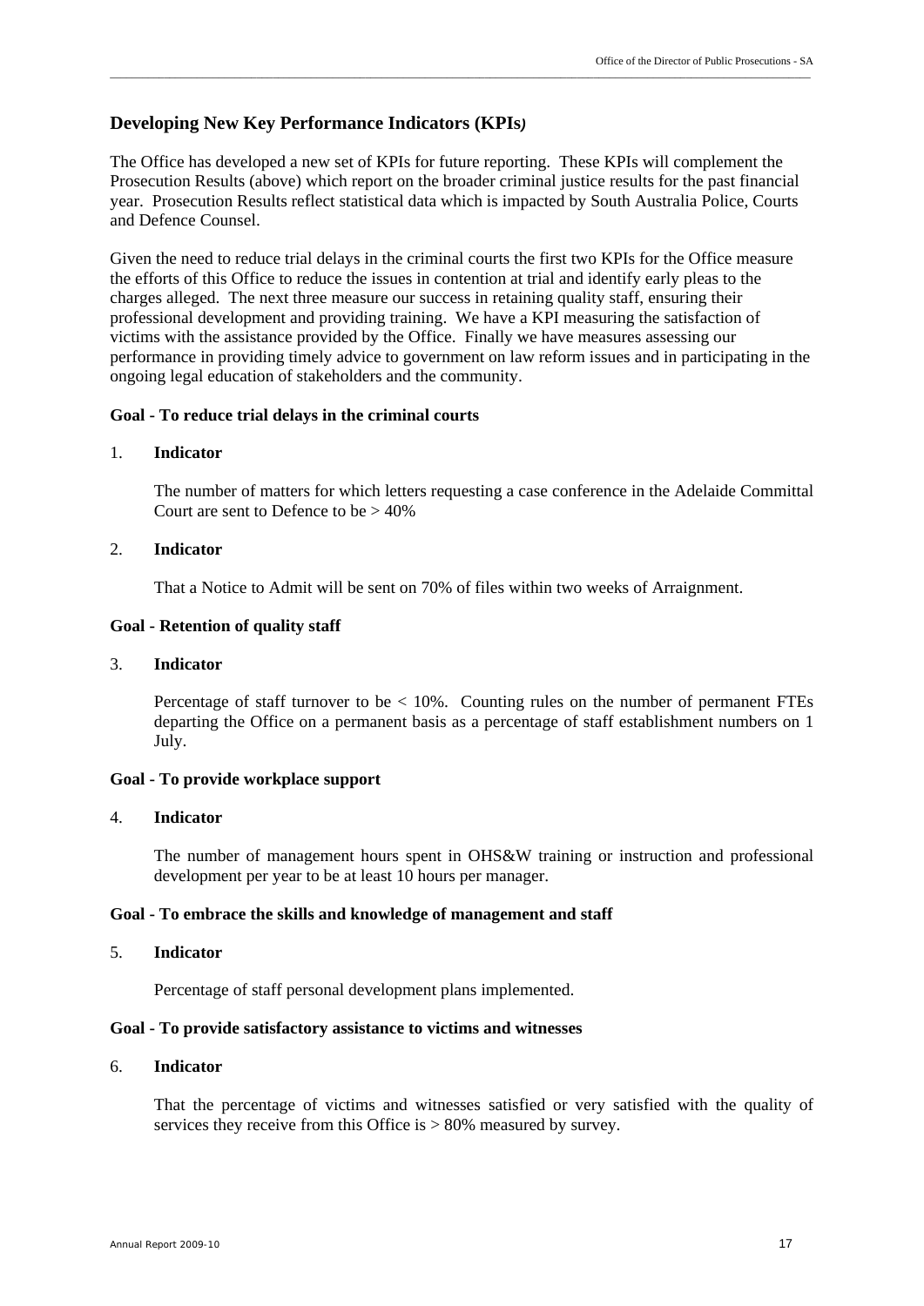## Developing New Key Performance Indicators (KPIs)

The Office has developed a new set of KPIs for future reporting. These KPIs will complement the Prosecution Results (above) which report on the broader criminal justice results for the past financial year. Prosecution Results reflect statistical data which is impacted by South Australia Police, Courts and Defence Counsel.

Given the need to reduce trial delays in the criminal courts the first two KPIs for the Office measure the efforts of this Office to reduce the issues in contention at trial and identify early pleas to the charges alleged. The next three measure our success in retaining quality staff, ensuring their professional development and providing training. We have a KPI measuring the satisfaction of victims with the assistance provided by the Office. Finally we have measures assessing our performance in providing timely advice to government on law reform issues and in participating in the ongoing legal education of stakeholders and the community.

**Goal - To reduce trial delays in the criminal courts**

1. **Indicator**

   The number of matters for which letters requesting a case conference in the Adelaide Committal Court are sent to Defence to be > 40%

2. **Indicator**

   That a Notice to Admit will be sent on 70% of files within two weeks of Arraignment.

**Goal - Retention of quality staff**

3. **Indicator**

   Percentage of staff turnover to be < 10%. Counting rules on the number of permanent FTEs departing the Office on a permanent basis as a percentage of staff establishment numbers on 1 July.

**Goal - To provide workplace support**

4. **Indicator**

   The number of management hours spent in OHS&W training or instruction and professional development per year to be at least 10 hours per manager.

**Goal - To embrace the skills and knowledge of management and staff**

5. **Indicator**

   Percentage of staff personal development plans implemented.

**Goal - To provide satisfactory assistance to victims and witnesses**

6. **Indicator**

   That the percentage of victims and witnesses satisfied or very satisfied with the quality of services they receive from this Office is > 80% measured by survey.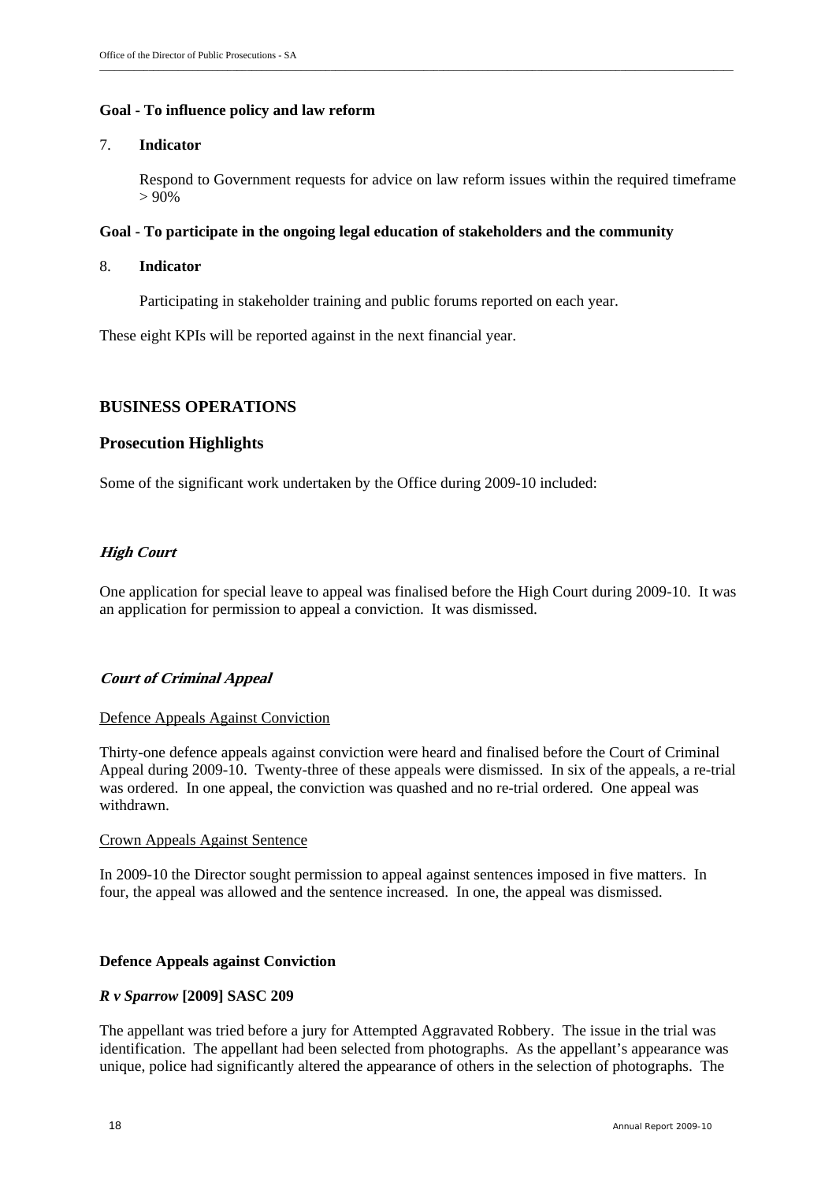**Goal - To influence policy and law reform**

7. **Indicator**

   Respond to Government requests for advice on law reform issues within the required timeframe > 90%

**Goal - To participate in the ongoing legal education of stakeholders and the community**

8. **Indicator**

   Participating in stakeholder training and public forums reported on each year.

These eight KPIs will be reported against in the next financial year.

## BUSINESS OPERATIONS

### Prosecution Highlights

Some of the significant work undertaken by the Office during 2009-10 included:

#### *High Court*

One application for special leave to appeal was finalised before the High Court during 2009-10. It was an application for permission to appeal a conviction. It was dismissed.

#### *Court of Criminal Appeal*

Defence Appeals Against Conviction

Thirty-one defence appeals against conviction were heard and finalised before the Court of Criminal Appeal during 2009-10. Twenty-three of these appeals were dismissed. In six of the appeals, a re-trial was ordered. In one appeal, the conviction was quashed and no re-trial ordered. One appeal was withdrawn.

Crown Appeals Against Sentence

In 2009-10 the Director sought permission to appeal against sentences imposed in five matters. In four, the appeal was allowed and the sentence increased. In one, the appeal was dismissed.

**Defence Appeals against Conviction**

***R v Sparrow* [2009] SASC 209**

The appellant was tried before a jury for Attempted Aggravated Robbery. The issue in the trial was identification. The appellant had been selected from photographs. As the appellant's appearance was unique, police had significantly altered the appearance of others in the selection of photographs. The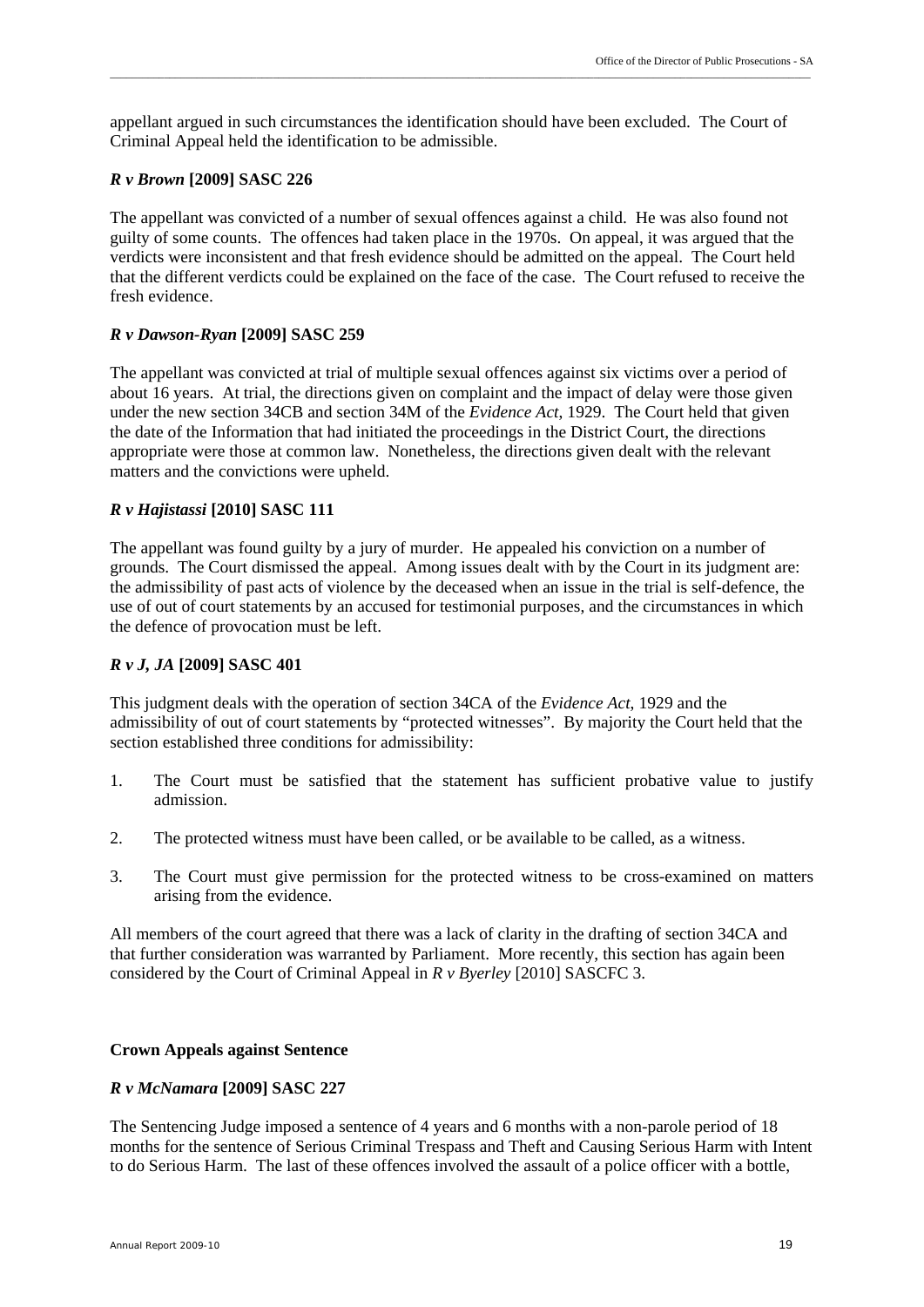appellant argued in such circumstances the identification should have been excluded. The Court of Criminal Appeal held the identification to be admissible.

### *R v Brown* [2009] SASC 226

The appellant was convicted of a number of sexual offences against a child. He was also found not guilty of some counts. The offences had taken place in the 1970s. On appeal, it was argued that the verdicts were inconsistent and that fresh evidence should be admitted on the appeal. The Court held that the different verdicts could be explained on the face of the case. The Court refused to receive the fresh evidence.

### *R v Dawson-Ryan* [2009] SASC 259

The appellant was convicted at trial of multiple sexual offences against six victims over a period of about 16 years. At trial, the directions given on complaint and the impact of delay were those given under the new section 34CB and section 34M of the *Evidence Act*, 1929. The Court held that given the date of the Information that had initiated the proceedings in the District Court, the directions appropriate were those at common law. Nonetheless, the directions given dealt with the relevant matters and the convictions were upheld.

### *R v Hajistassi* [2010] SASC 111

The appellant was found guilty by a jury of murder. He appealed his conviction on a number of grounds. The Court dismissed the appeal. Among issues dealt with by the Court in its judgment are: the admissibility of past acts of violence by the deceased when an issue in the trial is self-defence, the use of out of court statements by an accused for testimonial purposes, and the circumstances in which the defence of provocation must be left.

### *R v J, JA* [2009] SASC 401

This judgment deals with the operation of section 34CA of the *Evidence Act*, 1929 and the admissibility of out of court statements by "protected witnesses". By majority the Court held that the section established three conditions for admissibility:

1. The Court must be satisfied that the statement has sufficient probative value to justify admission.
2. The protected witness must have been called, or be available to be called, as a witness.
3. The Court must give permission for the protected witness to be cross-examined on matters arising from the evidence.

All members of the court agreed that there was a lack of clarity in the drafting of section 34CA and that further consideration was warranted by Parliament. More recently, this section has again been considered by the Court of Criminal Appeal in *R v Byerley* [2010] SASCFC 3.

## Crown Appeals against Sentence

### *R v McNamara* [2009] SASC 227

The Sentencing Judge imposed a sentence of 4 years and 6 months with a non-parole period of 18 months for the sentence of Serious Criminal Trespass and Theft and Causing Serious Harm with Intent to do Serious Harm. The last of these offences involved the assault of a police officer with a bottle,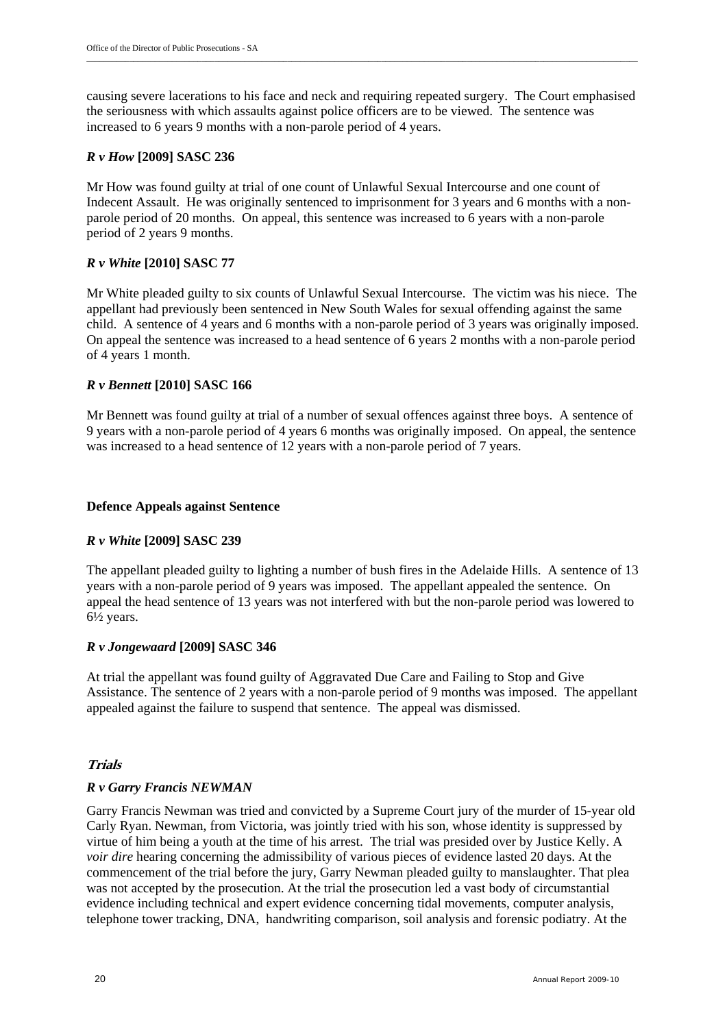causing severe lacerations to his face and neck and requiring repeated surgery. The Court emphasised the seriousness with which assaults against police officers are to be viewed. The sentence was increased to 6 years 9 months with a non-parole period of 4 years.

#### *R v How* **[2009] SASC 236**

Mr How was found guilty at trial of one count of Unlawful Sexual Intercourse and one count of Indecent Assault. He was originally sentenced to imprisonment for 3 years and 6 months with a non-parole period of 20 months. On appeal, this sentence was increased to 6 years with a non-parole period of 2 years 9 months.

#### *R v White* **[2010] SASC 77**

Mr White pleaded guilty to six counts of Unlawful Sexual Intercourse. The victim was his niece. The appellant had previously been sentenced in New South Wales for sexual offending against the same child. A sentence of 4 years and 6 months with a non-parole period of 3 years was originally imposed. On appeal the sentence was increased to a head sentence of 6 years 2 months with a non-parole period of 4 years 1 month.

#### *R v Bennett* **[2010] SASC 166**

Mr Bennett was found guilty at trial of a number of sexual offences against three boys. A sentence of 9 years with a non-parole period of 4 years 6 months was originally imposed. On appeal, the sentence was increased to a head sentence of 12 years with a non-parole period of 7 years.

### Defence Appeals against Sentence

#### *R v White* **[2009] SASC 239**

The appellant pleaded guilty to lighting a number of bush fires in the Adelaide Hills. A sentence of 13 years with a non-parole period of 9 years was imposed. The appellant appealed the sentence. On appeal the head sentence of 13 years was not interfered with but the non-parole period was lowered to 6½ years.

#### *R v Jongewaard* **[2009] SASC 346**

At trial the appellant was found guilty of Aggravated Due Care and Failing to Stop and Give Assistance. The sentence of 2 years with a non-parole period of 9 months was imposed. The appellant appealed against the failure to suspend that sentence. The appeal was dismissed.

## *Trials*

#### *R v Garry Francis NEWMAN*

Garry Francis Newman was tried and convicted by a Supreme Court jury of the murder of 15-year old Carly Ryan. Newman, from Victoria, was jointly tried with his son, whose identity is suppressed by virtue of him being a youth at the time of his arrest. The trial was presided over by Justice Kelly. A *voir dire* hearing concerning the admissibility of various pieces of evidence lasted 20 days. At the commencement of the trial before the jury, Garry Newman pleaded guilty to manslaughter. That plea was not accepted by the prosecution. At the trial the prosecution led a vast body of circumstantial evidence including technical and expert evidence concerning tidal movements, computer analysis, telephone tower tracking, DNA, handwriting comparison, soil analysis and forensic podiatry. At the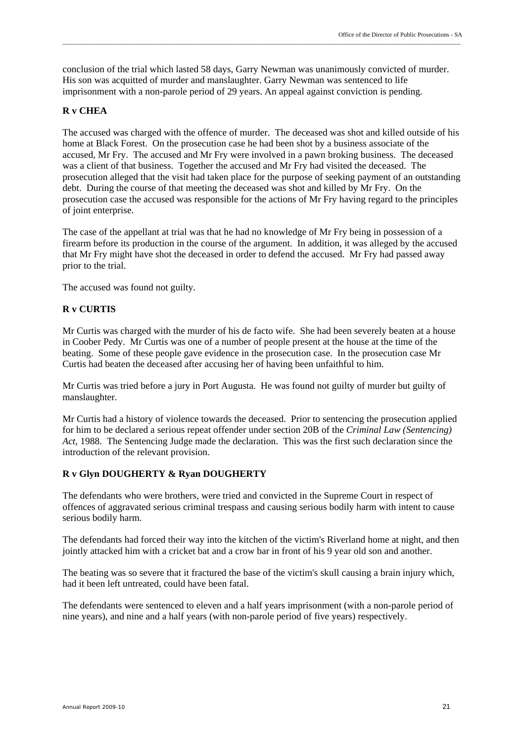conclusion of the trial which lasted 58 days, Garry Newman was unanimously convicted of murder. His son was acquitted of murder and manslaughter. Garry Newman was sentenced to life imprisonment with a non-parole period of 29 years. An appeal against conviction is pending.

### R v CHEA

The accused was charged with the offence of murder. The deceased was shot and killed outside of his home at Black Forest. On the prosecution case he had been shot by a business associate of the accused, Mr Fry. The accused and Mr Fry were involved in a pawn broking business. The deceased was a client of that business. Together the accused and Mr Fry had visited the deceased. The prosecution alleged that the visit had taken place for the purpose of seeking payment of an outstanding debt. During the course of that meeting the deceased was shot and killed by Mr Fry. On the prosecution case the accused was responsible for the actions of Mr Fry having regard to the principles of joint enterprise.

The case of the appellant at trial was that he had no knowledge of Mr Fry being in possession of a firearm before its production in the course of the argument. In addition, it was alleged by the accused that Mr Fry might have shot the deceased in order to defend the accused. Mr Fry had passed away prior to the trial.

The accused was found not guilty.

### R v CURTIS

Mr Curtis was charged with the murder of his de facto wife. She had been severely beaten at a house in Coober Pedy. Mr Curtis was one of a number of people present at the house at the time of the beating. Some of these people gave evidence in the prosecution case. In the prosecution case Mr Curtis had beaten the deceased after accusing her of having been unfaithful to him.

Mr Curtis was tried before a jury in Port Augusta. He was found not guilty of murder but guilty of manslaughter.

Mr Curtis had a history of violence towards the deceased. Prior to sentencing the prosecution applied for him to be declared a serious repeat offender under section 20B of the *Criminal Law (Sentencing) Act*, 1988. The Sentencing Judge made the declaration. This was the first such declaration since the introduction of the relevant provision.

### R v Glyn DOUGHERTY & Ryan DOUGHERTY

The defendants who were brothers, were tried and convicted in the Supreme Court in respect of offences of aggravated serious criminal trespass and causing serious bodily harm with intent to cause serious bodily harm.

The defendants had forced their way into the kitchen of the victim's Riverland home at night, and then jointly attacked him with a cricket bat and a crow bar in front of his 9 year old son and another.

The beating was so severe that it fractured the base of the victim's skull causing a brain injury which, had it been left untreated, could have been fatal.

The defendants were sentenced to eleven and a half years imprisonment (with a non-parole period of nine years), and nine and a half years (with non-parole period of five years) respectively.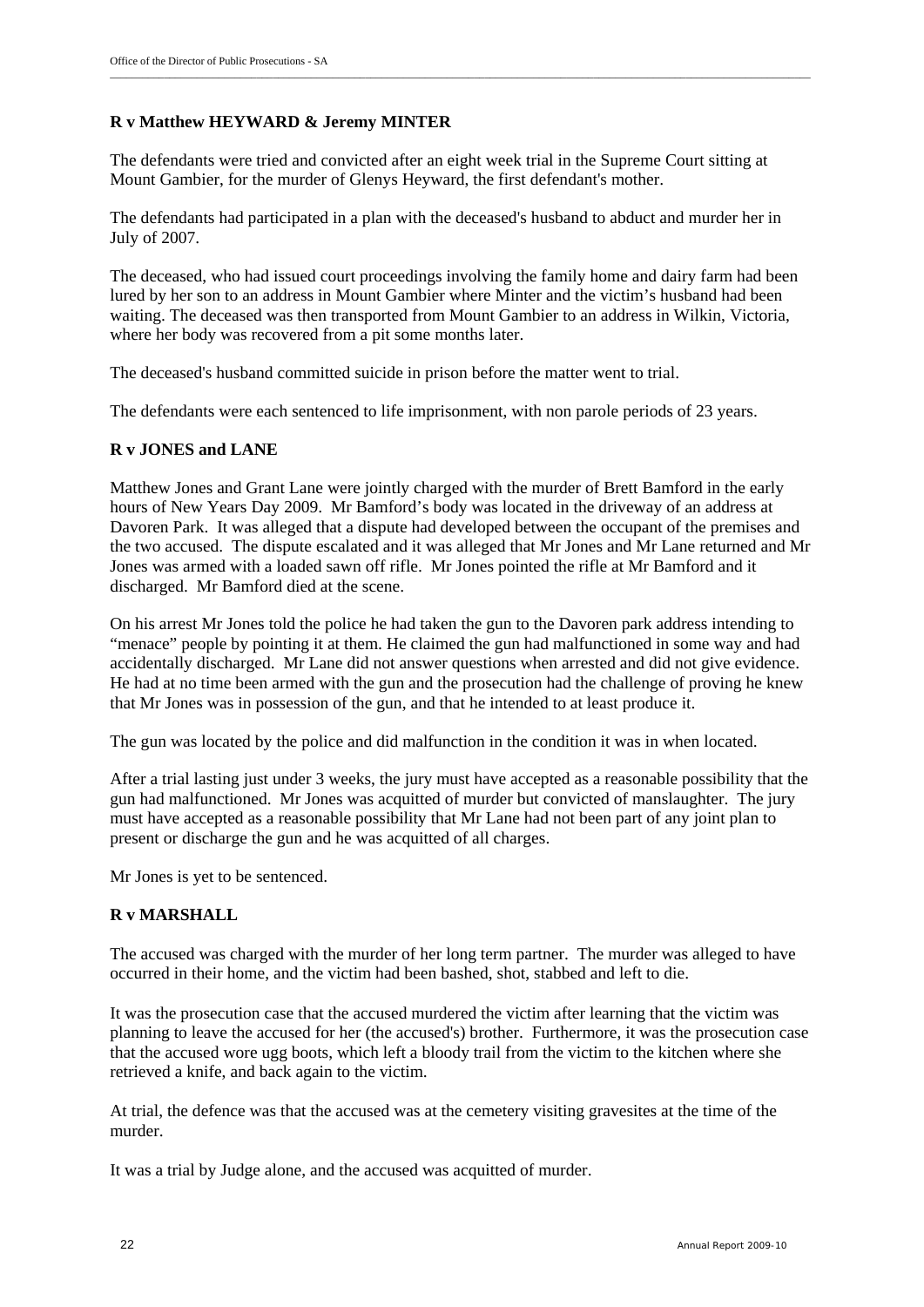### R v Matthew HEYWARD & Jeremy MINTER

The defendants were tried and convicted after an eight week trial in the Supreme Court sitting at Mount Gambier, for the murder of Glenys Heyward, the first defendant's mother.

The defendants had participated in a plan with the deceased's husband to abduct and murder her in July of 2007.

The deceased, who had issued court proceedings involving the family home and dairy farm had been lured by her son to an address in Mount Gambier where Minter and the victim's husband had been waiting. The deceased was then transported from Mount Gambier to an address in Wilkin, Victoria, where her body was recovered from a pit some months later.

The deceased's husband committed suicide in prison before the matter went to trial.

The defendants were each sentenced to life imprisonment, with non parole periods of 23 years.

### R v JONES and LANE

Matthew Jones and Grant Lane were jointly charged with the murder of Brett Bamford in the early hours of New Years Day 2009. Mr Bamford's body was located in the driveway of an address at Davoren Park. It was alleged that a dispute had developed between the occupant of the premises and the two accused. The dispute escalated and it was alleged that Mr Jones and Mr Lane returned and Mr Jones was armed with a loaded sawn off rifle. Mr Jones pointed the rifle at Mr Bamford and it discharged. Mr Bamford died at the scene.

On his arrest Mr Jones told the police he had taken the gun to the Davoren park address intending to "menace" people by pointing it at them. He claimed the gun had malfunctioned in some way and had accidentally discharged. Mr Lane did not answer questions when arrested and did not give evidence. He had at no time been armed with the gun and the prosecution had the challenge of proving he knew that Mr Jones was in possession of the gun, and that he intended to at least produce it.

The gun was located by the police and did malfunction in the condition it was in when located.

After a trial lasting just under 3 weeks, the jury must have accepted as a reasonable possibility that the gun had malfunctioned. Mr Jones was acquitted of murder but convicted of manslaughter. The jury must have accepted as a reasonable possibility that Mr Lane had not been part of any joint plan to present or discharge the gun and he was acquitted of all charges.

Mr Jones is yet to be sentenced.

### R v MARSHALL

The accused was charged with the murder of her long term partner. The murder was alleged to have occurred in their home, and the victim had been bashed, shot, stabbed and left to die.

It was the prosecution case that the accused murdered the victim after learning that the victim was planning to leave the accused for her (the accused's) brother. Furthermore, it was the prosecution case that the accused wore ugg boots, which left a bloody trail from the victim to the kitchen where she retrieved a knife, and back again to the victim.

At trial, the defence was that the accused was at the cemetery visiting gravesites at the time of the murder.

It was a trial by Judge alone, and the accused was acquitted of murder.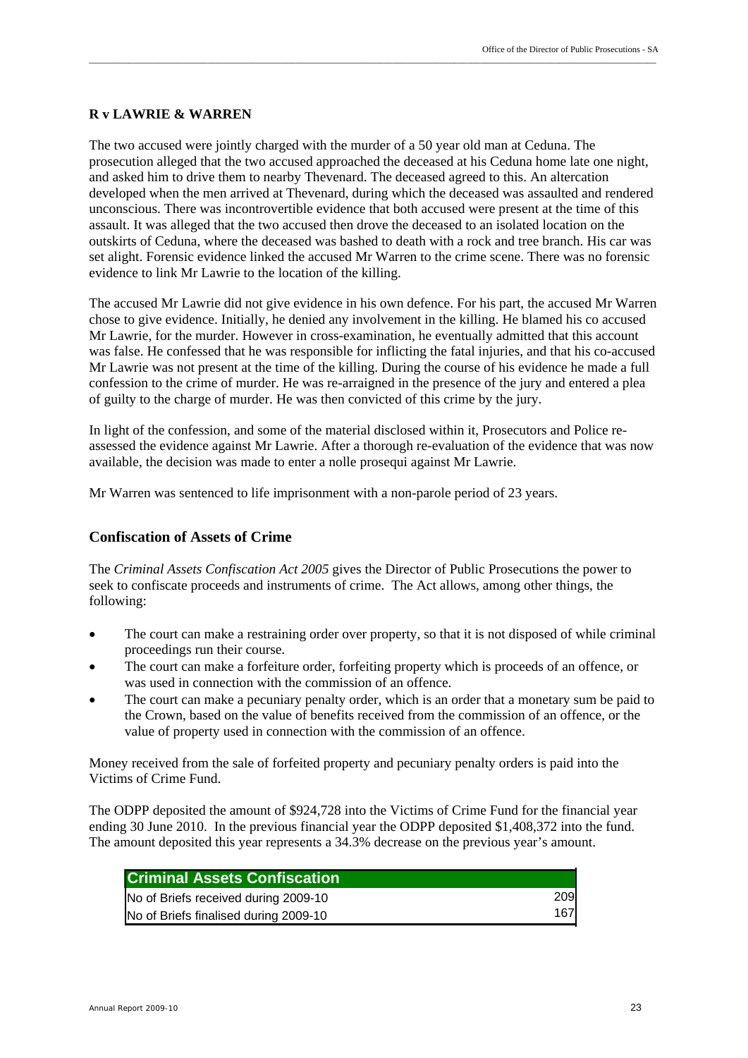**R v LAWRIE & WARREN**

The two accused were jointly charged with the murder of a 50 year old man at Ceduna. The prosecution alleged that the two accused approached the deceased at his Ceduna home late one night, and asked him to drive them to nearby Thevenard. The deceased agreed to this. An altercation developed when the men arrived at Thevenard, during which the deceased was assaulted and rendered unconscious. There was incontrovertible evidence that both accused were present at the time of this assault. It was alleged that the two accused then drove the deceased to an isolated location on the outskirts of Ceduna, where the deceased was bashed to death with a rock and tree branch. His car was set alight. Forensic evidence linked the accused Mr Warren to the crime scene. There was no forensic evidence to link Mr Lawrie to the location of the killing.

The accused Mr Lawrie did not give evidence in his own defence. For his part, the accused Mr Warren chose to give evidence. Initially, he denied any involvement in the killing. He blamed his co accused Mr Lawrie, for the murder. However in cross-examination, he eventually admitted that this account was false. He confessed that he was responsible for inflicting the fatal injuries, and that his co-accused Mr Lawrie was not present at the time of the killing. During the course of his evidence he made a full confession to the crime of murder. He was re-arraigned in the presence of the jury and entered a plea of guilty to the charge of murder. He was then convicted of this crime by the jury.

In light of the confession, and some of the material disclosed within it, Prosecutors and Police re-assessed the evidence against Mr Lawrie. After a thorough re-evaluation of the evidence that was now available, the decision was made to enter a nolle prosequi against Mr Lawrie.

Mr Warren was sentenced to life imprisonment with a non-parole period of 23 years.

## Confiscation of Assets of Crime

The *Criminal Assets Confiscation Act 2005* gives the Director of Public Prosecutions the power to seek to confiscate proceeds and instruments of crime. The Act allows, among other things, the following:

- The court can make a restraining order over property, so that it is not disposed of while criminal proceedings run their course.
- The court can make a forfeiture order, forfeiting property which is proceeds of an offence, or was used in connection with the commission of an offence.
- The court can make a pecuniary penalty order, which is an order that a monetary sum be paid to the Crown, based on the value of benefits received from the commission of an offence, or the value of property used in connection with the commission of an offence.

Money received from the sale of forfeited property and pecuniary penalty orders is paid into the Victims of Crime Fund.

The ODPP deposited the amount of $924,728 into the Victims of Crime Fund for the financial year ending 30 June 2010. In the previous financial year the ODPP deposited $1,408,372 into the fund. The amount deposited this year represents a 34.3% decrease on the previous year's amount.

| Criminal Assets Confiscation | |
|---|---|
| No of Briefs received during 2009-10 | 209 |
| No of Briefs finalised during 2009-10 | 167 |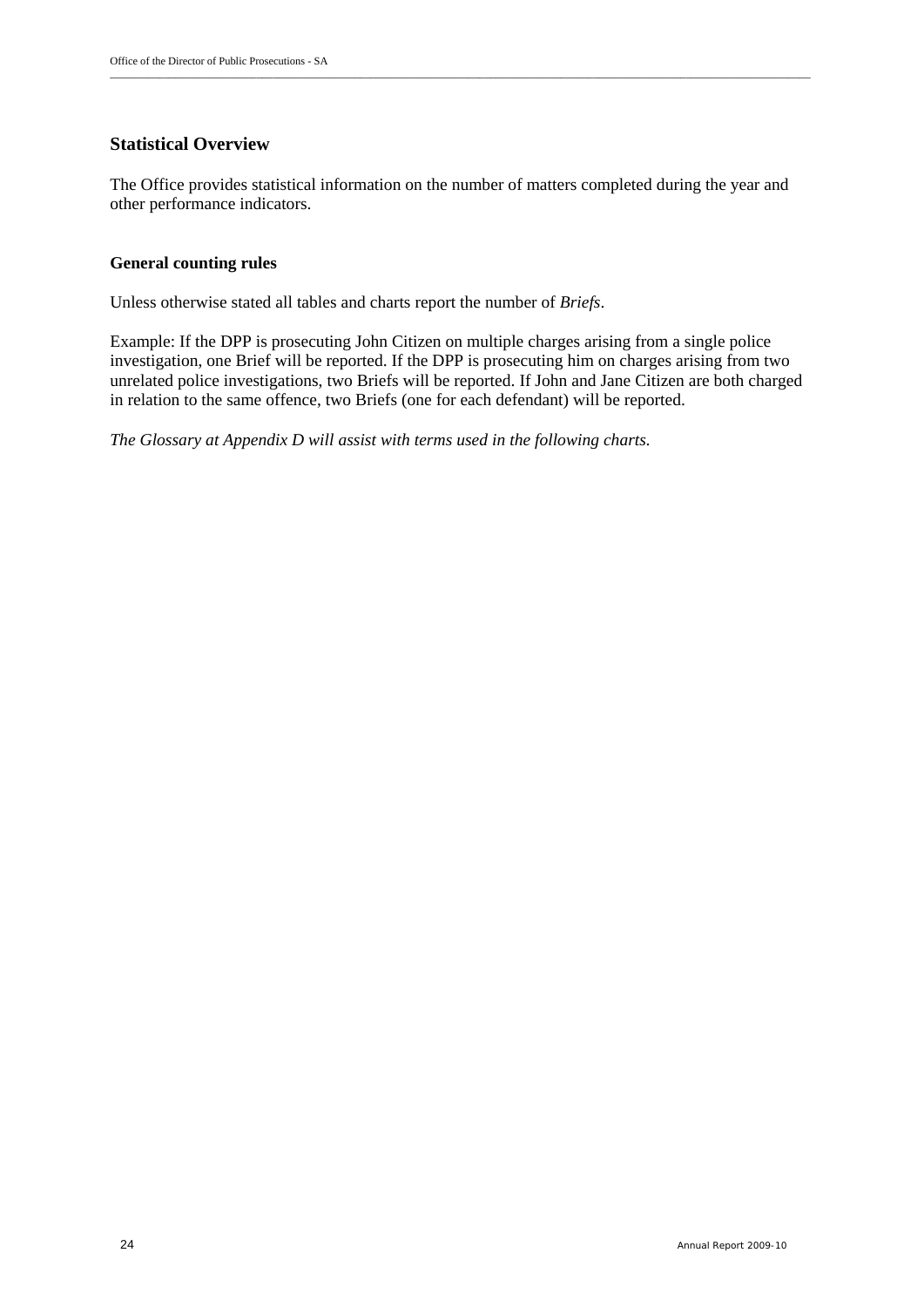## Statistical Overview

The Office provides statistical information on the number of matters completed during the year and other performance indicators.

### General counting rules

Unless otherwise stated all tables and charts report the number of *Briefs*.

Example: If the DPP is prosecuting John Citizen on multiple charges arising from a single police investigation, one Brief will be reported. If the DPP is prosecuting him on charges arising from two unrelated police investigations, two Briefs will be reported. If John and Jane Citizen are both charged in relation to the same offence, two Briefs (one for each defendant) will be reported.

*The Glossary at Appendix D will assist with terms used in the following charts.*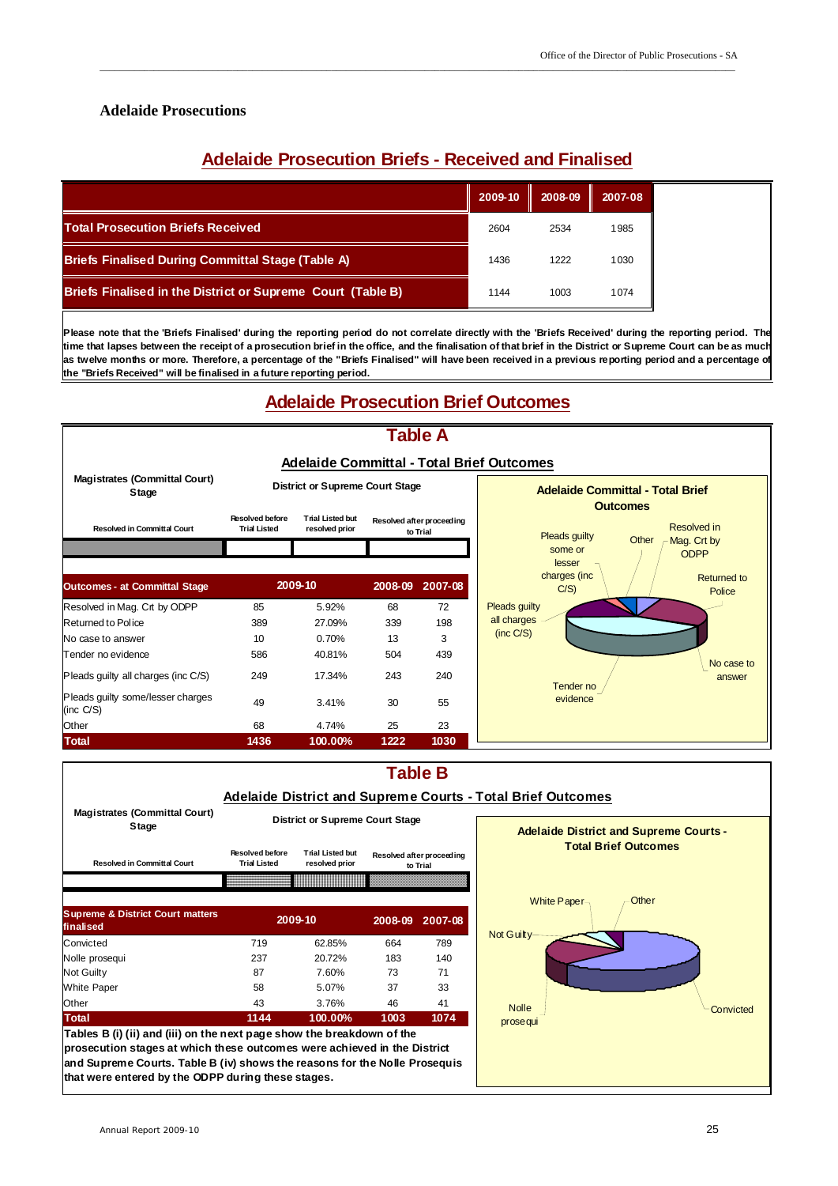## Adelaide Prosecutions

### Adelaide Prosecution Briefs - Received and Finalised

| | 2009-10 | 2008-09 | 2007-08 |
|---|---|---|---|
| Total Prosecution Briefs Received | 2604 | 2534 | 1985 |
| Briefs Finalised During Committal Stage (Table A) | 1436 | 1222 | 1030 |
| Briefs Finalised in the District or Supreme Court (Table B) | 1144 | 1003 | 1074 |

**Please note that the 'Briefs Finalised' during the reporting period do not correlate directly with the 'Briefs Received' during the reporting period. The time that lapses between the receipt of a prosecution brief in the office, and the finalisation of that brief in the District or Supreme Court can be as much as twelve months or more. Therefore, a percentage of the "Briefs Finalised" will have been received in a previous reporting period and a percentage of the "Briefs Received" will be finalised in a future reporting period.**

### Adelaide Prosecution Brief Outcomes

#### Table A

**Adelaide Committal - Total Brief Outcomes**

| Magistrates (Committal Court) Stage | District or Supreme Court Stage | | |
|---|---|---|---|
| Resolved in Committal Court | Resolved before Trial Listed | Trial Listed but resolved prior | Resolved after proceeding to Trial |

| Outcomes - at Committal Stage | 2009-10 | | 2008-09 | 2007-08 |
|---|---|---|---|---|
| Resolved in Mag. Crt by ODPP | 85 | 5.92% | 68 | 72 |
| Returned to Police | 389 | 27.09% | 339 | 198 |
| No case to answer | 10 | 0.70% | 13 | 3 |
| Tender no evidence | 586 | 40.81% | 504 | 439 |
| Pleads guilty all charges (inc C/S) | 249 | 17.34% | 243 | 240 |
| Pleads guilty some/lesser charges (inc C/S) | 49 | 3.41% | 30 | 55 |
| Other | 68 | 4.74% | 25 | 23 |
| **Total** | **1436** | **100.00%** | **1222** | **1030** |

**Adelaide Committal - Total Brief Outcomes** (chart): Resolved in Mag. Crt by ODPP; Returned to Police; No case to answer; Tender no evidence; Pleads guilty all charges (inc C/S); Pleads guilty some or lesser charges (inc C/S); Other

#### Table B

**Adelaide District and Supreme Courts - Total Brief Outcomes**

| Magistrates (Committal Court) Stage | District or Supreme Court Stage | | |
|---|---|---|---|
| Resolved in Committal Court | Resolved before Trial Listed | Trial Listed but resolved prior | Resolved after proceeding to Trial |

| Supreme & District Court matters finalised | 2009-10 | | 2008-09 | 2007-08 |
|---|---|---|---|---|
| Convicted | 719 | 62.85% | 664 | 789 |
| Nolle prosequi | 237 | 20.72% | 183 | 140 |
| Not Guilty | 87 | 7.60% | 73 | 71 |
| White Paper | 58 | 5.07% | 37 | 33 |
| Other | 43 | 3.76% | 46 | 41 |
| **Total** | **1144** | **100.00%** | **1003** | **1074** |

**Tables B (i) (ii) and (iii) on the next page show the breakdown of the prosecution stages at which these outcomes were achieved in the District and Supreme Courts. Table B (iv) shows the reasons for the Nolle Prosequis that were entered by the ODPP during these stages.**

**Adelaide District and Supreme Courts - Total Brief Outcomes** (chart): Convicted; Nolle prosequi; Not Guilty; White Paper; Other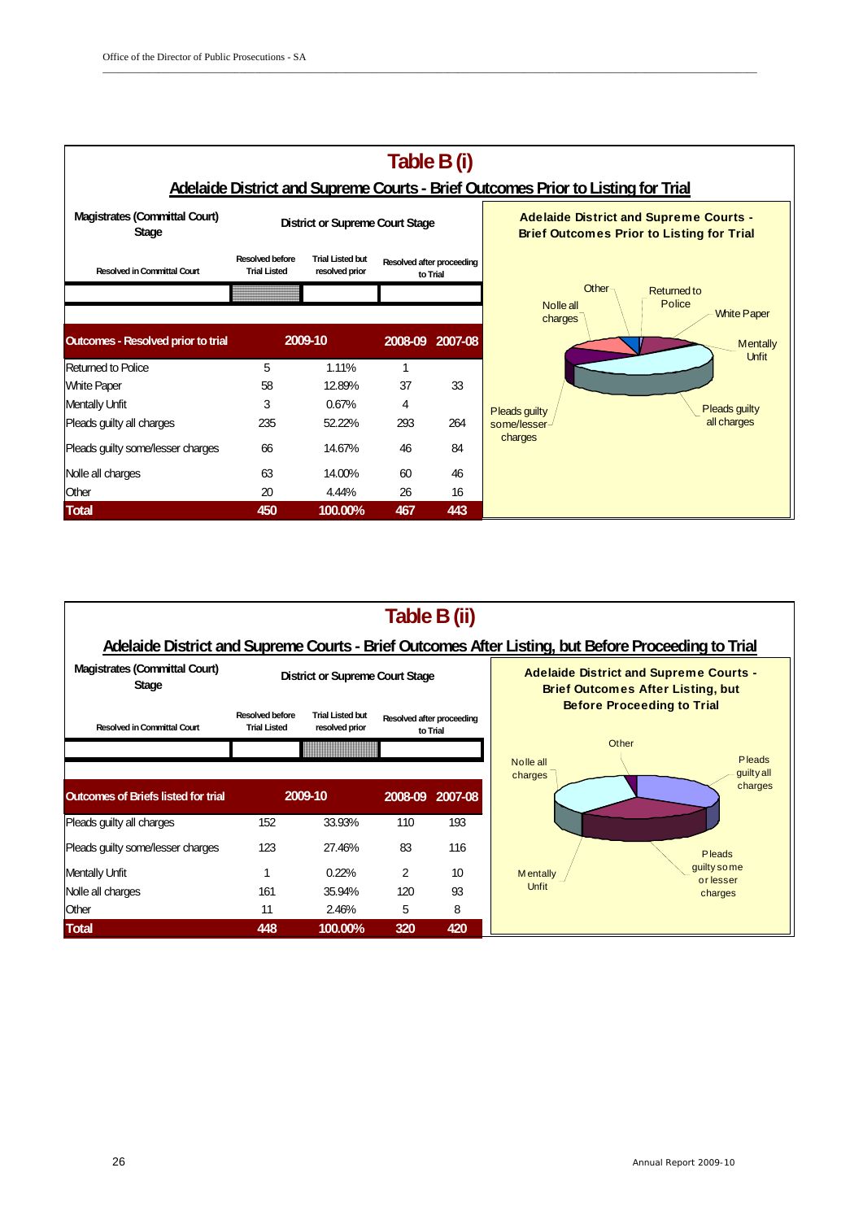# Table B (i)

## Adelaide District and Supreme Courts - Brief Outcomes Prior to Listing for Trial

| Magistrates (Committal Court) Stage | District or Supreme Court Stage | | |
|---|---|---|---|
| Resolved in Committal Court | Resolved before Trial Listed | Trial Listed but resolved prior | Resolved after proceeding to Trial |

| Outcomes - Resolved prior to trial | 2009-10 | | 2008-09 | 2007-08 |
|---|---|---|---|---|
| Returned to Police | 5 | 1.11% | 1 | |
| White Paper | 58 | 12.89% | 37 | 33 |
| Mentally Unfit | 3 | 0.67% | 4 | |
| Pleads guilty all charges | 235 | 52.22% | 293 | 264 |
| Pleads guilty some/lesser charges | 66 | 14.67% | 46 | 84 |
| Nolle all charges | 63 | 14.00% | 60 | 46 |
| Other | 20 | 4.44% | 26 | 16 |
| **Total** | **450** | **100.00%** | **467** | **443** |

Adelaide District and Supreme Courts - Brief Outcomes Prior to Listing for Trial

Other, Returned to Police, White Paper, Mentally Unfit, Pleads guilty all charges, Pleads guilty some/lesser charges, Nolle all charges

# Table B (ii)

## Adelaide District and Supreme Courts - Brief Outcomes After Listing, but Before Proceeding to Trial

| Magistrates (Committal Court) Stage | District or Supreme Court Stage | | |
|---|---|---|---|
| Resolved in Committal Court | Resolved before Trial Listed | Trial Listed but resolved prior | Resolved after proceeding to Trial |

| Outcomes of Briefs listed for trial | 2009-10 | | 2008-09 | 2007-08 |
|---|---|---|---|---|
| Pleads guilty all charges | 152 | 33.93% | 110 | 193 |
| Pleads guilty some/lesser charges | 123 | 27.46% | 83 | 116 |
| Mentally Unfit | 1 | 0.22% | 2 | 10 |
| Nolle all charges | 161 | 35.94% | 120 | 93 |
| Other | 11 | 2.46% | 5 | 8 |
| **Total** | **448** | **100.00%** | **320** | **420** |

Adelaide District and Supreme Courts - Brief Outcomes After Listing, but Before Proceeding to Trial

Other, Pleads guilty all charges, Pleads guilty some or lesser charges, Mentally Unfit, Nolle all charges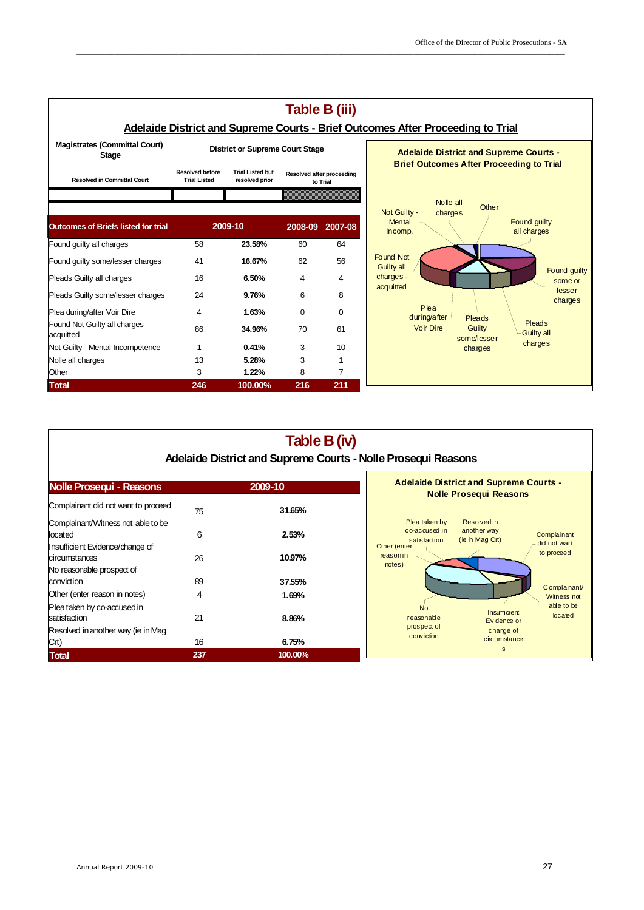# Table B (iii)

## Adelaide District and Supreme Courts - Brief Outcomes After Proceeding to Trial

| Magistrates (Committal Court) Stage | District or Supreme Court Stage | | | |
|---|---|---|---|---|
| Resolved in Committal Court | Resolved before Trial Listed | Trial Listed but resolved prior | Resolved after proceeding to Trial | |

| Outcomes of Briefs listed for trial | 2009-10 | | 2008-09 | 2007-08 |
|---|---|---|---|---|
| Found guilty all charges | 58 | 23.58% | 60 | 64 |
| Found guilty some/lesser charges | 41 | 16.67% | 62 | 56 |
| Pleads Guilty all charges | 16 | 6.50% | 4 | 4 |
| Pleads Guilty some/lesser charges | 24 | 9.76% | 6 | 8 |
| Plea during/after Voir Dire | 4 | 1.63% | 0 | 0 |
| Found Not Guilty all charges - acquitted | 86 | 34.96% | 70 | 61 |
| Not Guilty - Mental Incompetence | 1 | 0.41% | 3 | 10 |
| Nolle all charges | 13 | 5.28% | 3 | 1 |
| Other | 3 | 1.22% | 8 | 7 |
| **Total** | **246** | **100.00%** | **216** | **211** |

Adelaide District and Supreme Courts - Brief Outcomes After Proceeding to Trial

# Table B (iv)

## Adelaide District and Supreme Courts - Nolle Prosequi Reasons

| Nolle Prosequi - Reasons | 2009-10 | |
|---|---|---|
| Complainant did not want to proceed | 75 | 31.65% |
| Complainant/Witness not able to be located | 6 | 2.53% |
| Insufficient Evidence/change of circumstances | 26 | 10.97% |
| No reasonable prospect of conviction | 89 | 37.55% |
| Other (enter reason in notes) | 4 | 1.69% |
| Plea taken by co-accused in satisfaction | 21 | 8.86% |
| Resolved in another way (ie in Mag Crt) | 16 | 6.75% |
| **Total** | **237** | **100.00%** |

Adelaide District and Supreme Courts - Nolle Prosequi Reasons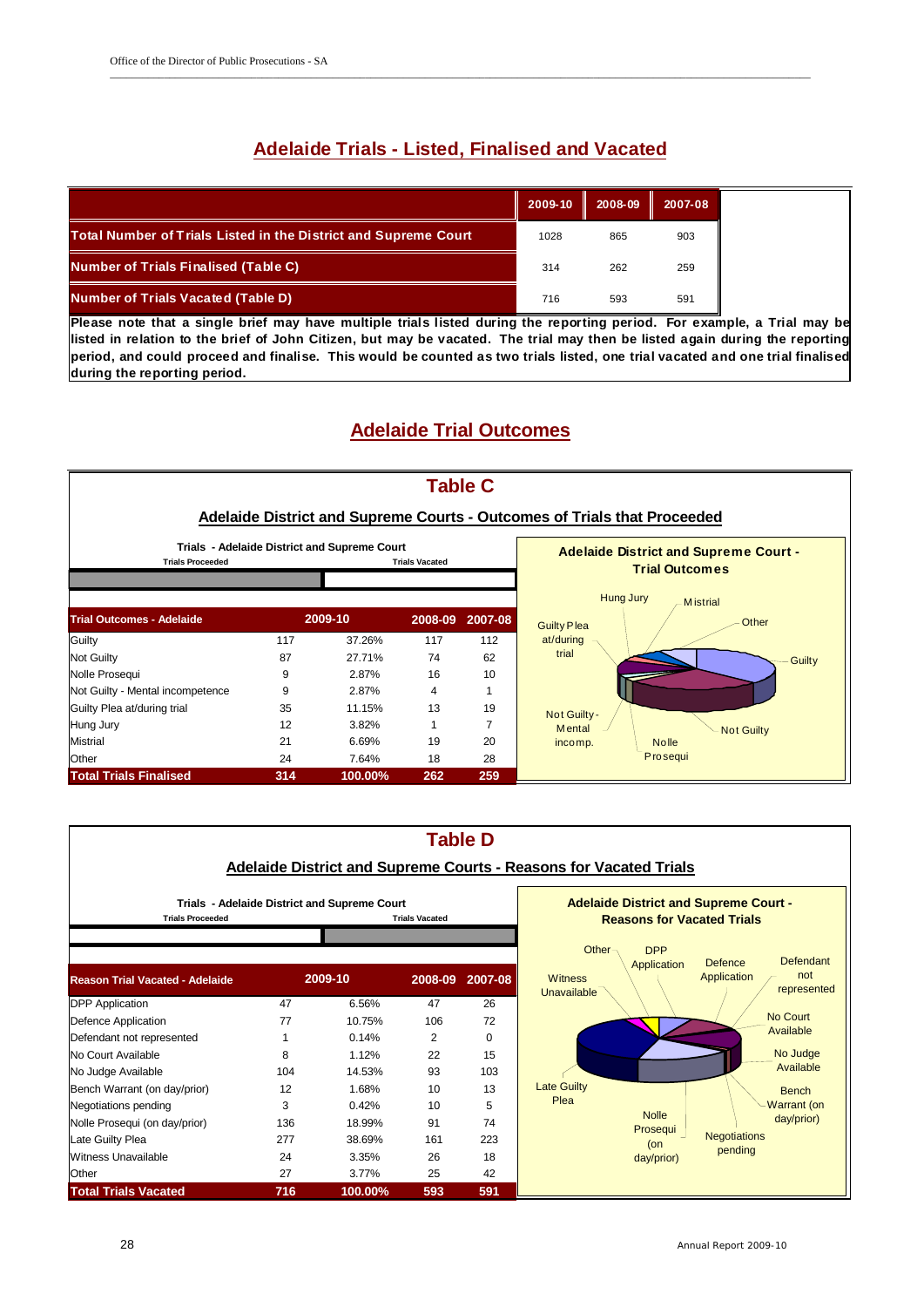## Adelaide Trials - Listed, Finalised and Vacated

| | 2009-10 | 2008-09 | 2007-08 |
|---|---|---|---|
| **Total Number of Trials Listed in the District and Supreme Court** | 1028 | 865 | 903 |
| **Number of Trials Finalised (Table C)** | 314 | 262 | 259 |
| **Number of Trials Vacated (Table D)** | 716 | 593 | 591 |

**Please note that a single brief may have multiple trials listed during the reporting period. For example, a Trial may be listed in relation to the brief of John Citizen, but may be vacated. The trial may then be listed again during the reporting period, and could proceed and finalise. This would be counted as two trials listed, one trial vacated and one trial finalised during the reporting period.**

## Adelaide Trial Outcomes

### Table C

#### Adelaide District and Supreme Courts - Outcomes of Trials that Proceeded

Trials - Adelaide District and Supreme Court

Trials Proceeded | Trials Vacated

| Trial Outcomes - Adelaide | 2009-10 | | 2008-09 | 2007-08 |
|---|---|---|---|---|
| Guilty | 117 | 37.26% | 117 | 112 |
| Not Guilty | 87 | 27.71% | 74 | 62 |
| Nolle Prosequi | 9 | 2.87% | 16 | 10 |
| Not Guilty - Mental incompetence | 9 | 2.87% | 4 | 1 |
| Guilty Plea at/during trial | 35 | 11.15% | 13 | 19 |
| Hung Jury | 12 | 3.82% | 1 | 7 |
| Mistrial | 21 | 6.69% | 19 | 20 |
| Other | 24 | 7.64% | 18 | 28 |
| **Total Trials Finalised** | **314** | **100.00%** | **262** | **259** |

Adelaide District and Supreme Court - Trial Outcomes

### Table D

#### Adelaide District and Supreme Courts - Reasons for Vacated Trials

Trials - Adelaide District and Supreme Court

Trials Proceeded | Trials Vacated

| Reason Trial Vacated - Adelaide | 2009-10 | | 2008-09 | 2007-08 |
|---|---|---|---|---|
| DPP Application | 47 | 6.56% | 47 | 26 |
| Defence Application | 77 | 10.75% | 106 | 72 |
| Defendant not represented | 1 | 0.14% | 2 | 0 |
| No Court Available | 8 | 1.12% | 22 | 15 |
| No Judge Available | 104 | 14.53% | 93 | 103 |
| Bench Warrant (on day/prior) | 12 | 1.68% | 10 | 13 |
| Negotiations pending | 3 | 0.42% | 10 | 5 |
| Nolle Prosequi (on day/prior) | 136 | 18.99% | 91 | 74 |
| Late Guilty Plea | 277 | 38.69% | 161 | 223 |
| Witness Unavailable | 24 | 3.35% | 26 | 18 |
| Other | 27 | 3.77% | 25 | 42 |
| **Total Trials Vacated** | **716** | **100.00%** | **593** | **591** |

Adelaide District and Supreme Court - Reasons for Vacated Trials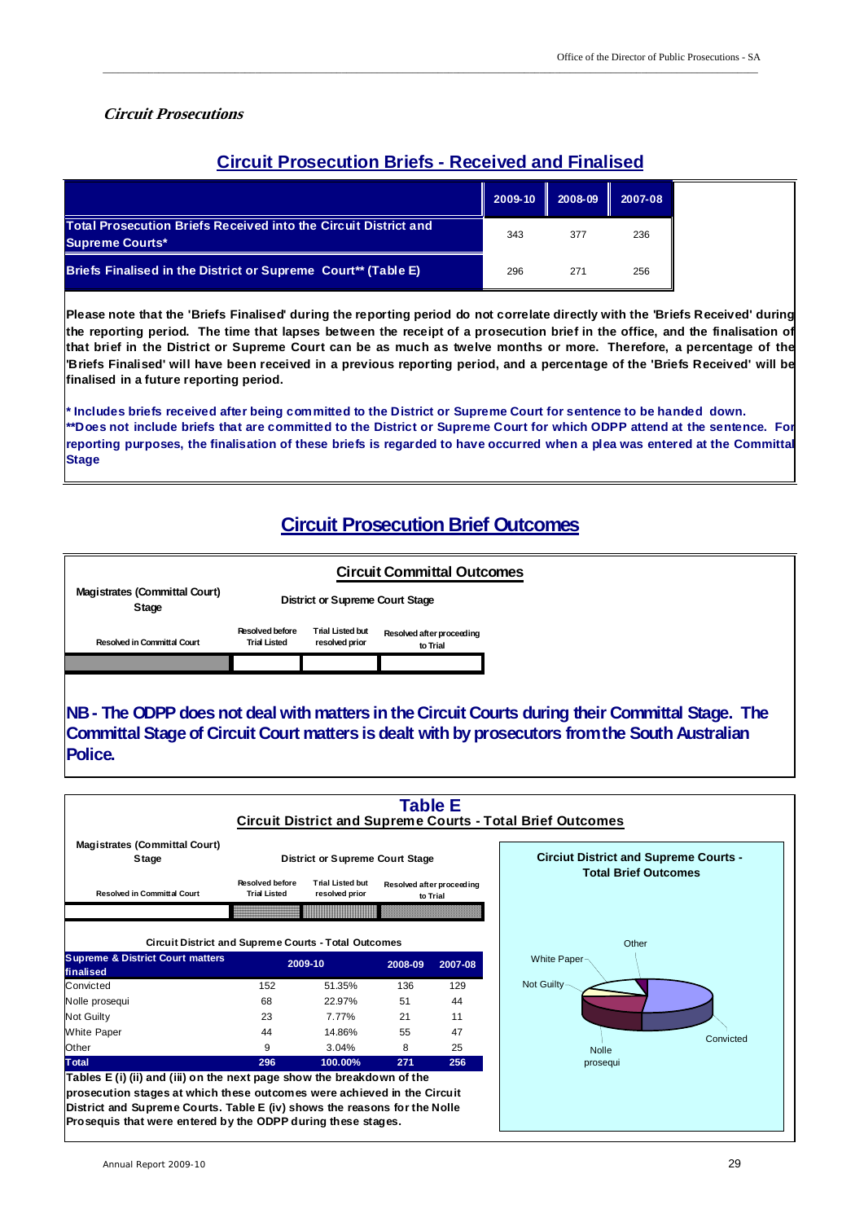*Circuit Prosecutions*

## Circuit Prosecution Briefs - Received and Finalised

| | 2009-10 | 2008-09 | 2007-08 |
|---|---|---|---|
| Total Prosecution Briefs Received into the Circuit District and Supreme Courts* | 343 | 377 | 236 |
| Briefs Finalised in the District or Supreme Court** (Table E) | 296 | 271 | 256 |

**Please note that the 'Briefs Finalised' during the reporting period do not correlate directly with the 'Briefs Received' during the reporting period. The time that lapses between the receipt of a prosecution brief in the office, and the finalisation of that brief in the District or Supreme Court can be as much as twelve months or more. Therefore, a percentage of the 'Briefs Finalised' will have been received in a previous reporting period, and a percentage of the 'Briefs Received' will be finalised in a future reporting period.**

**\* Includes briefs received after being committed to the District or Supreme Court for sentence to be handed down.**
**\*\*Does not include briefs that are committed to the District or Supreme Court for which ODPP attend at the sentence. For reporting purposes, the finalisation of these briefs is regarded to have occurred when a plea was entered at the Committal Stage**

## Circuit Prosecution Brief Outcomes

### Circuit Committal Outcomes

| Magistrates (Committal Court) Stage | District or Supreme Court Stage | | |
|---|---|---|---|
| Resolved in Committal Court | Resolved before Trial Listed | Trial Listed but resolved prior | Resolved after proceeding to Trial |
| | | | |

**NB - The ODPP does not deal with matters in the Circuit Courts during their Committal Stage. The Committal Stage of Circuit Court matters is dealt with by prosecutors from the South Australian Police.**

### Table E
### Circuit District and Supreme Courts - Total Brief Outcomes

| Magistrates (Committal Court) Stage | District or Supreme Court Stage | | |
|---|---|---|---|
| Resolved in Committal Court | Resolved before Trial Listed | Trial Listed but resolved prior | Resolved after proceeding to Trial |
| | | | |

**Circuit District and Supreme Courts - Total Outcomes**

| Supreme & District Court matters finalised | 2009-10 | | 2008-09 | 2007-08 |
|---|---|---|---|---|
| Convicted | 152 | 51.35% | 136 | 129 |
| Nolle prosequi | 68 | 22.97% | 51 | 44 |
| Not Guilty | 23 | 7.77% | 21 | 11 |
| White Paper | 44 | 14.86% | 55 | 47 |
| Other | 9 | 3.04% | 8 | 25 |
| **Total** | **296** | **100.00%** | **271** | **256** |

**Tables E (i) (ii) and (iii) on the next page show the breakdown of the prosecution stages at which these outcomes were achieved in the Circuit District and Supreme Courts. Table E (iv) shows the reasons for the Nolle Prosequis that were entered by the ODPP during these stages.**

**Ciricuit District and Supreme Courts - Total Brief Outcomes**

Other, White Paper, Not Guilty, Nolle prosequi, Convicted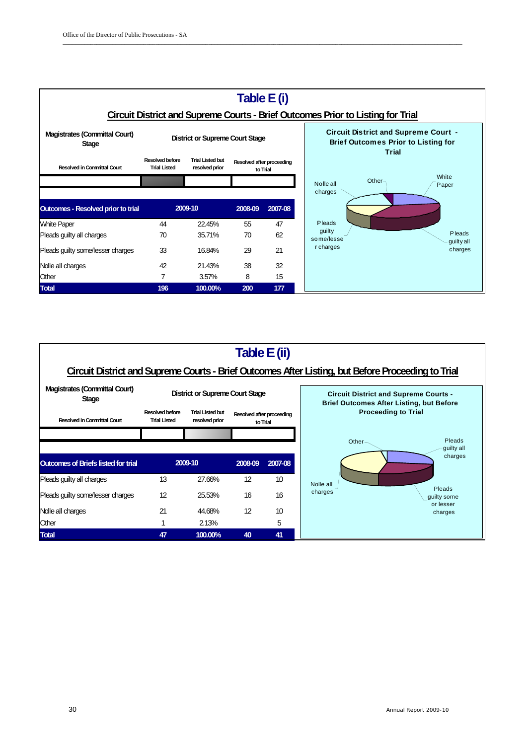## Table E (i)

### Circuit District and Supreme Courts - Brief Outcomes Prior to Listing for Trial

| Magistrates (Committal Court) Stage | District or Supreme Court Stage | | | |
|---|---|---|---|---|
| Resolved in Committal Court | Resolved before Trial Listed | Trial Listed but resolved prior | Resolved after proceeding to Trial | |

| Outcomes - Resolved prior to trial | 2009-10 | | 2008-09 | 2007-08 |
|---|---|---|---|---|
| White Paper | 44 | 22.45% | 55 | 47 |
| Pleads guilty all charges | 70 | 35.71% | 70 | 62 |
| Pleads guilty some/lesser charges | 33 | 16.84% | 29 | 21 |
| Nolle all charges | 42 | 21.43% | 38 | 32 |
| Other | 7 | 3.57% | 8 | 15 |
| **Total** | **196** | **100.00%** | **200** | **177** |

**Circuit District and Supreme Court - Brief Outcomes Prior to Listing for Trial**

Chart labels: White Paper; Pleads guilty all charges; Pleads guilty some/lesser charges; Nolle all charges; Other

## Table E (ii)

### Circuit District and Supreme Courts - Brief Outcomes After Listing, but Before Proceeding to Trial

| Magistrates (Committal Court) Stage | District or Supreme Court Stage | | | |
|---|---|---|---|---|
| Resolved in Committal Court | Resolved before Trial Listed | Trial Listed but resolved prior | Resolved after proceeding to Trial | |

| Outcomes of Briefs listed for trial | 2009-10 | | 2008-09 | 2007-08 |
|---|---|---|---|---|
| Pleads guilty all charges | 13 | 27.66% | 12 | 10 |
| Pleads guilty some/lesser charges | 12 | 25.53% | 16 | 16 |
| Nolle all charges | 21 | 44.68% | 12 | 10 |
| Other | 1 | 2.13% | | 5 |
| **Total** | **47** | **100.00%** | **40** | **41** |

**Circuit District and Supreme Courts - Brief Outcomes After Listing, but Before Proceeding to Trial**

Chart labels: Pleads guilty all charges; Pleads guilty some or lesser charges; Nolle all charges; Other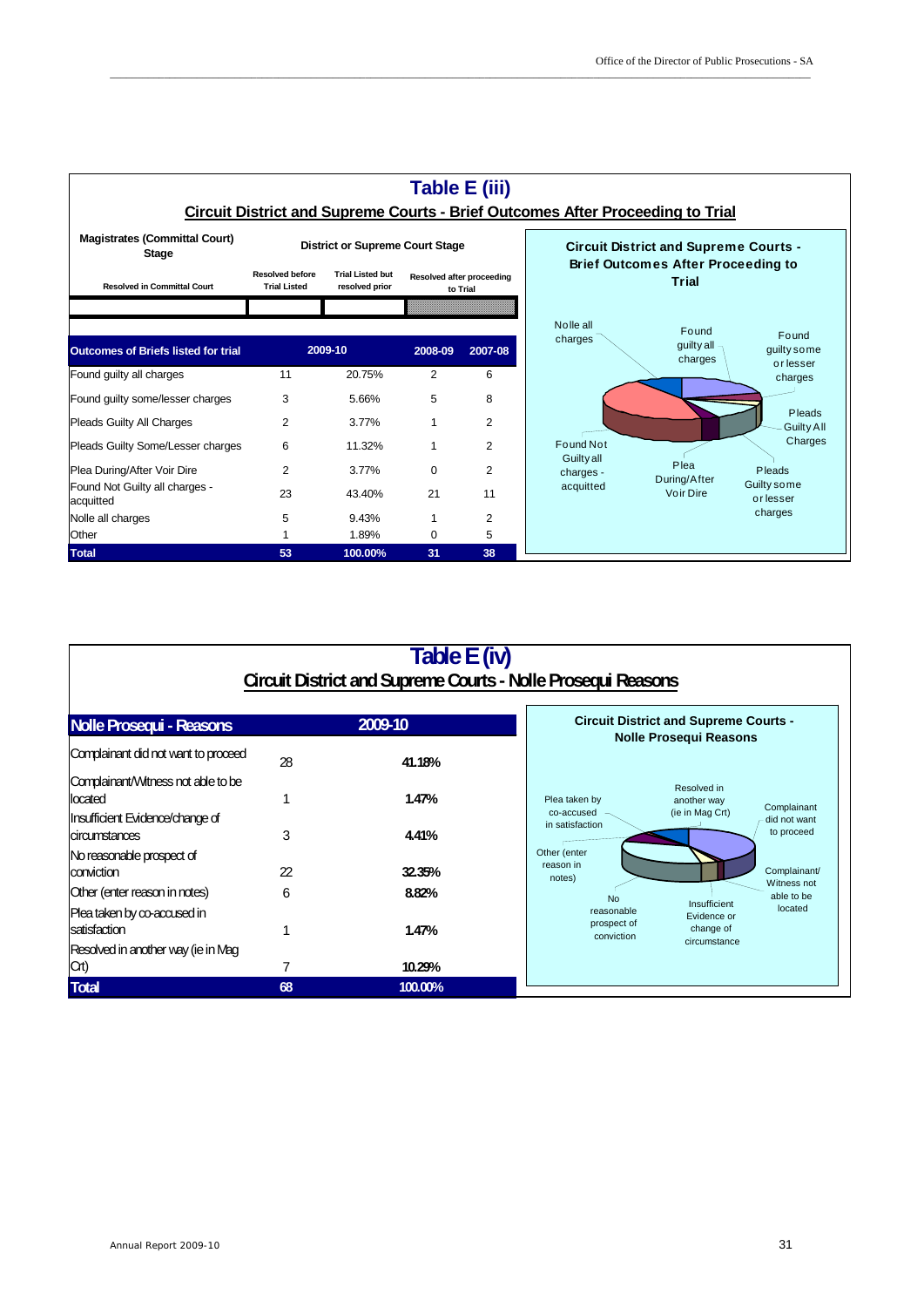## Table E (iii)

### Circuit District and Supreme Courts - Brief Outcomes After Proceeding to Trial

| Magistrates (Committal Court) Stage | District or Supreme Court Stage | | |
|---|---|---|---|
| Resolved in Committal Court | Resolved before Trial Listed | Trial Listed but resolved prior | Resolved after proceeding to Trial |

| Outcomes of Briefs listed for trial | 2009-10 | | 2008-09 | 2007-08 |
|---|---|---|---|---|
| Found guilty all charges | 11 | 20.75% | 2 | 6 |
| Found guilty some/lesser charges | 3 | 5.66% | 5 | 8 |
| Pleads Guilty All Charges | 2 | 3.77% | 1 | 2 |
| Pleads Guilty Some/Lesser charges | 6 | 11.32% | 1 | 2 |
| Plea During/After Voir Dire | 2 | 3.77% | 0 | 2 |
| Found Not Guilty all charges - acquitted | 23 | 43.40% | 21 | 11 |
| Nolle all charges | 5 | 9.43% | 1 | 2 |
| Other | 1 | 1.89% | 0 | 5 |
| **Total** | **53** | **100.00%** | **31** | **38** |

**Circuit District and Supreme Courts - Brief Outcomes After Proceeding to Trial**

Nolle all charges; Found guilty all charges; Found guilty some or lesser charges; Pleads Guilty All Charges; Pleads Guilty some or lesser charges; Plea During/After Voir Dire; Found Not Guilty all charges - acquitted

## Table E (iv)

### Circuit District and Supreme Courts - Nolle Prosequi Reasons

| Nolle Prosequi - Reasons | 2009-10 | |
|---|---|---|
| Complainant did not want to proceed | 28 | 41.18% |
| Complainant/Witness not able to be located | 1 | 1.47% |
| Insufficient Evidence/change of circumstances | 3 | 4.41% |
| No reasonable prospect of conviction | 22 | 32.35% |
| Other (enter reason in notes) | 6 | 8.82% |
| Plea taken by co-accused in satisfaction | 1 | 1.47% |
| Resolved in another way (ie in Mag Crt) | 7 | 10.29% |
| **Total** | **68** | **100.00%** |

**Circuit District and Supreme Courts - Nolle Prosequi Reasons**

Resolved in another way (ie in Mag Crt); Complainant did not want to proceed; Complainant/ Witness not able to be located; Insufficient Evidence or change of circumstance; No reasonable prospect of conviction; Other (enter reason in notes); Plea taken by co-accused in satisfaction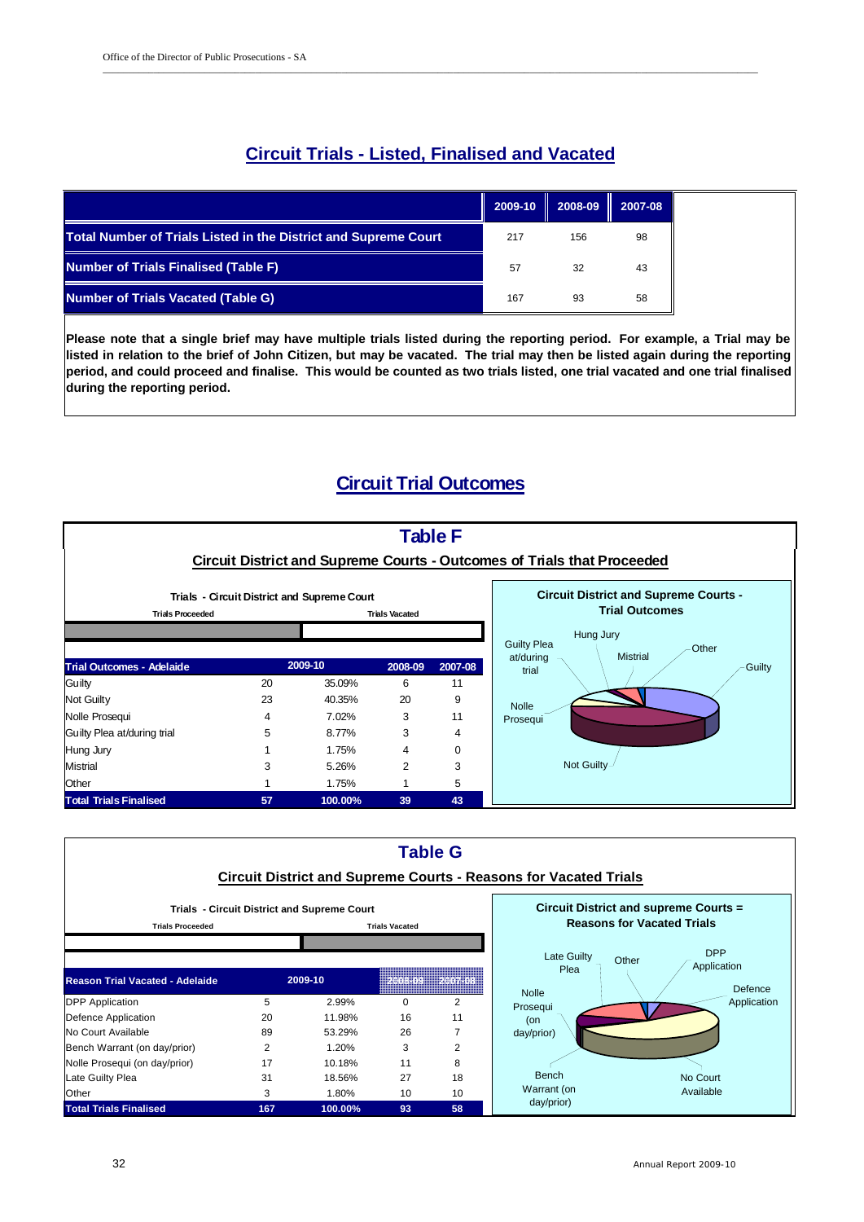## Circuit Trials - Listed, Finalised and Vacated

| | 2009-10 | 2008-09 | 2007-08 |
|---|---|---|---|
| **Total Number of Trials Listed in the District and Supreme Court** | 217 | 156 | 98 |
| **Number of Trials Finalised (Table F)** | 57 | 32 | 43 |
| **Number of Trials Vacated (Table G)** | 167 | 93 | 58 |

**Please note that a single brief may have multiple trials listed during the reporting period. For example, a Trial may be listed in relation to the brief of John Citizen, but may be vacated. The trial may then be listed again during the reporting period, and could proceed and finalise. This would be counted as two trials listed, one trial vacated and one trial finalised during the reporting period.**

## Circuit Trial Outcomes

### Table F

**Circuit District and Supreme Courts - Outcomes of Trials that Proceeded**

Trials - Circuit District and Supreme Court

Trials Proceeded | Trials Vacated

| Trial Outcomes - Adelaide | 2009-10 | | 2008-09 | 2007-08 |
|---|---|---|---|---|
| Guilty | 20 | 35.09% | 6 | 11 |
| Not Guilty | 23 | 40.35% | 20 | 9 |
| Nolle Prosequi | 4 | 7.02% | 3 | 11 |
| Guilty Plea at/during trial | 5 | 8.77% | 3 | 4 |
| Hung Jury | 1 | 1.75% | 4 | 0 |
| Mistrial | 3 | 5.26% | 2 | 3 |
| Other | 1 | 1.75% | 1 | 5 |
| **Total Trials Finalised** | **57** | **100.00%** | **39** | **43** |

**Circuit District and Supreme Courts - Trial Outcomes**

Guilty Plea at/during trial, Hung Jury, Mistrial, Other, Guilty, Nolle Prosequi, Not Guilty

### Table G

**Circuit District and Supreme Courts - Reasons for Vacated Trials**

Trials - Circuit District and Supreme Court

Trials Proceeded | Trials Vacated

| Reason Trial Vacated - Adelaide | 2009-10 | | 2008-09 | 2007-08 |
|---|---|---|---|---|
| DPP Application | 5 | 2.99% | 0 | 2 |
| Defence Application | 20 | 11.98% | 16 | 11 |
| No Court Available | 89 | 53.29% | 26 | 7 |
| Bench Warrant (on day/prior) | 2 | 1.20% | 3 | 2 |
| Nolle Prosequi (on day/prior) | 17 | 10.18% | 11 | 8 |
| Late Guilty Plea | 31 | 18.56% | 27 | 18 |
| Other | 3 | 1.80% | 10 | 10 |
| **Total Trials Finalised** | **167** | **100.00%** | **93** | **58** |

**Circuit District and supreme Courts = Reasons for Vacated Trials**

Late Guilty Plea, Other, DPP Application, Defence Application, Nolle Prosequi (on day/prior), Bench Warrant (on day/prior), No Court Available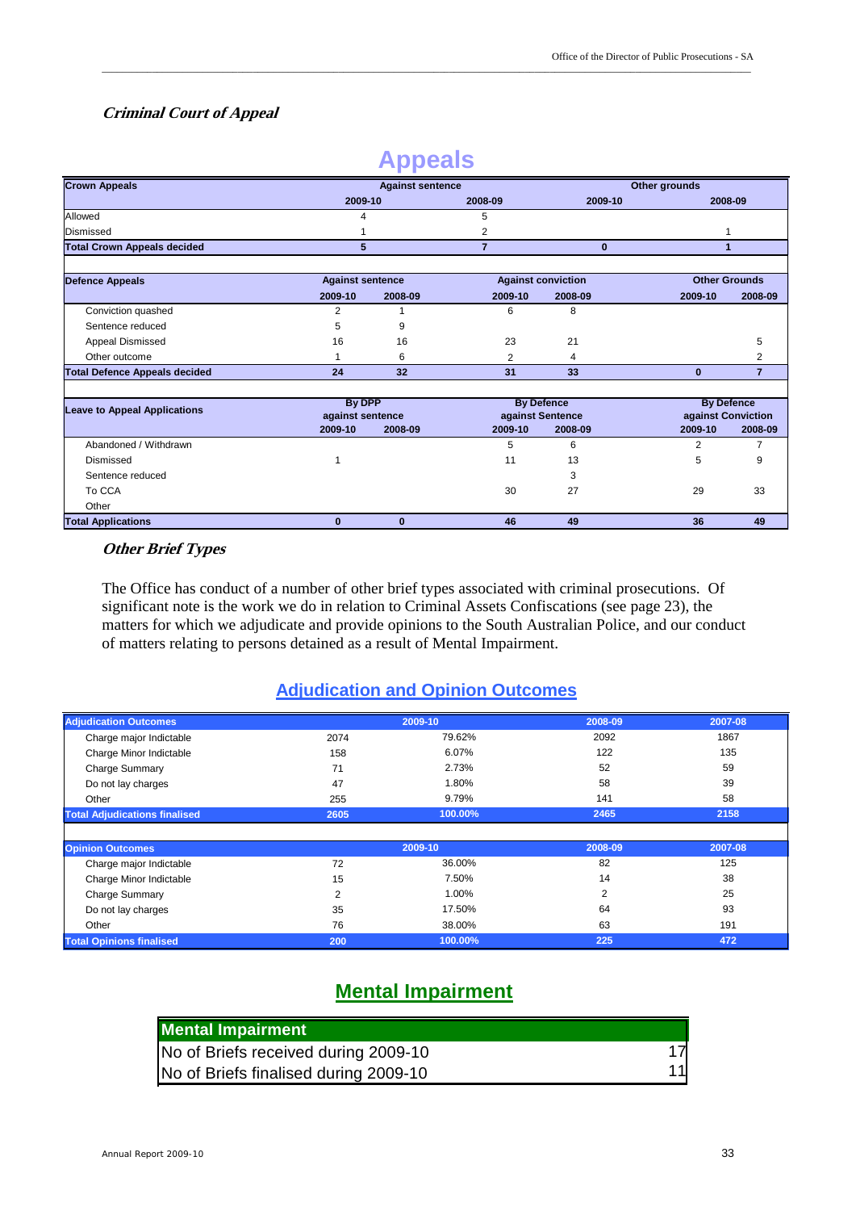### *Criminal Court of Appeal*

## Appeals

| Crown Appeals | Against sentence | | Other grounds | |
|---|---|---|---|---|
| | 2009-10 | 2008-09 | 2009-10 | 2008-09 |
| Allowed | 4 | 5 | | |
| Dismissed | 1 | 2 | | 1 |
| **Total Crown Appeals decided** | **5** | **7** | **0** | **1** |

| Defence Appeals | Against sentence | | Against conviction | | Other Grounds | |
|---|---|---|---|---|---|---|
| | 2009-10 | 2008-09 | 2009-10 | 2008-09 | 2009-10 | 2008-09 |
| Conviction quashed | 2 | 1 | 6 | 8 | | |
| Sentence reduced | 5 | 9 | | | | |
| Appeal Dismissed | 16 | 16 | 23 | 21 | | 5 |
| Other outcome | 1 | 6 | 2 | 4 | | 2 |
| **Total Defence Appeals decided** | **24** | **32** | **31** | **33** | **0** | **7** |

| Leave to Appeal Applications | By DPP against sentence | | By Defence against Sentence | | By Defence against Conviction | |
|---|---|---|---|---|---|---|
| | 2009-10 | 2008-09 | 2009-10 | 2008-09 | 2009-10 | 2008-09 |
| Abandoned / Withdrawn | | | 5 | 6 | 2 | 7 |
| Dismissed | 1 | | 11 | 13 | 5 | 9 |
| Sentence reduced | | | | 3 | | |
| To CCA | | | 30 | 27 | 29 | 33 |
| Other | | | | | | |
| **Total Applications** | **0** | **0** | **46** | **49** | **36** | **49** |

### *Other Brief Types*

The Office has conduct of a number of other brief types associated with criminal prosecutions. Of significant note is the work we do in relation to Criminal Assets Confiscations (see page 23), the matters for which we adjudicate and provide opinions to the South Australian Police, and our conduct of matters relating to persons detained as a result of Mental Impairment.

## Adjudication and Opinion Outcomes

| Adjudication Outcomes | 2009-10 | | 2008-09 | 2007-08 |
|---|---|---|---|---|
| Charge major Indictable | 2074 | 79.62% | 2092 | 1867 |
| Charge Minor Indictable | 158 | 6.07% | 122 | 135 |
| Charge Summary | 71 | 2.73% | 52 | 59 |
| Do not lay charges | 47 | 1.80% | 58 | 39 |
| Other | 255 | 9.79% | 141 | 58 |
| **Total Adjudications finalised** | **2605** | **100.00%** | **2465** | **2158** |

| Opinion Outcomes | 2009-10 | | 2008-09 | 2007-08 |
|---|---|---|---|---|
| Charge major Indictable | 72 | 36.00% | 82 | 125 |
| Charge Minor Indictable | 15 | 7.50% | 14 | 38 |
| Charge Summary | 2 | 1.00% | 2 | 25 |
| Do not lay charges | 35 | 17.50% | 64 | 93 |
| Other | 76 | 38.00% | 63 | 191 |
| **Total Opinions finalised** | **200** | **100.00%** | **225** | **472** |

## Mental Impairment

| Mental Impairment | |
|---|---|
| No of Briefs received during 2009-10 | 17 |
| No of Briefs finalised during 2009-10 | 11 |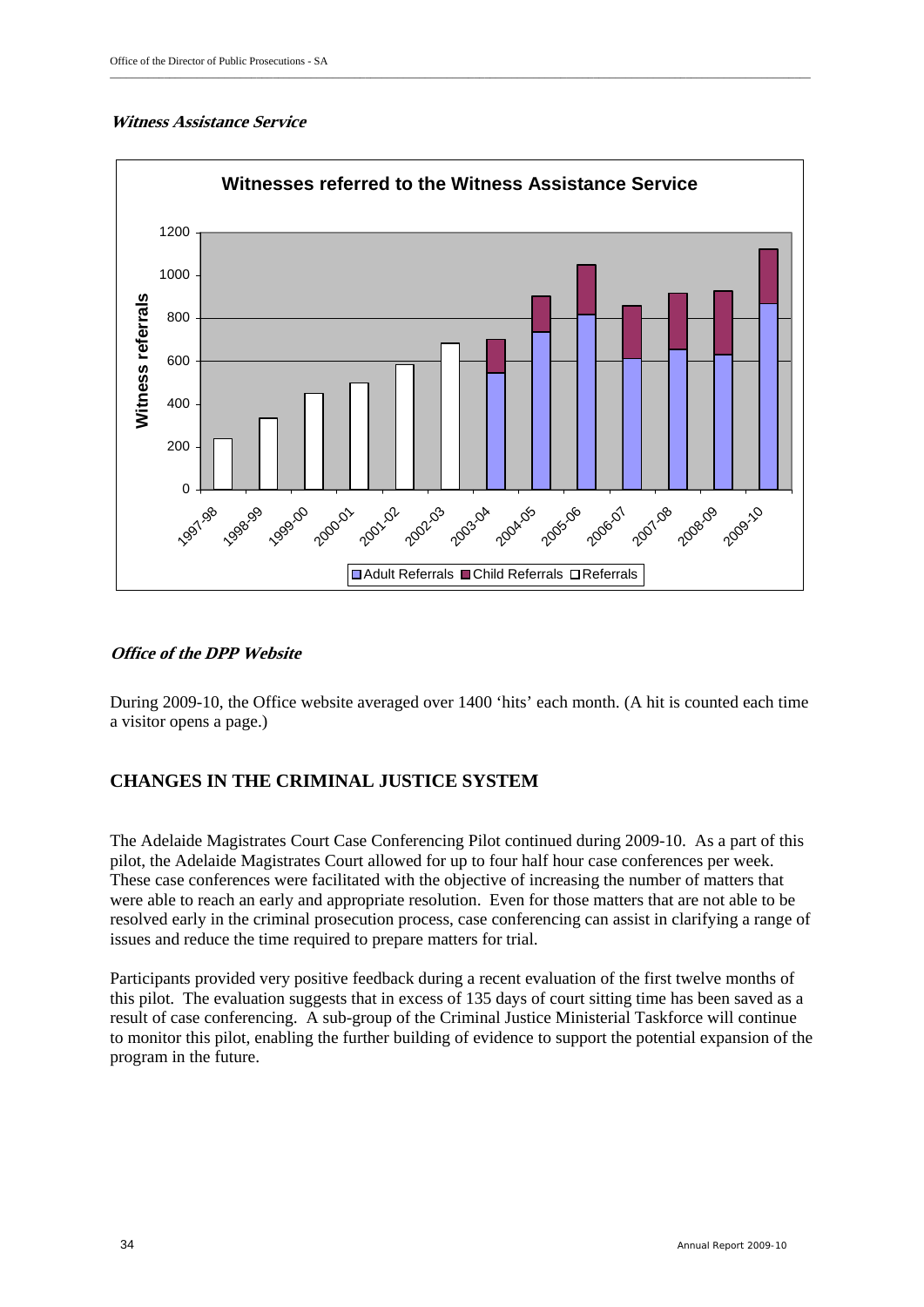***Witness Assistance Service***

**Witnesses referred to the Witness Assistance Service**

*Office of the DPP Website*

During 2009-10, the Office website averaged over 1400 'hits' each month. (A hit is counted each time a visitor opens a page.)

## CHANGES IN THE CRIMINAL JUSTICE SYSTEM

The Adelaide Magistrates Court Case Conferencing Pilot continued during 2009-10. As a part of this pilot, the Adelaide Magistrates Court allowed for up to four half hour case conferences per week. These case conferences were facilitated with the objective of increasing the number of matters that were able to reach an early and appropriate resolution. Even for those matters that are not able to be resolved early in the criminal prosecution process, case conferencing can assist in clarifying a range of issues and reduce the time required to prepare matters for trial.

Participants provided very positive feedback during a recent evaluation of the first twelve months of this pilot. The evaluation suggests that in excess of 135 days of court sitting time has been saved as a result of case conferencing. A sub-group of the Criminal Justice Ministerial Taskforce will continue to monitor this pilot, enabling the further building of evidence to support the potential expansion of the program in the future.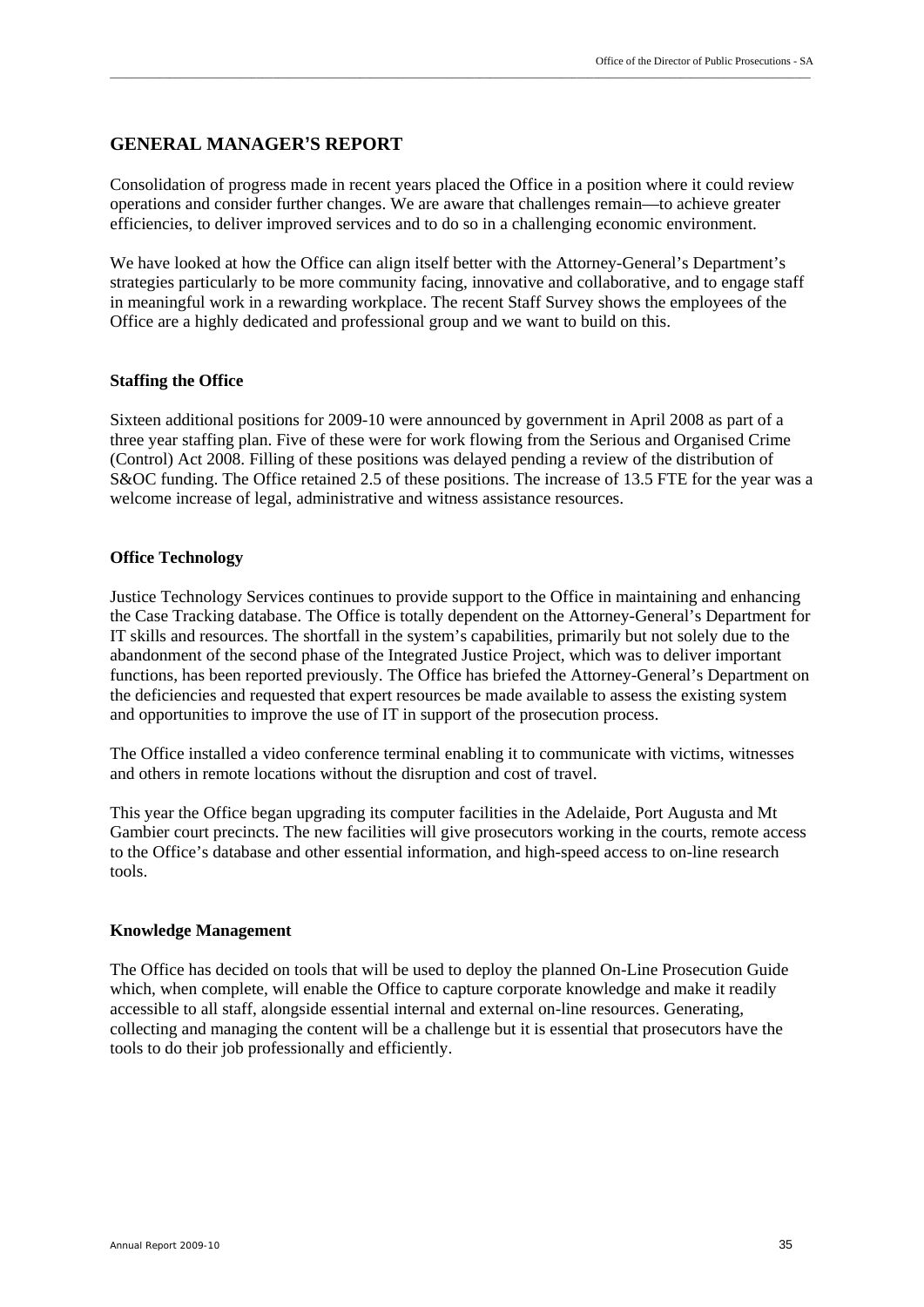## GENERAL MANAGER'S REPORT

Consolidation of progress made in recent years placed the Office in a position where it could review operations and consider further changes. We are aware that challenges remain—to achieve greater efficiencies, to deliver improved services and to do so in a challenging economic environment.

We have looked at how the Office can align itself better with the Attorney-General's Department's strategies particularly to be more community facing, innovative and collaborative, and to engage staff in meaningful work in a rewarding workplace. The recent Staff Survey shows the employees of the Office are a highly dedicated and professional group and we want to build on this.

### Staffing the Office

Sixteen additional positions for 2009-10 were announced by government in April 2008 as part of a three year staffing plan. Five of these were for work flowing from the Serious and Organised Crime (Control) Act 2008. Filling of these positions was delayed pending a review of the distribution of S&OC funding. The Office retained 2.5 of these positions. The increase of 13.5 FTE for the year was a welcome increase of legal, administrative and witness assistance resources.

### Office Technology

Justice Technology Services continues to provide support to the Office in maintaining and enhancing the Case Tracking database. The Office is totally dependent on the Attorney-General's Department for IT skills and resources. The shortfall in the system's capabilities, primarily but not solely due to the abandonment of the second phase of the Integrated Justice Project, which was to deliver important functions, has been reported previously. The Office has briefed the Attorney-General's Department on the deficiencies and requested that expert resources be made available to assess the existing system and opportunities to improve the use of IT in support of the prosecution process.

The Office installed a video conference terminal enabling it to communicate with victims, witnesses and others in remote locations without the disruption and cost of travel.

This year the Office began upgrading its computer facilities in the Adelaide, Port Augusta and Mt Gambier court precincts. The new facilities will give prosecutors working in the courts, remote access to the Office's database and other essential information, and high-speed access to on-line research tools.

### Knowledge Management

The Office has decided on tools that will be used to deploy the planned On-Line Prosecution Guide which, when complete, will enable the Office to capture corporate knowledge and make it readily accessible to all staff, alongside essential internal and external on-line resources. Generating, collecting and managing the content will be a challenge but it is essential that prosecutors have the tools to do their job professionally and efficiently.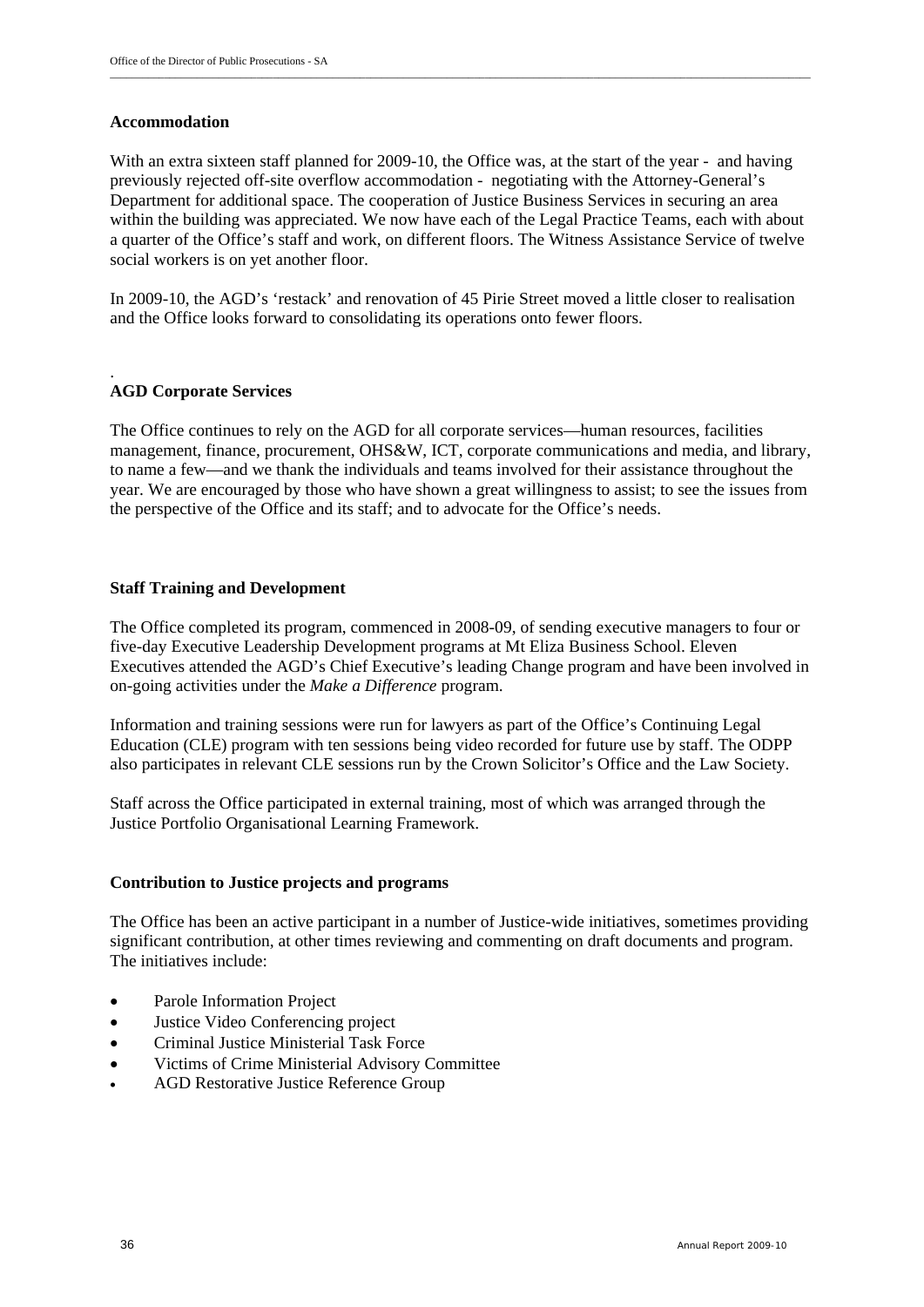### Accommodation

With an extra sixteen staff planned for 2009-10, the Office was, at the start of the year - and having previously rejected off-site overflow accommodation - negotiating with the Attorney-General's Department for additional space. The cooperation of Justice Business Services in securing an area within the building was appreciated. We now have each of the Legal Practice Teams, each with about a quarter of the Office's staff and work, on different floors. The Witness Assistance Service of twelve social workers is on yet another floor.

In 2009-10, the AGD's 'restack' and renovation of 45 Pirie Street moved a little closer to realisation and the Office looks forward to consolidating its operations onto fewer floors.

.

### AGD Corporate Services

The Office continues to rely on the AGD for all corporate services—human resources, facilities management, finance, procurement, OHS&W, ICT, corporate communications and media, and library, to name a few—and we thank the individuals and teams involved for their assistance throughout the year. We are encouraged by those who have shown a great willingness to assist; to see the issues from the perspective of the Office and its staff; and to advocate for the Office's needs.

### Staff Training and Development

The Office completed its program, commenced in 2008-09, of sending executive managers to four or five-day Executive Leadership Development programs at Mt Eliza Business School. Eleven Executives attended the AGD's Chief Executive's leading Change program and have been involved in on-going activities under the *Make a Difference* program.

Information and training sessions were run for lawyers as part of the Office's Continuing Legal Education (CLE) program with ten sessions being video recorded for future use by staff. The ODPP also participates in relevant CLE sessions run by the Crown Solicitor's Office and the Law Society.

Staff across the Office participated in external training, most of which was arranged through the Justice Portfolio Organisational Learning Framework.

### Contribution to Justice projects and programs

The Office has been an active participant in a number of Justice-wide initiatives, sometimes providing significant contribution, at other times reviewing and commenting on draft documents and program. The initiatives include:

- Parole Information Project
- Justice Video Conferencing project
- Criminal Justice Ministerial Task Force
- Victims of Crime Ministerial Advisory Committee
- AGD Restorative Justice Reference Group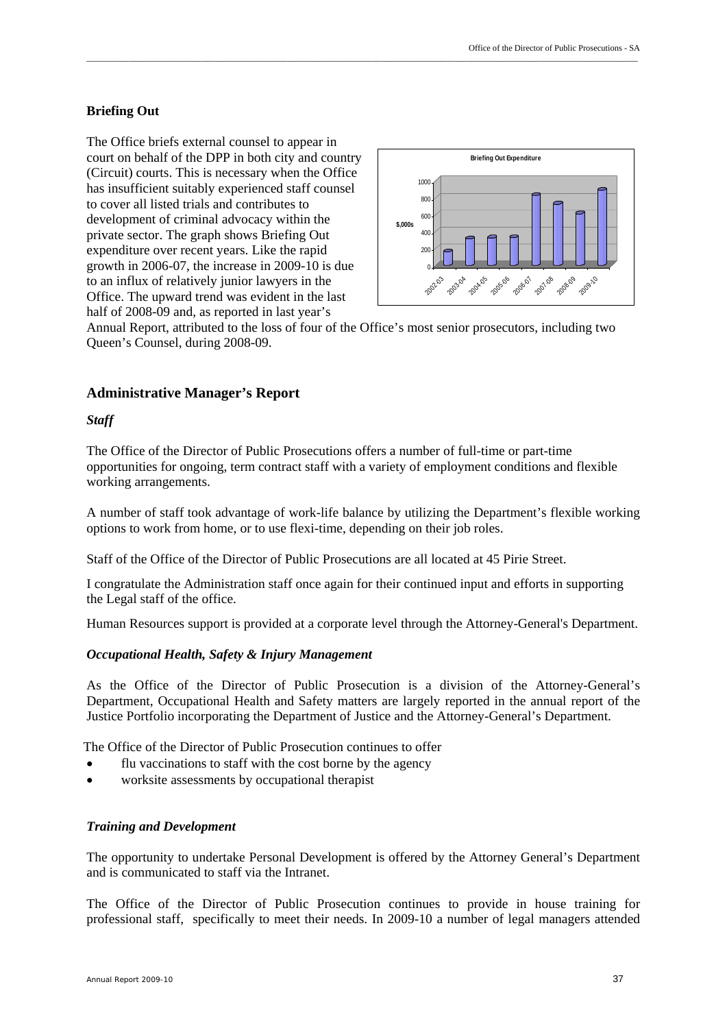## Briefing Out

The Office briefs external counsel to appear in court on behalf of the DPP in both city and country (Circuit) courts. This is necessary when the Office has insufficient suitably experienced staff counsel to cover all listed trials and contributes to development of criminal advocacy within the private sector. The graph shows Briefing Out expenditure over recent years. Like the rapid growth in 2006-07, the increase in 2009-10 is due to an influx of relatively junior lawyers in the Office. The upward trend was evident in the last half of 2008-09 and, as reported in last year's Annual Report, attributed to the loss of four of the Office's most senior prosecutors, including two Queen's Counsel, during 2008-09.

## Administrative Manager's Report

### *Staff*

The Office of the Director of Public Prosecutions offers a number of full-time or part-time opportunities for ongoing, term contract staff with a variety of employment conditions and flexible working arrangements.

A number of staff took advantage of work-life balance by utilizing the Department's flexible working options to work from home, or to use flexi-time, depending on their job roles.

Staff of the Office of the Director of Public Prosecutions are all located at 45 Pirie Street.

I congratulate the Administration staff once again for their continued input and efforts in supporting the Legal staff of the office.

Human Resources support is provided at a corporate level through the Attorney-General's Department.

### *Occupational Health, Safety & Injury Management*

As the Office of the Director of Public Prosecution is a division of the Attorney-General's Department, Occupational Health and Safety matters are largely reported in the annual report of the Justice Portfolio incorporating the Department of Justice and the Attorney-General's Department.

The Office of the Director of Public Prosecution continues to offer

- flu vaccinations to staff with the cost borne by the agency
- worksite assessments by occupational therapist

### *Training and Development*

The opportunity to undertake Personal Development is offered by the Attorney General's Department and is communicated to staff via the Intranet.

The Office of the Director of Public Prosecution continues to provide in house training for professional staff, specifically to meet their needs. In 2009-10 a number of legal managers attended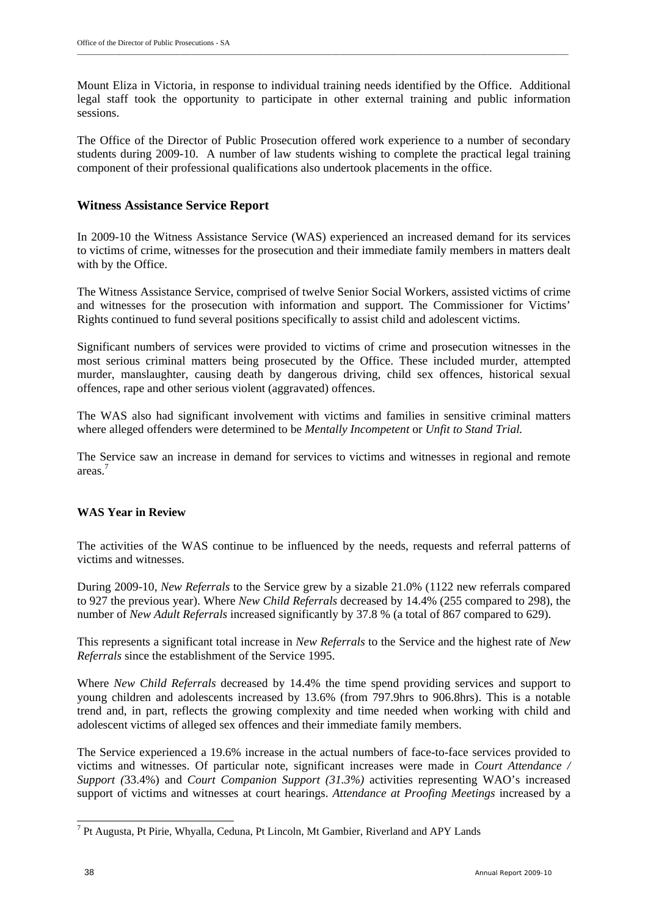Mount Eliza in Victoria, in response to individual training needs identified by the Office. Additional legal staff took the opportunity to participate in other external training and public information sessions.

The Office of the Director of Public Prosecution offered work experience to a number of secondary students during 2009-10. A number of law students wishing to complete the practical legal training component of their professional qualifications also undertook placements in the office.

## Witness Assistance Service Report

In 2009-10 the Witness Assistance Service (WAS) experienced an increased demand for its services to victims of crime, witnesses for the prosecution and their immediate family members in matters dealt with by the Office.

The Witness Assistance Service, comprised of twelve Senior Social Workers, assisted victims of crime and witnesses for the prosecution with information and support. The Commissioner for Victims' Rights continued to fund several positions specifically to assist child and adolescent victims.

Significant numbers of services were provided to victims of crime and prosecution witnesses in the most serious criminal matters being prosecuted by the Office. These included murder, attempted murder, manslaughter, causing death by dangerous driving, child sex offences, historical sexual offences, rape and other serious violent (aggravated) offences.

The WAS also had significant involvement with victims and families in sensitive criminal matters where alleged offenders were determined to be *Mentally Incompetent* or *Unfit to Stand Trial.*

The Service saw an increase in demand for services to victims and witnesses in regional and remote areas.[7]

### WAS Year in Review

The activities of the WAS continue to be influenced by the needs, requests and referral patterns of victims and witnesses.

During 2009-10, *New Referrals* to the Service grew by a sizable 21.0% (1122 new referrals compared to 927 the previous year). Where *New Child Referrals* decreased by 14.4% (255 compared to 298), the number of *New Adult Referrals* increased significantly by 37.8 % (a total of 867 compared to 629).

This represents a significant total increase in *New Referrals* to the Service and the highest rate of *New Referrals* since the establishment of the Service 1995.

Where *New Child Referrals* decreased by 14.4% the time spend providing services and support to young children and adolescents increased by 13.6% (from 797.9hrs to 906.8hrs). This is a notable trend and, in part, reflects the growing complexity and time needed when working with child and adolescent victims of alleged sex offences and their immediate family members.

The Service experienced a 19.6% increase in the actual numbers of face-to-face services provided to victims and witnesses. Of particular note, significant increases were made in *Court Attendance / Support (*33.4%) and *Court Companion Support (31.3%)* activities representing WAO's increased support of victims and witnesses at court hearings. *Attendance at Proofing Meetings* increased by a

---

[7] Pt Augusta, Pt Pirie, Whyalla, Ceduna, Pt Lincoln, Mt Gambier, Riverland and APY Lands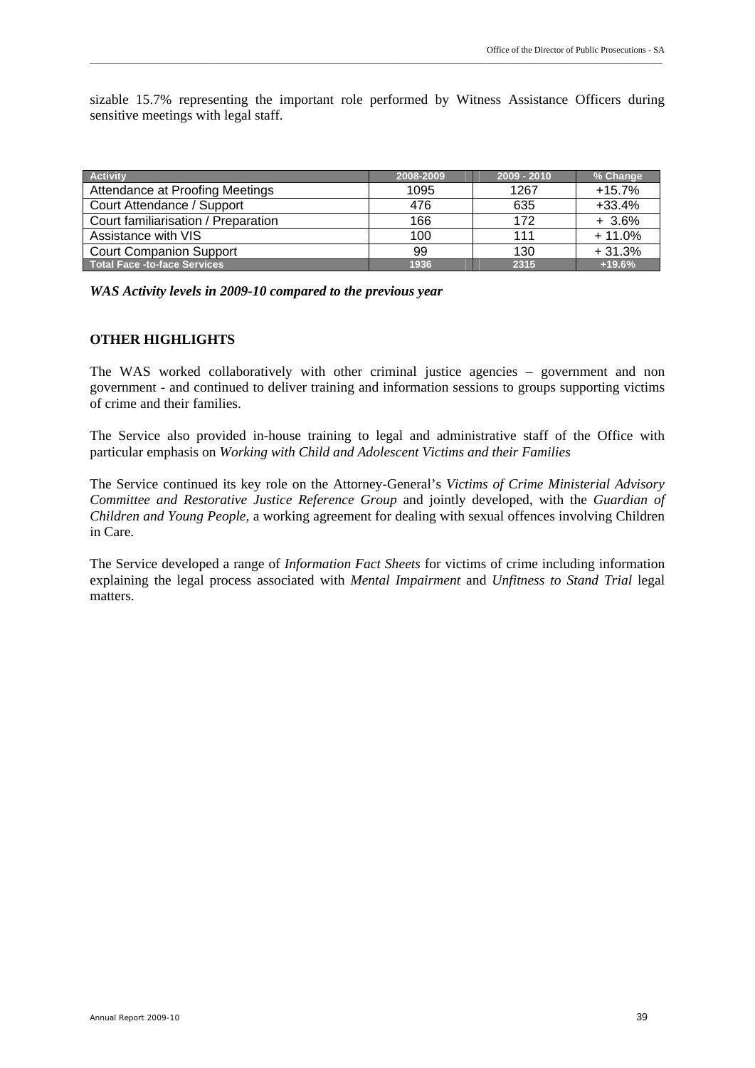sizable 15.7% representing the important role performed by Witness Assistance Officers during sensitive meetings with legal staff.

| Activity | 2008-2009 | 2009 - 2010 | % Change |
|---|---|---|---|
| Attendance at Proofing Meetings | 1095 | 1267 | +15.7% |
| Court Attendance / Support | 476 | 635 | +33.4% |
| Court familiarisation / Preparation | 166 | 172 | + 3.6% |
| Assistance with VIS | 100 | 111 | + 11.0% |
| Court Companion Support | 99 | 130 | + 31.3% |
| **Total Face -to-face Services** | **1936** | **2315** | **+19.6%** |

***WAS Activity levels in 2009-10 compared to the previous year***

**OTHER HIGHLIGHTS**

The WAS worked collaboratively with other criminal justice agencies – government and non government - and continued to deliver training and information sessions to groups supporting victims of crime and their families.

The Service also provided in-house training to legal and administrative staff of the Office with particular emphasis on *Working with Child and Adolescent Victims and their Families*

The Service continued its key role on the Attorney-General's *Victims of Crime Ministerial Advisory Committee and Restorative Justice Reference Group* and jointly developed, with the *Guardian of Children and Young People*, a working agreement for dealing with sexual offences involving Children in Care.

The Service developed a range of *Information Fact Sheets* for victims of crime including information explaining the legal process associated with *Mental Impairment* and *Unfitness to Stand Trial* legal matters.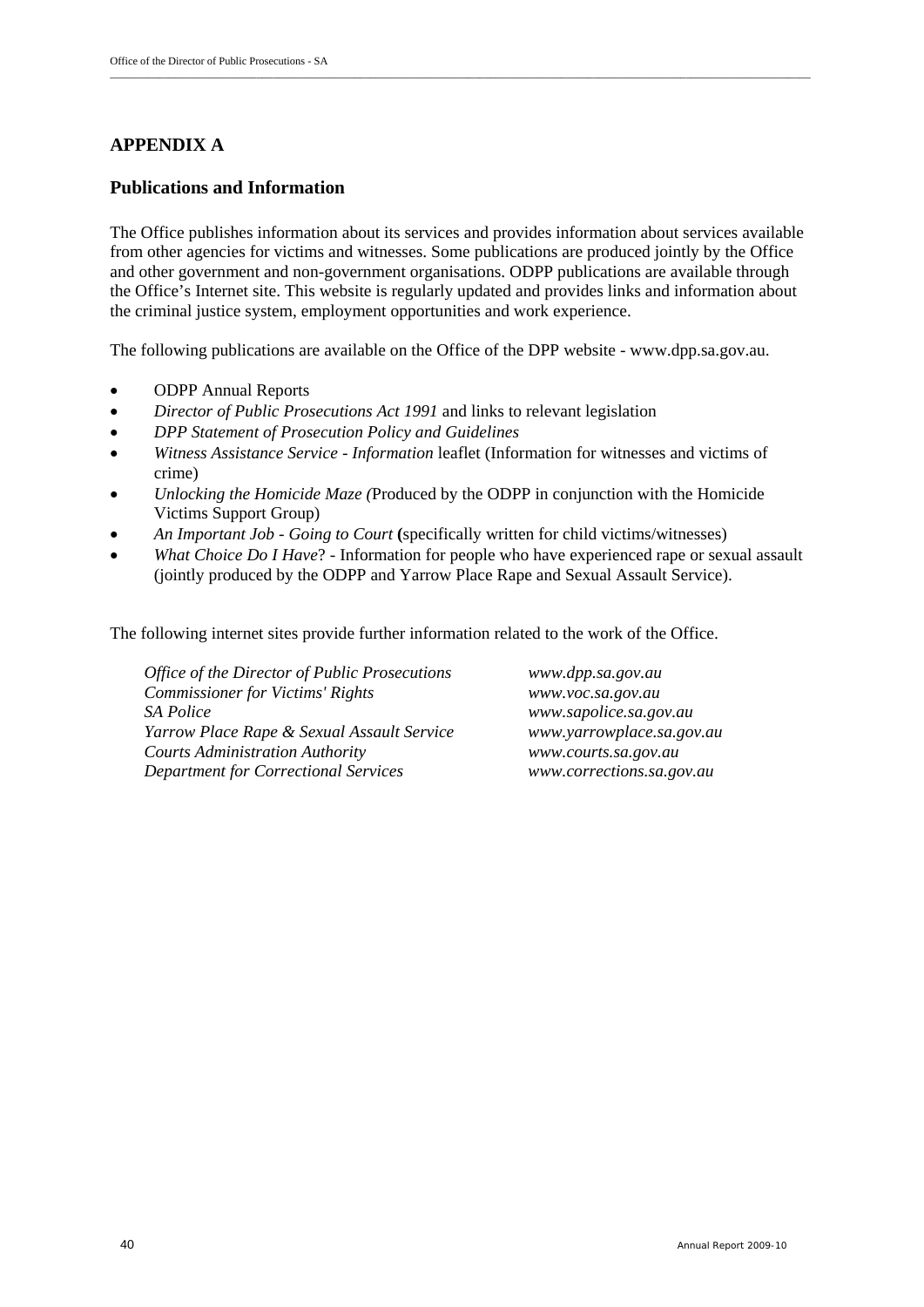# APPENDIX A

## Publications and Information

The Office publishes information about its services and provides information about services available from other agencies for victims and witnesses. Some publications are produced jointly by the Office and other government and non-government organisations. ODPP publications are available through the Office's Internet site. This website is regularly updated and provides links and information about the criminal justice system, employment opportunities and work experience.

The following publications are available on the Office of the DPP website - www.dpp.sa.gov.au.

- ODPP Annual Reports
- *Director of Public Prosecutions Act 1991* and links to relevant legislation
- *DPP Statement of Prosecution Policy and Guidelines*
- *Witness Assistance Service - Information* leaflet (Information for witnesses and victims of crime)
- *Unlocking the Homicide Maze (*Produced by the ODPP in conjunction with the Homicide Victims Support Group)
- *An Important Job - Going to Court* **(**specifically written for child victims/witnesses)
- *What Choice Do I Have*? - Information for people who have experienced rape or sexual assault (jointly produced by the ODPP and Yarrow Place Rape and Sexual Assault Service).

The following internet sites provide further information related to the work of the Office.

| | |
|---|---|
| *Office of the Director of Public Prosecutions* | *www.dpp.sa.gov.au* |
| *Commissioner for Victims' Rights* | *www.voc.sa.gov.au* |
| *SA Police* | *www.sapolice.sa.gov.au* |
| *Yarrow Place Rape & Sexual Assault Service* | *www.yarrowplace.sa.gov.au* |
| *Courts Administration Authority* | *www.courts.sa.gov.au* |
| *Department for Correctional Services* | *www.corrections.sa.gov.au* |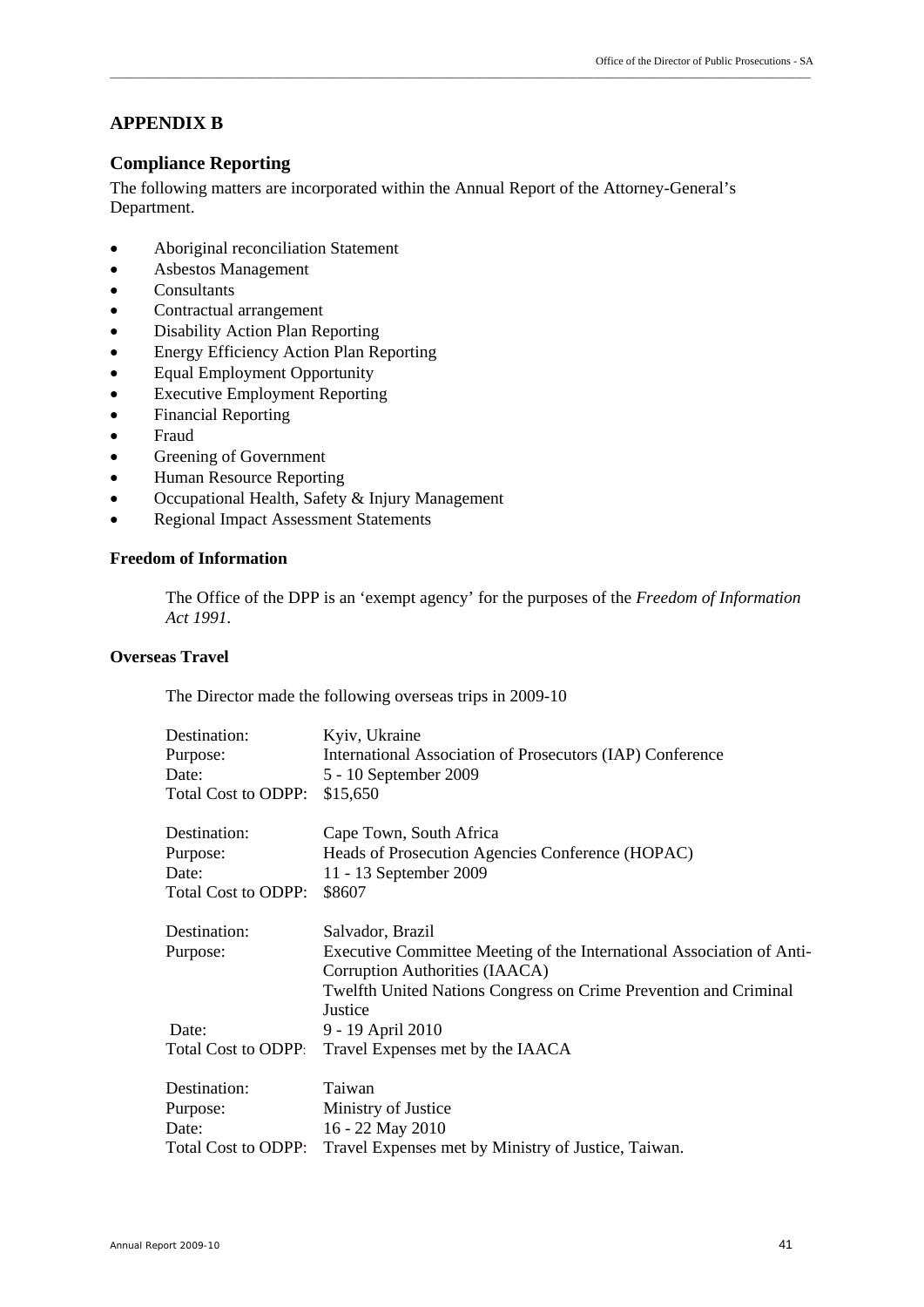## APPENDIX B

### Compliance Reporting

The following matters are incorporated within the Annual Report of the Attorney-General's Department.

- Aboriginal reconciliation Statement
- Asbestos Management
- Consultants
- Contractual arrangement
- Disability Action Plan Reporting
- Energy Efficiency Action Plan Reporting
- Equal Employment Opportunity
- Executive Employment Reporting
- Financial Reporting
- Fraud
- Greening of Government
- Human Resource Reporting
- Occupational Health, Safety & Injury Management
- Regional Impact Assessment Statements

#### Freedom of Information

The Office of the DPP is an 'exempt agency' for the purposes of the *Freedom of Information Act 1991*.

#### Overseas Travel

The Director made the following overseas trips in 2009-10

| | |
|---|---|
| Destination: | Kyiv, Ukraine |
| Purpose: | International Association of Prosecutors (IAP) Conference |
| Date: | 5 - 10 September 2009 |
| Total Cost to ODPP: | $15,650 |

| | |
|---|---|
| Destination: | Cape Town, South Africa |
| Purpose: | Heads of Prosecution Agencies Conference (HOPAC) |
| Date: | 11 - 13 September 2009 |
| Total Cost to ODPP: | $8607 |

| | |
|---|---|
| Destination: | Salvador, Brazil |
| Purpose: | Executive Committee Meeting of the International Association of Anti-Corruption Authorities (IAACA)<br>Twelfth United Nations Congress on Crime Prevention and Criminal Justice |
| Date: | 9 - 19 April 2010 |
| Total Cost to ODPP: | Travel Expenses met by the IAACA |

| | |
|---|---|
| Destination: | Taiwan |
| Purpose: | Ministry of Justice |
| Date: | 16 - 22 May 2010 |
| Total Cost to ODPP: | Travel Expenses met by Ministry of Justice, Taiwan. |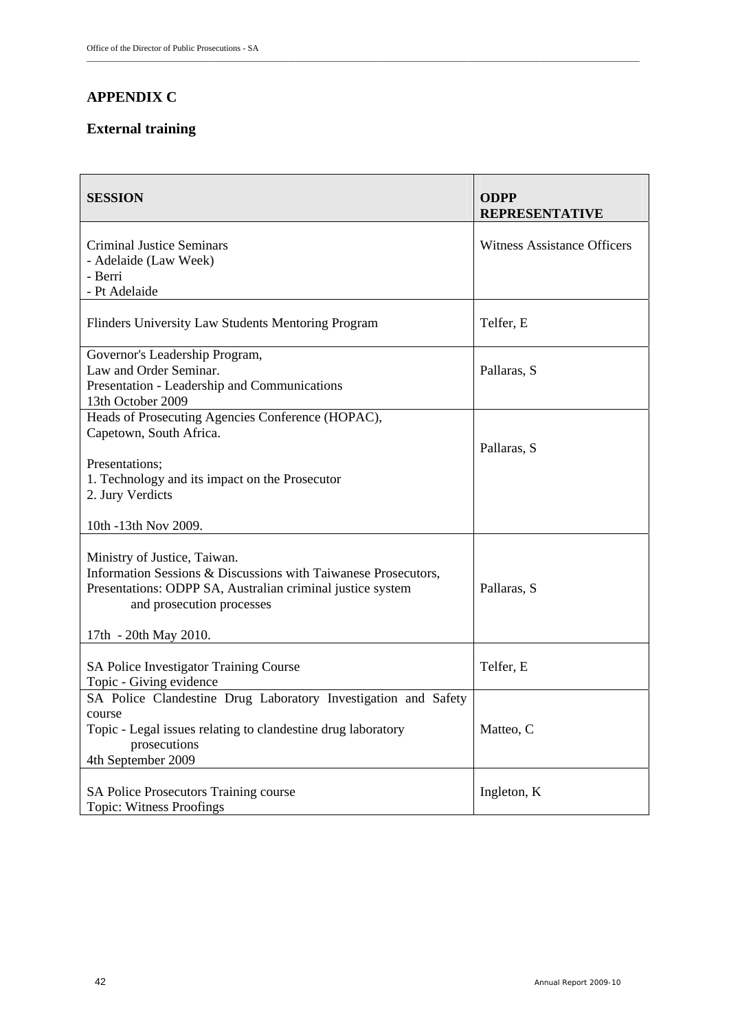## APPENDIX C

### External training

| SESSION | ODPP REPRESENTATIVE |
|---|---|
| Criminal Justice Seminars<br>- Adelaide (Law Week)<br>- Berri<br>- Pt Adelaide | Witness Assistance Officers |
| Flinders University Law Students Mentoring Program | Telfer, E |
| Governor's Leadership Program,<br>Law and Order Seminar.<br>Presentation - Leadership and Communications<br>13th October 2009 | Pallaras, S |
| Heads of Prosecuting Agencies Conference (HOPAC),<br>Capetown, South Africa.<br><br>Presentations;<br>1. Technology and its impact on the Prosecutor<br>2. Jury Verdicts<br><br>10th -13th Nov 2009. | Pallaras, S |
| Ministry of Justice, Taiwan.<br>Information Sessions & Discussions with Taiwanese Prosecutors,<br>Presentations: ODPP SA, Australian criminal justice system and prosecution processes<br><br>17th - 20th May 2010. | Pallaras, S |
| SA Police Investigator Training Course<br>Topic - Giving evidence | Telfer, E |
| SA Police Clandestine Drug Laboratory Investigation and Safety course<br>Topic - Legal issues relating to clandestine drug laboratory prosecutions<br>4th September 2009 | Matteo, C |
| SA Police Prosecutors Training course<br>Topic: Witness Proofings | Ingleton, K |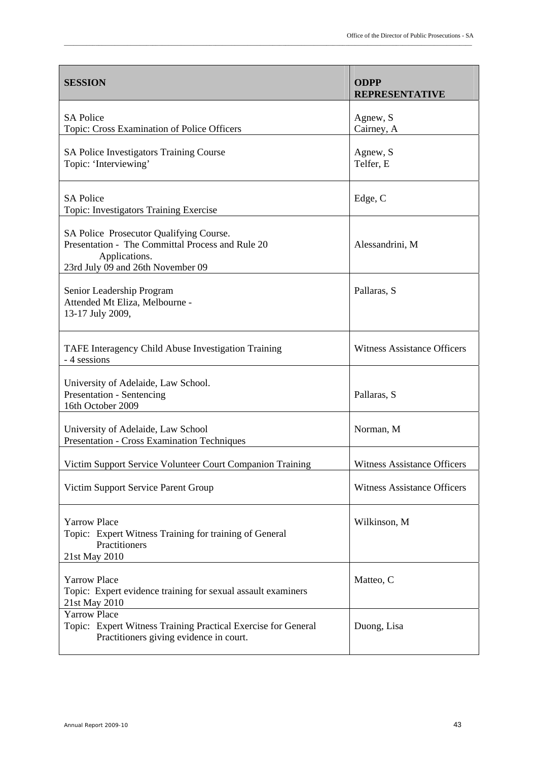| SESSION | ODPP REPRESENTATIVE |
|---|---|
| SA Police<br>Topic: Cross Examination of Police Officers | Agnew, S<br>Cairney, A |
| SA Police Investigators Training Course<br>Topic: 'Interviewing' | Agnew, S<br>Telfer, E |
| SA Police<br>Topic: Investigators Training Exercise | Edge, C |
| SA Police Prosecutor Qualifying Course.<br>Presentation - The Committal Process and Rule 20 Applications.<br>23rd July 09 and 26th November 09 | Alessandrini, M |
| Senior Leadership Program<br>Attended Mt Eliza, Melbourne -<br>13-17 July 2009, | Pallaras, S |
| TAFE Interagency Child Abuse Investigation Training<br>- 4 sessions | Witness Assistance Officers |
| University of Adelaide, Law School.<br>Presentation - Sentencing<br>16th October 2009 | Pallaras, S |
| University of Adelaide, Law School<br>Presentation - Cross Examination Techniques | Norman, M |
| Victim Support Service Volunteer Court Companion Training | Witness Assistance Officers |
| Victim Support Service Parent Group | Witness Assistance Officers |
| Yarrow Place<br>Topic: Expert Witness Training for training of General Practitioners<br>21st May 2010 | Wilkinson, M |
| Yarrow Place<br>Topic: Expert evidence training for sexual assault examiners<br>21st May 2010 | Matteo, C |
| Yarrow Place<br>Topic: Expert Witness Training Practical Exercise for General Practitioners giving evidence in court. | Duong, Lisa |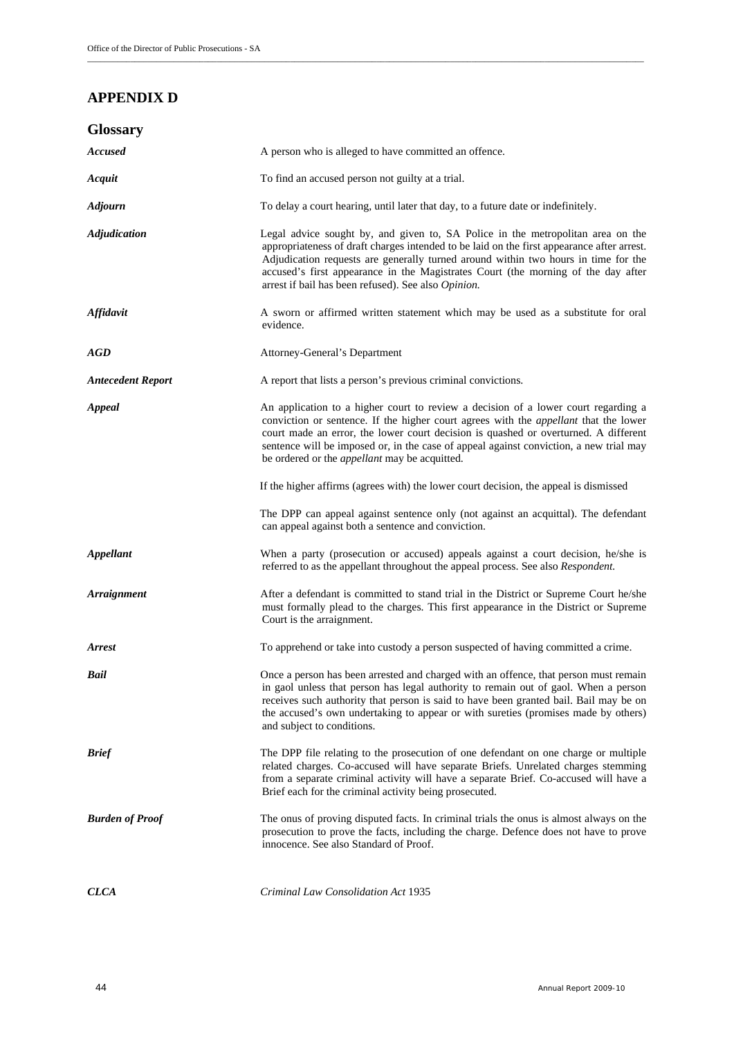## APPENDIX D

### Glossary

| | |
|---|---|
| ***Accused*** | A person who is alleged to have committed an offence. |
| ***Acquit*** | To find an accused person not guilty at a trial. |
| ***Adjourn*** | To delay a court hearing, until later that day, to a future date or indefinitely. |
| ***Adjudication*** | Legal advice sought by, and given to, SA Police in the metropolitan area on the appropriateness of draft charges intended to be laid on the first appearance after arrest. Adjudication requests are generally turned around within two hours in time for the accused's first appearance in the Magistrates Court (the morning of the day after arrest if bail has been refused). See also *Opinion.* |
| ***Affidavit*** | A sworn or affirmed written statement which may be used as a substitute for oral evidence. |
| ***AGD*** | Attorney-General's Department |
| ***Antecedent Report*** | A report that lists a person's previous criminal convictions. |
| ***Appeal*** | An application to a higher court to review a decision of a lower court regarding a conviction or sentence. If the higher court agrees with the *appellant* that the lower court made an error, the lower court decision is quashed or overturned. A different sentence will be imposed or, in the case of appeal against conviction, a new trial may be ordered or the *appellant* may be acquitted.<br><br>If the higher affirms (agrees with) the lower court decision, the appeal is dismissed<br><br>The DPP can appeal against sentence only (not against an acquittal). The defendant can appeal against both a sentence and conviction. |
| ***Appellant*** | When a party (prosecution or accused) appeals against a court decision, he/she is referred to as the appellant throughout the appeal process. See also *Respondent.* |
| ***Arraignment*** | After a defendant is committed to stand trial in the District or Supreme Court he/she must formally plead to the charges. This first appearance in the District or Supreme Court is the arraignment. |
| ***Arrest*** | To apprehend or take into custody a person suspected of having committed a crime. |
| ***Bail*** | Once a person has been arrested and charged with an offence, that person must remain in gaol unless that person has legal authority to remain out of gaol. When a person receives such authority that person is said to have been granted bail. Bail may be on the accused's own undertaking to appear or with sureties (promises made by others) and subject to conditions. |
| ***Brief*** | The DPP file relating to the prosecution of one defendant on one charge or multiple related charges. Co-accused will have separate Briefs. Unrelated charges stemming from a separate criminal activity will have a separate Brief. Co-accused will have a Brief each for the criminal activity being prosecuted. |
| ***Burden of Proof*** | The onus of proving disputed facts. In criminal trials the onus is almost always on the prosecution to prove the facts, including the charge. Defence does not have to prove innocence. See also Standard of Proof. |
| ***CLCA*** | *Criminal Law Consolidation Act* 1935 |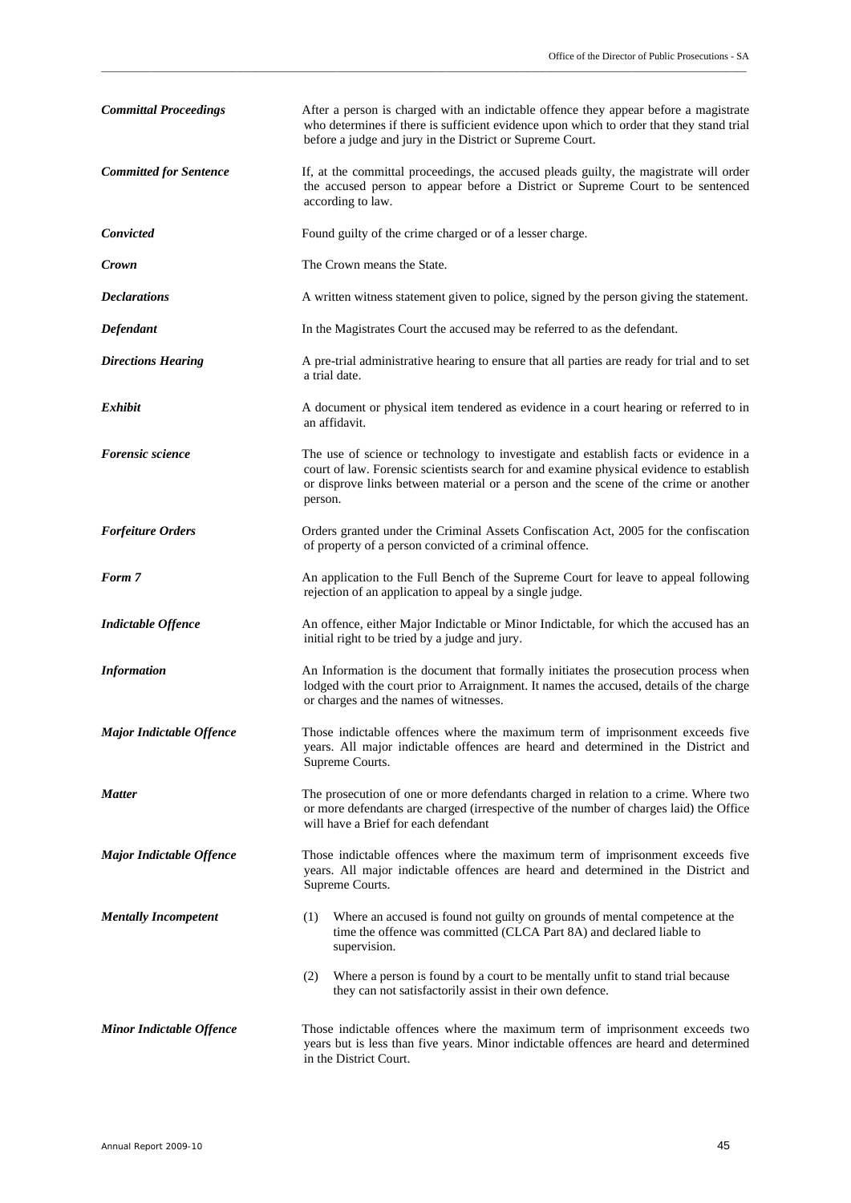***Committal Proceedings*** After a person is charged with an indictable offence they appear before a magistrate who determines if there is sufficient evidence upon which to order that they stand trial before a judge and jury in the District or Supreme Court.

***Committed for Sentence*** If, at the committal proceedings, the accused pleads guilty, the magistrate will order the accused person to appear before a District or Supreme Court to be sentenced according to law.

***Convicted*** Found guilty of the crime charged or of a lesser charge.

***Crown*** The Crown means the State.

***Declarations*** A written witness statement given to police, signed by the person giving the statement.

***Defendant*** In the Magistrates Court the accused may be referred to as the defendant.

***Directions Hearing*** A pre-trial administrative hearing to ensure that all parties are ready for trial and to set a trial date.

***Exhibit*** A document or physical item tendered as evidence in a court hearing or referred to in an affidavit.

***Forensic science*** The use of science or technology to investigate and establish facts or evidence in a court of law. Forensic scientists search for and examine physical evidence to establish or disprove links between material or a person and the scene of the crime or another person.

***Forfeiture Orders*** Orders granted under the Criminal Assets Confiscation Act, 2005 for the confiscation of property of a person convicted of a criminal offence.

***Form 7*** An application to the Full Bench of the Supreme Court for leave to appeal following rejection of an application to appeal by a single judge.

***Indictable Offence*** An offence, either Major Indictable or Minor Indictable, for which the accused has an initial right to be tried by a judge and jury.

***Information*** An Information is the document that formally initiates the prosecution process when lodged with the court prior to Arraignment. It names the accused, details of the charge or charges and the names of witnesses.

***Major Indictable Offence*** Those indictable offences where the maximum term of imprisonment exceeds five years. All major indictable offences are heard and determined in the District and Supreme Courts.

***Matter*** The prosecution of one or more defendants charged in relation to a crime. Where two or more defendants are charged (irrespective of the number of charges laid) the Office will have a Brief for each defendant

***Major Indictable Offence*** Those indictable offences where the maximum term of imprisonment exceeds five years. All major indictable offences are heard and determined in the District and Supreme Courts.

***Mentally Incompetent***

(1) Where an accused is found not guilty on grounds of mental competence at the time the offence was committed (CLCA Part 8A) and declared liable to supervision.

(2) Where a person is found by a court to be mentally unfit to stand trial because they can not satisfactorily assist in their own defence.

***Minor Indictable Offence*** Those indictable offences where the maximum term of imprisonment exceeds two years but is less than five years. Minor indictable offences are heard and determined in the District Court.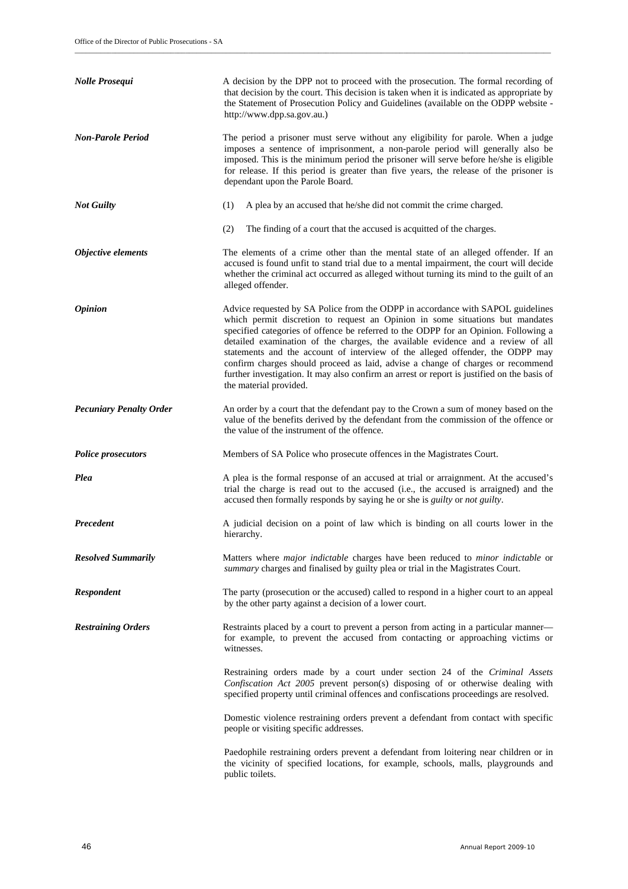***Nolle Prosequi*** — A decision by the DPP not to proceed with the prosecution. The formal recording of that decision by the court. This decision is taken when it is indicated as appropriate by the Statement of Prosecution Policy and Guidelines (available on the ODPP website - http://www.dpp.sa.gov.au.)

***Non-Parole Period*** — The period a prisoner must serve without any eligibility for parole. When a judge imposes a sentence of imprisonment, a non-parole period will generally also be imposed. This is the minimum period the prisoner will serve before he/she is eligible for release. If this period is greater than five years, the release of the prisoner is dependant upon the Parole Board.

***Not Guilty***

(1) A plea by an accused that he/she did not commit the crime charged.

(2) The finding of a court that the accused is acquitted of the charges.

***Objective elements*** — The elements of a crime other than the mental state of an alleged offender. If an accused is found unfit to stand trial due to a mental impairment, the court will decide whether the criminal act occurred as alleged without turning its mind to the guilt of an alleged offender.

***Opinion*** — Advice requested by SA Police from the ODPP in accordance with SAPOL guidelines which permit discretion to request an Opinion in some situations but mandates specified categories of offence be referred to the ODPP for an Opinion. Following a detailed examination of the charges, the available evidence and a review of all statements and the account of interview of the alleged offender, the ODPP may confirm charges should proceed as laid, advise a change of charges or recommend further investigation. It may also confirm an arrest or report is justified on the basis of the material provided.

***Pecuniary Penalty Order*** — An order by a court that the defendant pay to the Crown a sum of money based on the value of the benefits derived by the defendant from the commission of the offence or the value of the instrument of the offence.

***Police prosecutors*** — Members of SA Police who prosecute offences in the Magistrates Court.

***Plea*** — A plea is the formal response of an accused at trial or arraignment. At the accused's trial the charge is read out to the accused (i.e., the accused is arraigned) and the accused then formally responds by saying he or she is *guilty* or *not guilty*.

***Precedent*** — A judicial decision on a point of law which is binding on all courts lower in the hierarchy.

***Resolved Summarily*** — Matters where *major indictable* charges have been reduced to *minor indictable* or *summary* charges and finalised by guilty plea or trial in the Magistrates Court.

***Respondent*** — The party (prosecution or the accused) called to respond in a higher court to an appeal by the other party against a decision of a lower court.

***Restraining Orders*** — Restraints placed by a court to prevent a person from acting in a particular manner—for example, to prevent the accused from contacting or approaching victims or witnesses.

Restraining orders made by a court under section 24 of the *Criminal Assets Confiscation Act 2005* prevent person(s) disposing of or otherwise dealing with specified property until criminal offences and confiscations proceedings are resolved.

Domestic violence restraining orders prevent a defendant from contact with specific people or visiting specific addresses.

Paedophile restraining orders prevent a defendant from loitering near children or in the vicinity of specified locations, for example, schools, malls, playgrounds and public toilets.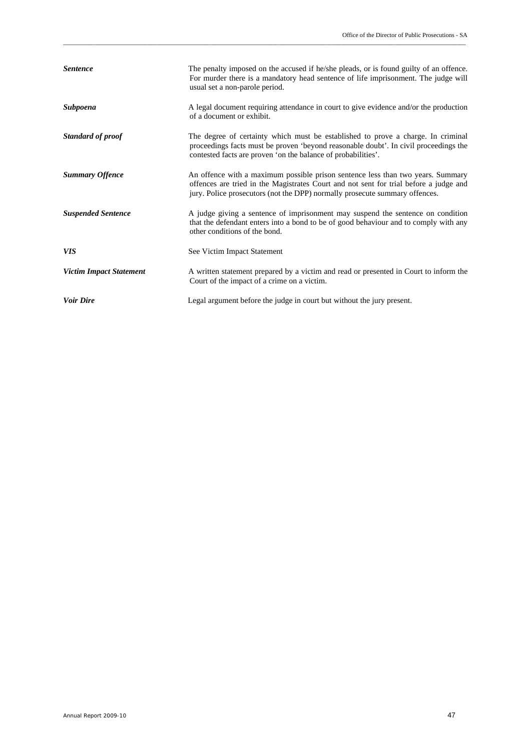| | |
|---|---|
| ***Sentence*** | The penalty imposed on the accused if he/she pleads, or is found guilty of an offence. For murder there is a mandatory head sentence of life imprisonment. The judge will usual set a non-parole period. |
| ***Subpoena*** | A legal document requiring attendance in court to give evidence and/or the production of a document or exhibit. |
| ***Standard of proof*** | The degree of certainty which must be established to prove a charge. In criminal proceedings facts must be proven 'beyond reasonable doubt'. In civil proceedings the contested facts are proven 'on the balance of probabilities'. |
| ***Summary Offence*** | An offence with a maximum possible prison sentence less than two years. Summary offences are tried in the Magistrates Court and not sent for trial before a judge and jury. Police prosecutors (not the DPP) normally prosecute summary offences. |
| ***Suspended Sentence*** | A judge giving a sentence of imprisonment may suspend the sentence on condition that the defendant enters into a bond to be of good behaviour and to comply with any other conditions of the bond. |
| ***VIS*** | See Victim Impact Statement |
| ***Victim Impact Statement*** | A written statement prepared by a victim and read or presented in Court to inform the Court of the impact of a crime on a victim. |
| ***Voir Dire*** | Legal argument before the judge in court but without the jury present. |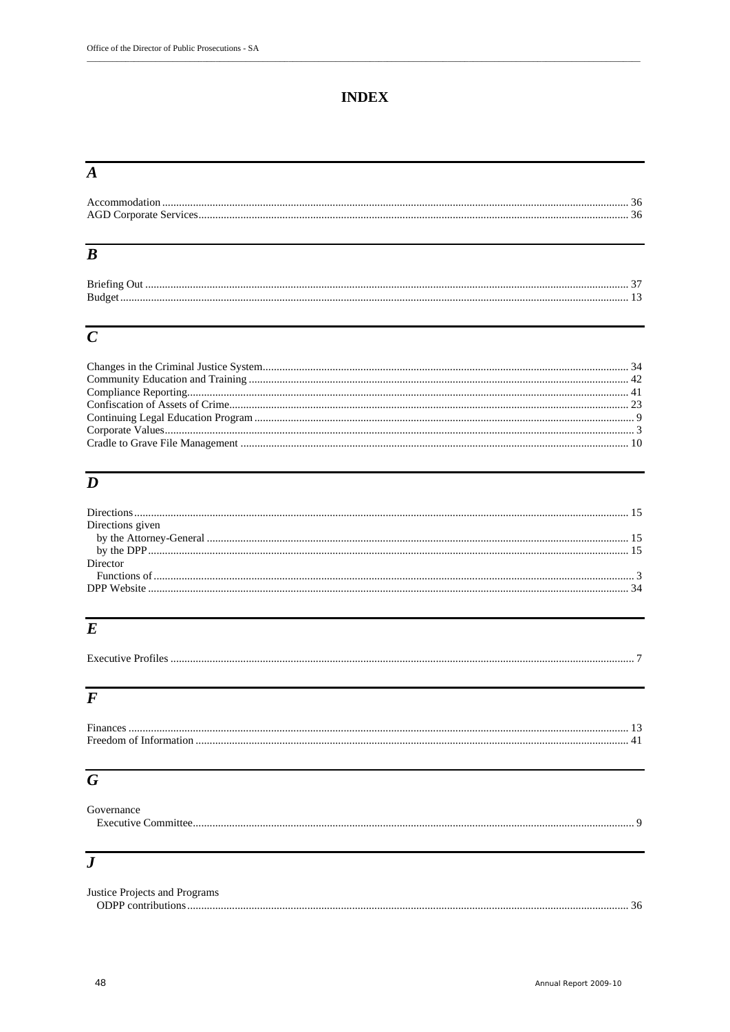# INDEX

## *A*

Accommodation ........ 36
AGD Corporate Services ........ 36

## *B*

Briefing Out ........ 37
Budget ........ 13

## *C*

Changes in the Criminal Justice System ........ 34
Community Education and Training ........ 42
Compliance Reporting ........ 41
Confiscation of Assets of Crime ........ 23
Continuing Legal Education Program ........ 9
Corporate Values ........ 3
Cradle to Grave File Management ........ 10

## *D*

Directions ........ 15
Directions given
  by the Attorney-General ........ 15
  by the DPP ........ 15
Director
  Functions of ........ 3
DPP Website ........ 34

## *E*

Executive Profiles ........ 7

## *F*

Finances ........ 13
Freedom of Information ........ 41

## *G*

Governance
  Executive Committee ........ 9

## *J*

Justice Projects and Programs
  ODPP contributions ........ 36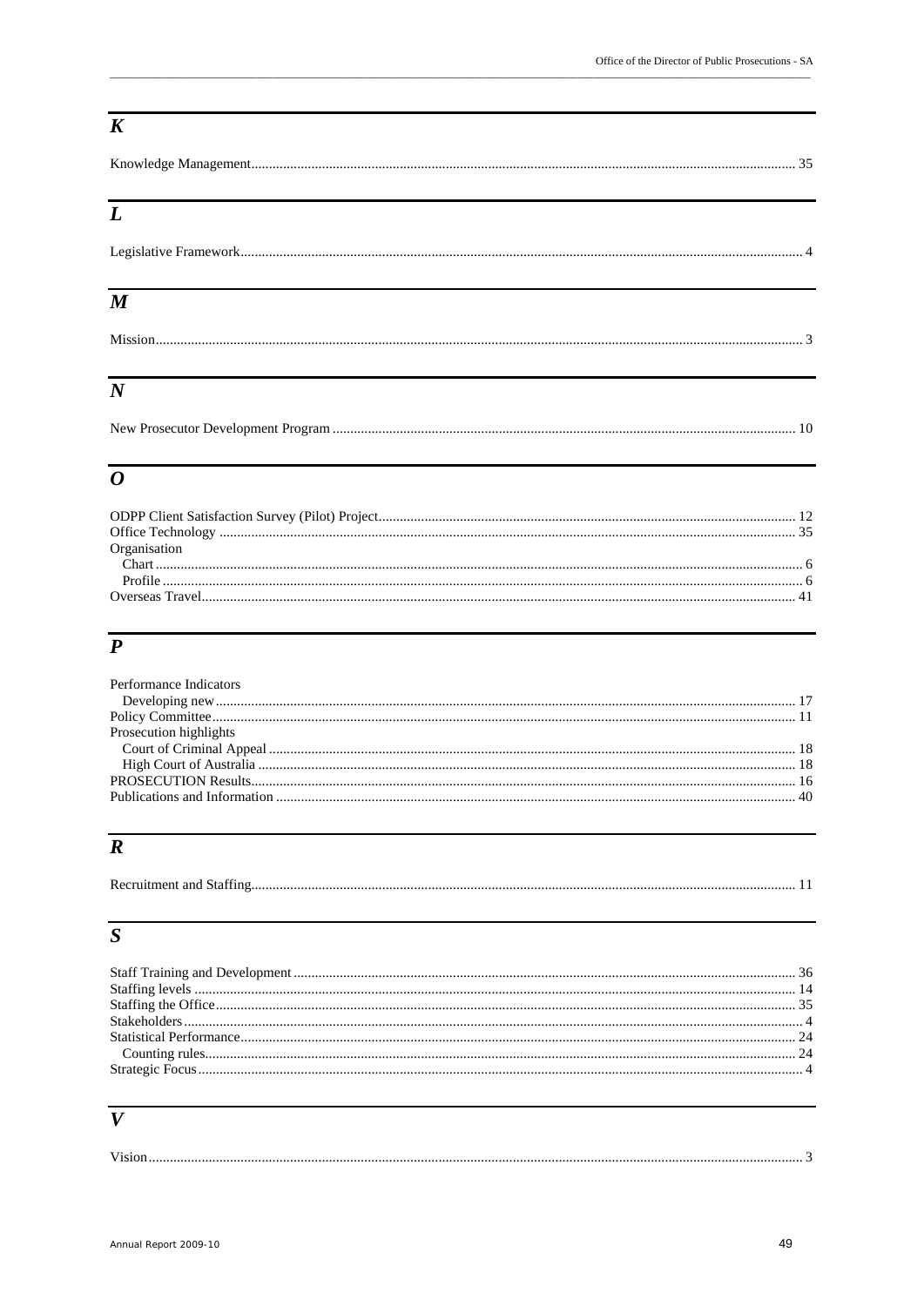## K

Knowledge Management ........ 35

## L

Legislative Framework ........ 4

## M

Mission ........ 3

## N

New Prosecutor Development Program ........ 10

## O

ODPP Client Satisfaction Survey (Pilot) Project ........ 12
Office Technology ........ 35
Organisation
  Chart ........ 6
  Profile ........ 6
Overseas Travel ........ 41

## P

Performance Indicators
  Developing new ........ 17
Policy Committee ........ 11
Prosecution highlights
  Court of Criminal Appeal ........ 18
  High Court of Australia ........ 18
PROSECUTION Results ........ 16
Publications and Information ........ 40

## R

Recruitment and Staffing ........ 11

## S

Staff Training and Development ........ 36
Staffing levels ........ 14
Staffing the Office ........ 35
Stakeholders ........ 4
Statistical Performance ........ 24
  Counting rules ........ 24
Strategic Focus ........ 4

## V

Vision ........ 3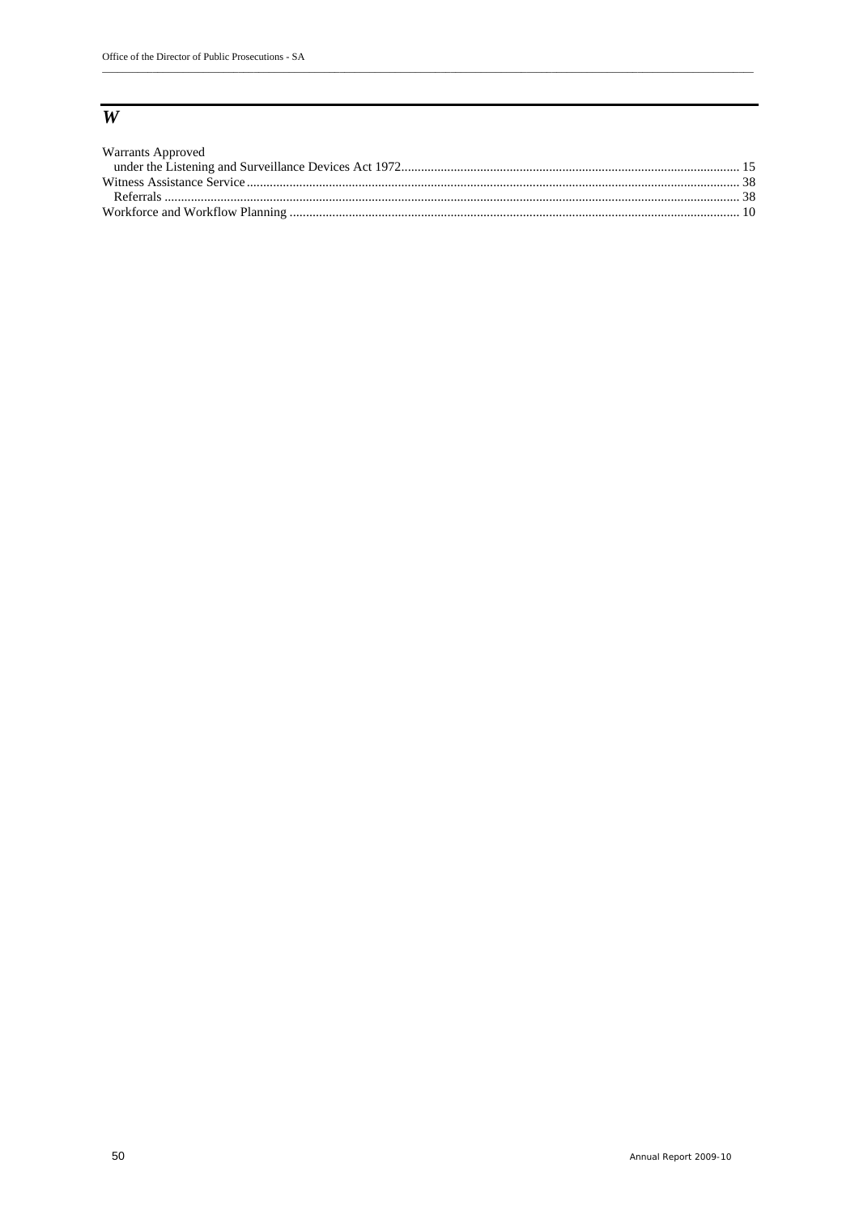## *W*

Warrants Approved
  under the Listening and Surveillance Devices Act 1972 ........ 15
Witness Assistance Service ........ 38
  Referrals ........ 38
Workforce and Workflow Planning ........ 10